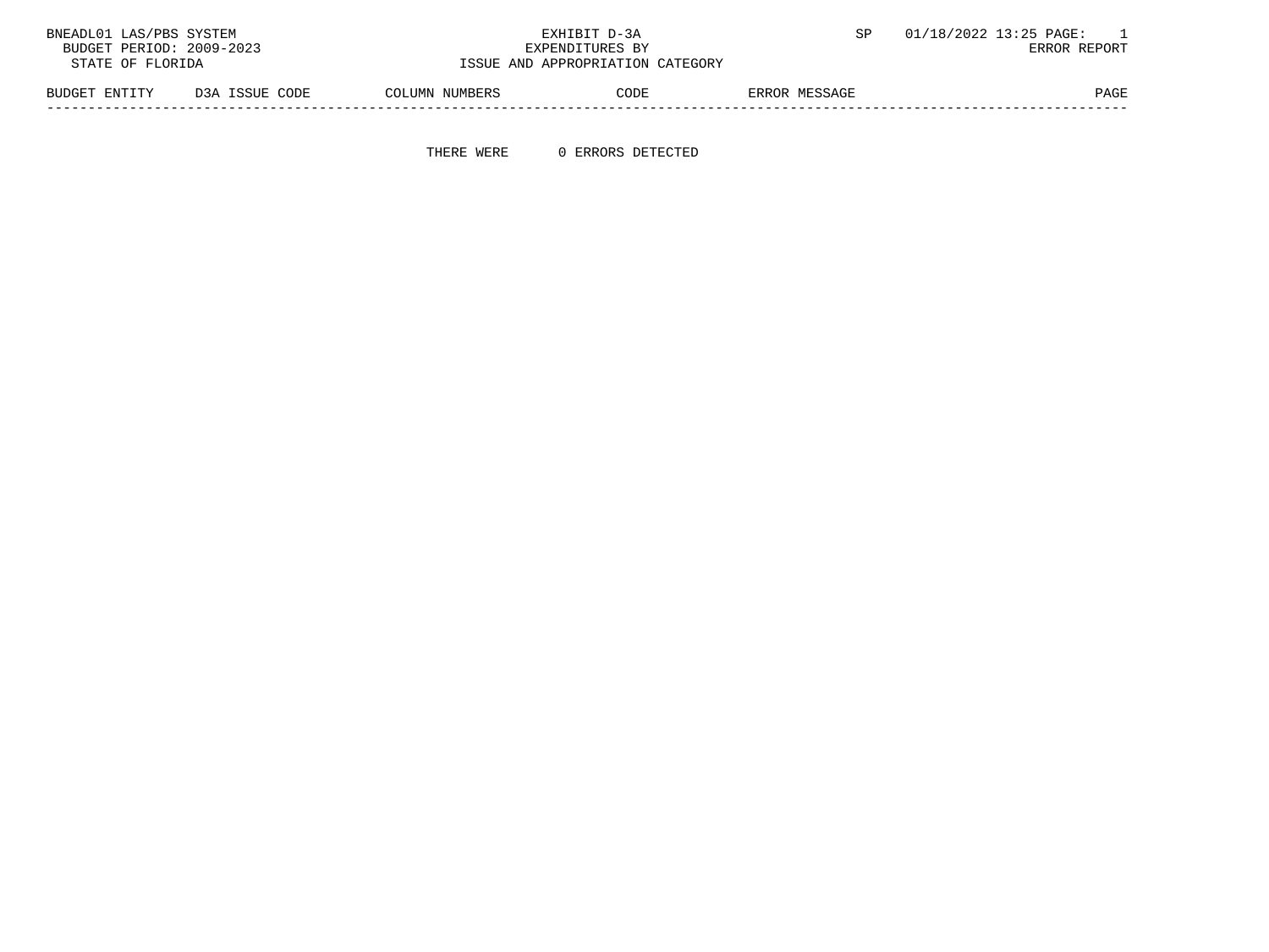BNEADL01 LAS/PBS SYSTEM — EXHIBIT D-3A — SP 01/18/2022 13:25 PAGE: 1

BUDGET PERIOD: 2009-2023 — EXPENDITURES BY — ERROR REPORT

STATE OF FLORIDA — ISSUE AND APPROPRIATION CATEGORY

| BUDGET ENTITY | D3A ISSUE CODE | COLUMN NUMBERS | CODE | ERROR MESSAGE | PAGE |
|---|---|---|---|---|---|

THERE WERE 0 ERRORS DETECTED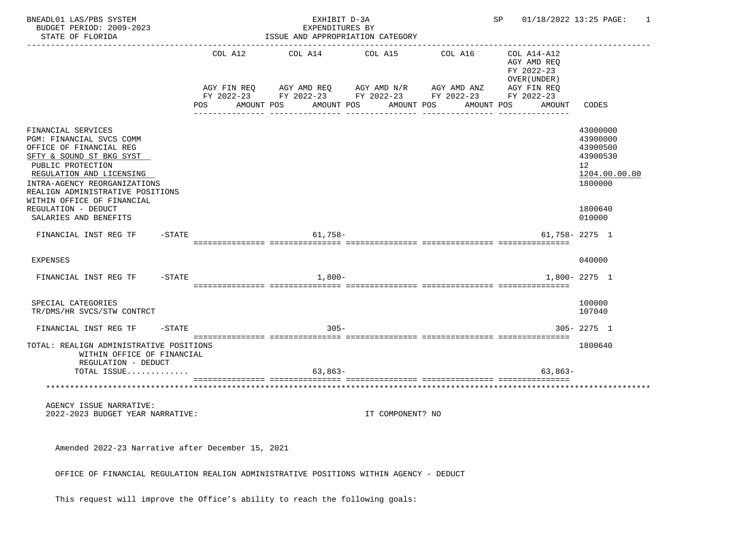BNEADL01 LAS/PBS SYSTEM
BUDGET PERIOD: 2009-2023
STATE OF FLORIDA

EXHIBIT D-3A
EXPENDITURES BY
ISSUE AND APPROPRIATION CATEGORY

SP 01/18/2022 13:25 PAGE: 1

| | COL A12 AGY FIN REQ FY 2022-23 POS AMOUNT | COL A14 AGY AMD REQ FY 2022-23 POS AMOUNT | COL A15 AGY AMD N/R FY 2022-23 POS AMOUNT | COL A16 AGY AMD ANZ FY 2022-23 POS AMOUNT | COL A14-A12 AGY AMD REQ FY 2022-23 OVER(UNDER) AGY FIN REQ FY 2022-23 POS AMOUNT | CODES |
|---|---|---|---|---|---|---|
| FINANCIAL SERVICES | | | | | | 43000000 |
| PGM: FINANCIAL SVCS COMM | | | | | | 43900000 |
| OFFICE OF FINANCIAL REG | | | | | | 43900500 |
| SFTY & SOUND ST BKG SYST | | | | | | 43900530 |
| PUBLIC PROTECTION | | | | | | 12 |
| REGULATION AND LICENSING | | | | | | 1204.00.00.00 |
| INTRA-AGENCY REORGANIZATIONS | | | | | | 1800000 |
| REALIGN ADMINISTRATIVE POSITIONS WITHIN OFFICE OF FINANCIAL REGULATION - DEDUCT | | | | | | 1800640 |
| SALARIES AND BENEFITS | | | | | | 010000 |
| FINANCIAL INST REG TF -STATE | | 61,758- | | | 61,758- | 2275 1 |
| EXPENSES | | | | | | 040000 |
| FINANCIAL INST REG TF -STATE | | 1,800- | | | 1,800- | 2275 1 |
| SPECIAL CATEGORIES | | | | | | 100000 |
| TR/DMS/HR SVCS/STW CONTRCT | | | | | | 107040 |
| FINANCIAL INST REG TF -STATE | | 305- | | | 305- | 2275 1 |
| TOTAL: REALIGN ADMINISTRATIVE POSITIONS WITHIN OFFICE OF FINANCIAL REGULATION - DEDUCT | | | | | | 1800640 |
| TOTAL ISSUE............ | | 63,863- | | | 63,863- | |

AGENCY ISSUE NARRATIVE:
2022-2023 BUDGET YEAR NARRATIVE: IT COMPONENT? NO

Amended 2022-23 Narrative after December 15, 2021

OFFICE OF FINANCIAL REGULATION REALIGN ADMINISTRATIVE POSITIONS WITHIN AGENCY - DEDUCT

This request will improve the Office's ability to reach the following goals: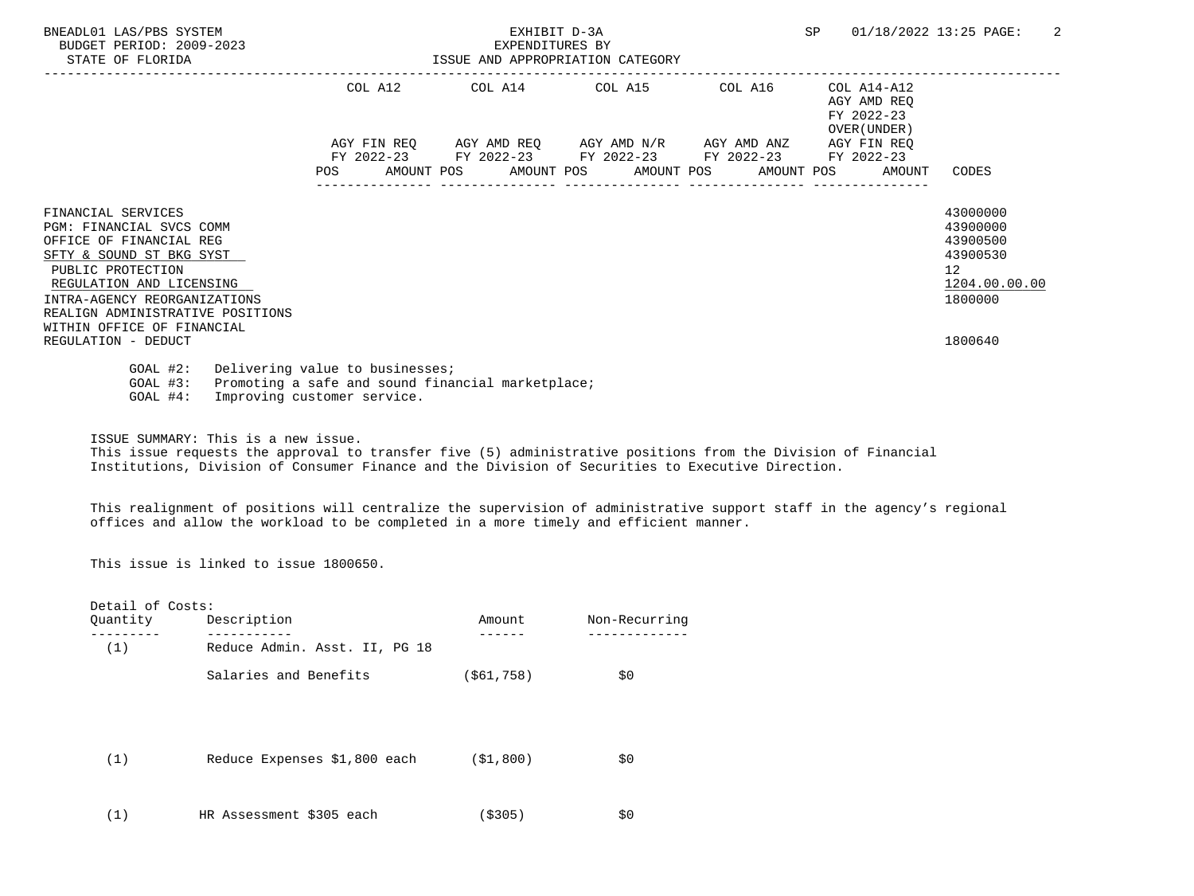BNEADL01 LAS/PBS SYSTEM
BUDGET PERIOD: 2009-2023
STATE OF FLORIDA

EXHIBIT D-3A
EXPENDITURES BY
ISSUE AND APPROPRIATION CATEGORY

SP 01/18/2022 13:25

| | COL A12 AGY FIN REQ FY 2022-23 POS AMOUNT | COL A14 AGY AMD REQ FY 2022-23 POS AMOUNT | COL A15 AGY AMD N/R FY 2022-23 POS AMOUNT | COL A16 AGY AMD ANZ FY 2022-23 POS AMOUNT | COL A14-A12 AGY AMD REQ FY 2022-23 OVER(UNDER) AGY FIN REQ FY 2022-23 POS AMOUNT | CODES |
|---|---|---|---|---|---|---|
| FINANCIAL SERVICES | | | | | | 43000000 |
| PGM: FINANCIAL SVCS COMM | | | | | | 43900000 |
| OFFICE OF FINANCIAL REG | | | | | | 43900500 |
| SFTY & SOUND ST BKG SYST | | | | | | 43900530 |
| PUBLIC PROTECTION | | | | | | 12 |
| REGULATION AND LICENSING | | | | | | 1204.00.00.00 |
| INTRA-AGENCY REORGANIZATIONS | | | | | | 1800000 |
| REALIGN ADMINISTRATIVE POSITIONS WITHIN OFFICE OF FINANCIAL REGULATION - DEDUCT | | | | | | 1800640 |

GOAL #2: Delivering value to businesses;
GOAL #3: Promoting a safe and sound financial marketplace;
GOAL #4: Improving customer service.

ISSUE SUMMARY: This is a new issue.
This issue requests the approval to transfer five (5) administrative positions from the Division of Financial Institutions, Division of Consumer Finance and the Division of Securities to Executive Direction.

This realignment of positions will centralize the supervision of administrative support staff in the agency's regional offices and allow the workload to be completed in a more timely and efficient manner.

This issue is linked to issue 1800650.

Detail of Costs:

| Quantity | Description | Amount | Non-Recurring |
|---|---|---|---|
| (1) | Reduce Admin. Asst. II, PG 18 | | |
| | Salaries and Benefits | ($61,758) | $0 |
| (1) | Reduce Expenses $1,800 each | ($1,800) | $0 |
| (1) | HR Assessment $305 each | ($305) | $0 |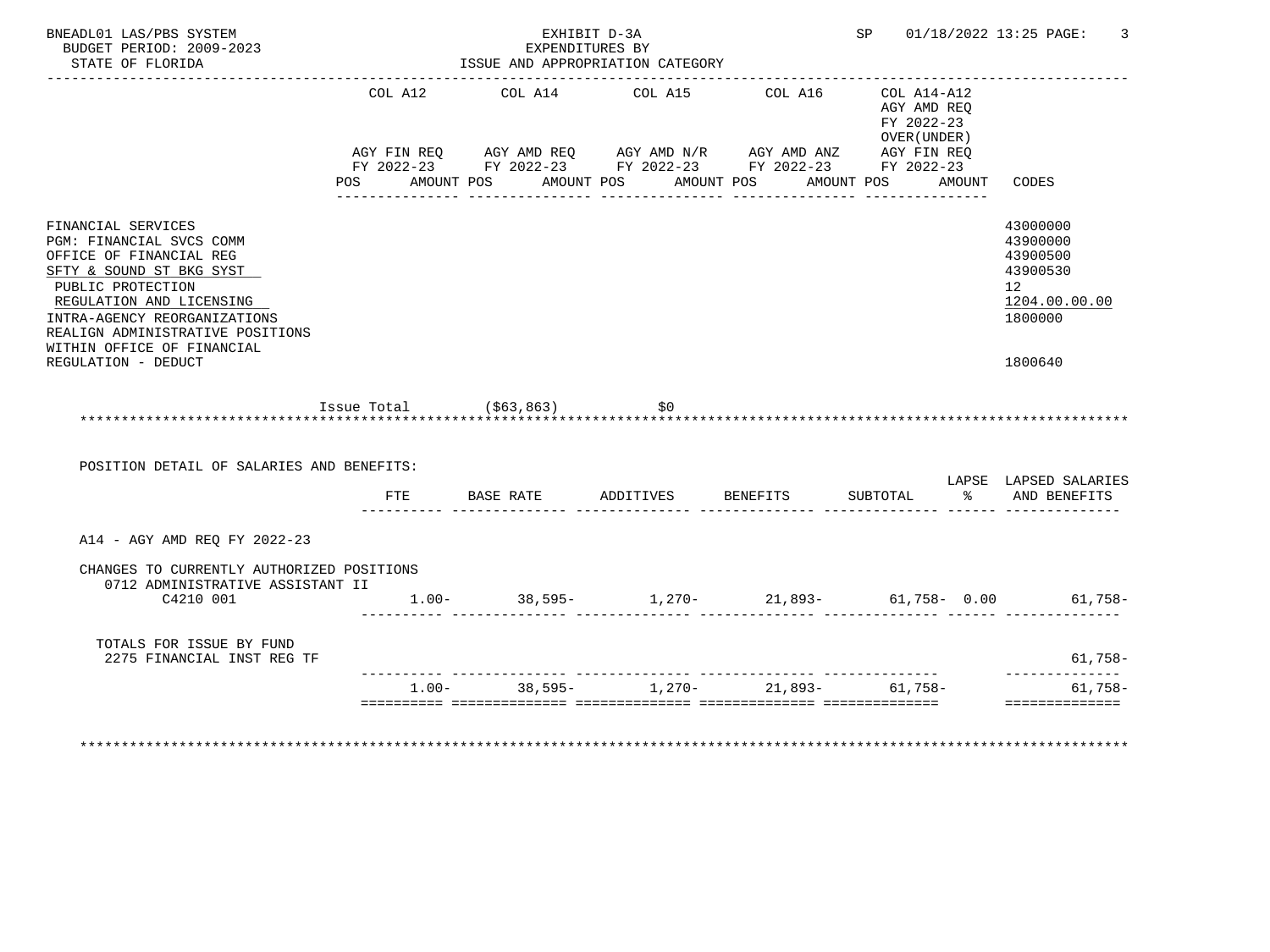BNEADL01 LAS/PBS SYSTEM — EXHIBIT D-3A — EXPENDITURES BY ISSUE AND APPROPRIATION CATEGORY

BUDGET PERIOD: 2009-2023

STATE OF FLORIDA

SP 01/18/2022 13:25

| | COL A12 AGY FIN REQ FY 2022-23 POS AMOUNT | COL A14 AGY AMD REQ FY 2022-23 POS AMOUNT | COL A15 AGY AMD N/R FY 2022-23 POS AMOUNT | COL A16 AGY AMD ANZ FY 2022-23 POS AMOUNT | COL A14-A12 AGY AMD REQ FY 2022-23 OVER(UNDER) AGY FIN REQ FY 2022-23 POS AMOUNT | CODES |
|---|---|---|---|---|---|---|
| FINANCIAL SERVICES | | | | | | 43000000 |
| PGM: FINANCIAL SVCS COMM | | | | | | 43900000 |
| OFFICE OF FINANCIAL REG | | | | | | 43900500 |
| SFTY & SOUND ST BKG SYST | | | | | | 43900530 |
| PUBLIC PROTECTION | | | | | | 12 |
| REGULATION AND LICENSING | | | | | | 1204.00.00.00 |
| INTRA-AGENCY REORGANIZATIONS | | | | | | 1800000 |
| REALIGN ADMINISTRATIVE POSITIONS WITHIN OFFICE OF FINANCIAL REGULATION - DEDUCT | | | | | | 1800640 |
| Issue Total | ($63,863) | $0 | | | | |

POSITION DETAIL OF SALARIES AND BENEFITS:

| | FTE | BASE RATE | ADDITIVES | BENEFITS | SUBTOTAL | LAPSE % | LAPSED SALARIES AND BENEFITS |
|---|---|---|---|---|---|---|---|
| A14 - AGY AMD REQ FY 2022-23 | | | | | | | |
| CHANGES TO CURRENTLY AUTHORIZED POSITIONS | | | | | | | |
| 0712 ADMINISTRATIVE ASSISTANT II C4210 001 | 1.00- | 38,595- | 1,270- | 21,893- | 61,758- | 0.00 | 61,758- |
| TOTALS FOR ISSUE BY FUND | | | | | | | |
| 2275 FINANCIAL INST REG TF | | | | | | | 61,758- |
| | 1.00- | 38,595- | 1,270- | 21,893- | 61,758- | | 61,758- |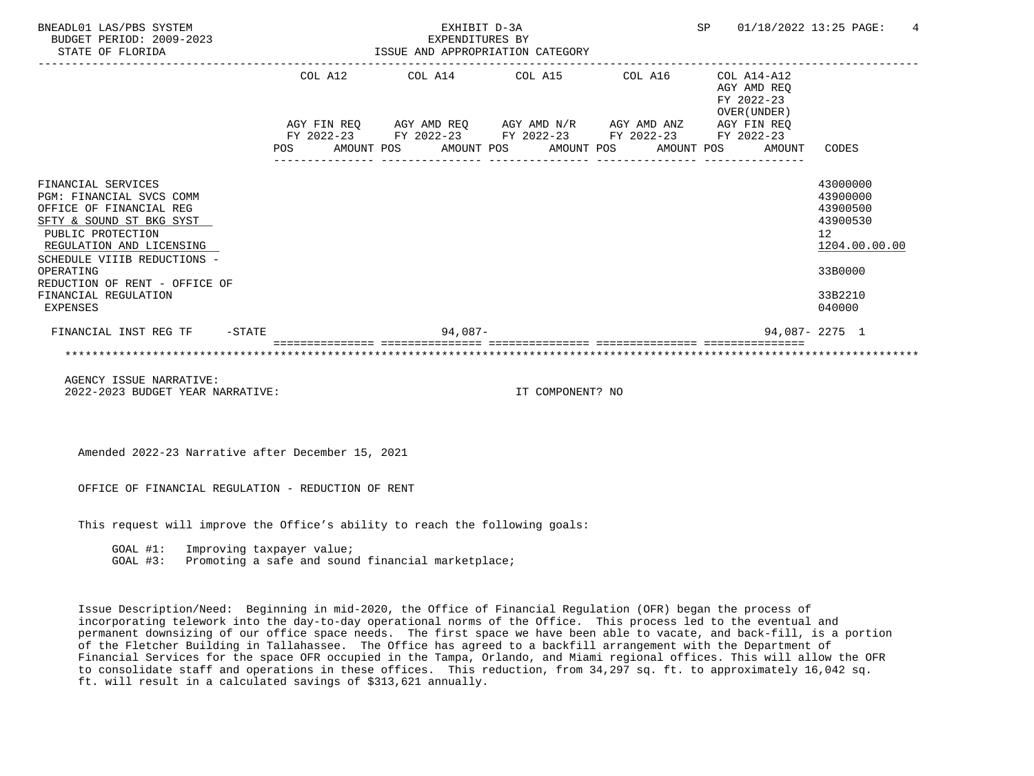BNEADL01 LAS/PBS SYSTEM | EXHIBIT D-3A | SP 01/18/2022 13:25

BUDGET PERIOD: 2009-2023 | EXPENDITURES BY

STATE OF FLORIDA | ISSUE AND APPROPRIATION CATEGORY

| | COL A12 AGY FIN REQ FY 2022-23 POS AMOUNT | COL A14 AGY AMD REQ FY 2022-23 POS AMOUNT | COL A15 AGY AMD N/R FY 2022-23 POS AMOUNT | COL A16 AGY AMD ANZ FY 2022-23 POS AMOUNT | COL A14-A12 AGY AMD REQ FY 2022-23 OVER(UNDER) AGY FIN REQ FY 2022-23 POS AMOUNT | CODES |
|---|---|---|---|---|---|---|
| FINANCIAL SERVICES | | | | | | 43000000 |
| PGM: FINANCIAL SVCS COMM | | | | | | 43900000 |
| OFFICE OF FINANCIAL REG | | | | | | 43900500 |
| SFTY & SOUND ST BKG SYST | | | | | | 43900530 |
| PUBLIC PROTECTION | | | | | | 12 |
| REGULATION AND LICENSING | | | | | | 1204.00.00.00 |
| SCHEDULE VIIIB REDUCTIONS - OPERATING | | | | | | 33B0000 |
| REDUCTION OF RENT - OFFICE OF FINANCIAL REGULATION | | | | | | 33B2210 |
| EXPENSES | | | | | | 040000 |
| FINANCIAL INST REG TF -STATE | | 94,087- | | | 94,087- | 2275 1 |

AGENCY ISSUE NARRATIVE:

2022-2023 BUDGET YEAR NARRATIVE: IT COMPONENT? NO

Amended 2022-23 Narrative after December 15, 2021

OFFICE OF FINANCIAL REGULATION - REDUCTION OF RENT

This request will improve the Office's ability to reach the following goals:

GOAL #1: Improving taxpayer value;
GOAL #3: Promoting a safe and sound financial marketplace;

Issue Description/Need: Beginning in mid-2020, the Office of Financial Regulation (OFR) began the process of incorporating telework into the day-to-day operational norms of the Office. This process led to the eventual and permanent downsizing of our office space needs. The first space we have been able to vacate, and back-fill, is a portion of the Fletcher Building in Tallahassee. The Office has agreed to a backfill arrangement with the Department of Financial Services for the space OFR occupied in the Tampa, Orlando, and Miami regional offices. This will allow the OFR to consolidate staff and operations in these offices. This reduction, from 34,297 sq. ft. to approximately 16,042 sq. ft. will result in a calculated savings of $313,621 annually.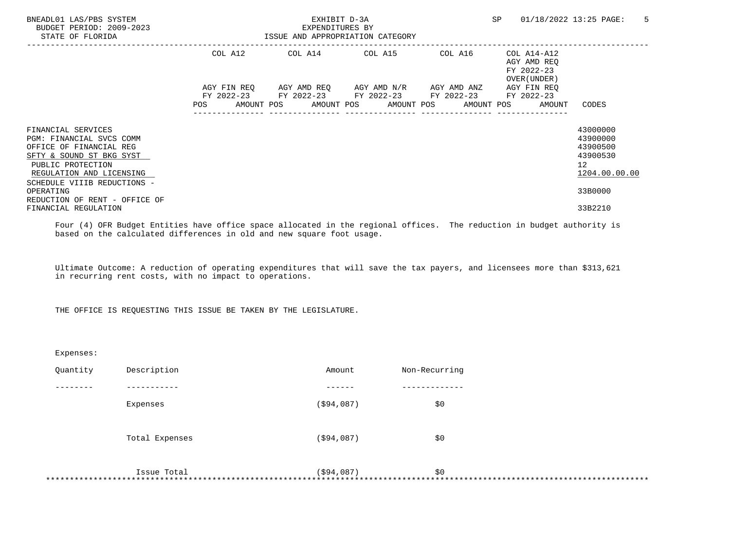BNEADL01 LAS/PBS SYSTEM — EXHIBIT D-3A — SP 01/18/2022 13:25
BUDGET PERIOD: 2009-2023 — EXPENDITURES BY
STATE OF FLORIDA — ISSUE AND APPROPRIATION CATEGORY

| | COL A12 AGY FIN REQ FY 2022-23 POS | AMOUNT | COL A14 AGY AMD REQ FY 2022-23 POS | AMOUNT | COL A15 AGY AMD N/R FY 2022-23 POS | AMOUNT | COL A16 AGY AMD ANZ FY 2022-23 POS | AMOUNT | COL A14-A12 AGY AMD REQ FY 2022-23 OVER(UNDER) AGY FIN REQ FY 2022-23 POS | AMOUNT | CODES |
|---|---|---|---|---|---|---|---|---|---|---|---|
| FINANCIAL SERVICES | | | | | | | | | | | 43000000 |
| PGM: FINANCIAL SVCS COMM | | | | | | | | | | | 43900000 |
| OFFICE OF FINANCIAL REG | | | | | | | | | | | 43900500 |
| SFTY & SOUND ST BKG SYST | | | | | | | | | | | 43900530 |
| PUBLIC PROTECTION | | | | | | | | | | | 12 |
| REGULATION AND LICENSING | | | | | | | | | | | 1204.00.00.00 |
| SCHEDULE VIIIB REDUCTIONS - OPERATING | | | | | | | | | | | 33B0000 |
| REDUCTION OF RENT - OFFICE OF FINANCIAL REGULATION | | | | | | | | | | | 33B2210 |

Four (4) OFR Budget Entities have office space allocated in the regional offices. The reduction in budget authority is based on the calculated differences in old and new square foot usage.

Ultimate Outcome: A reduction of operating expenditures that will save the tax payers, and licensees more than $313,621 in recurring rent costs, with no impact to operations.

THE OFFICE IS REQUESTING THIS ISSUE BE TAKEN BY THE LEGISLATURE.

Expenses:

| Quantity | Description | Amount | Non-Recurring |
|---|---|---|---|
| | Expenses | ($94,087) | $0 |
| | Total Expenses | ($94,087) | $0 |
| | Issue Total | ($94,087) | $0 |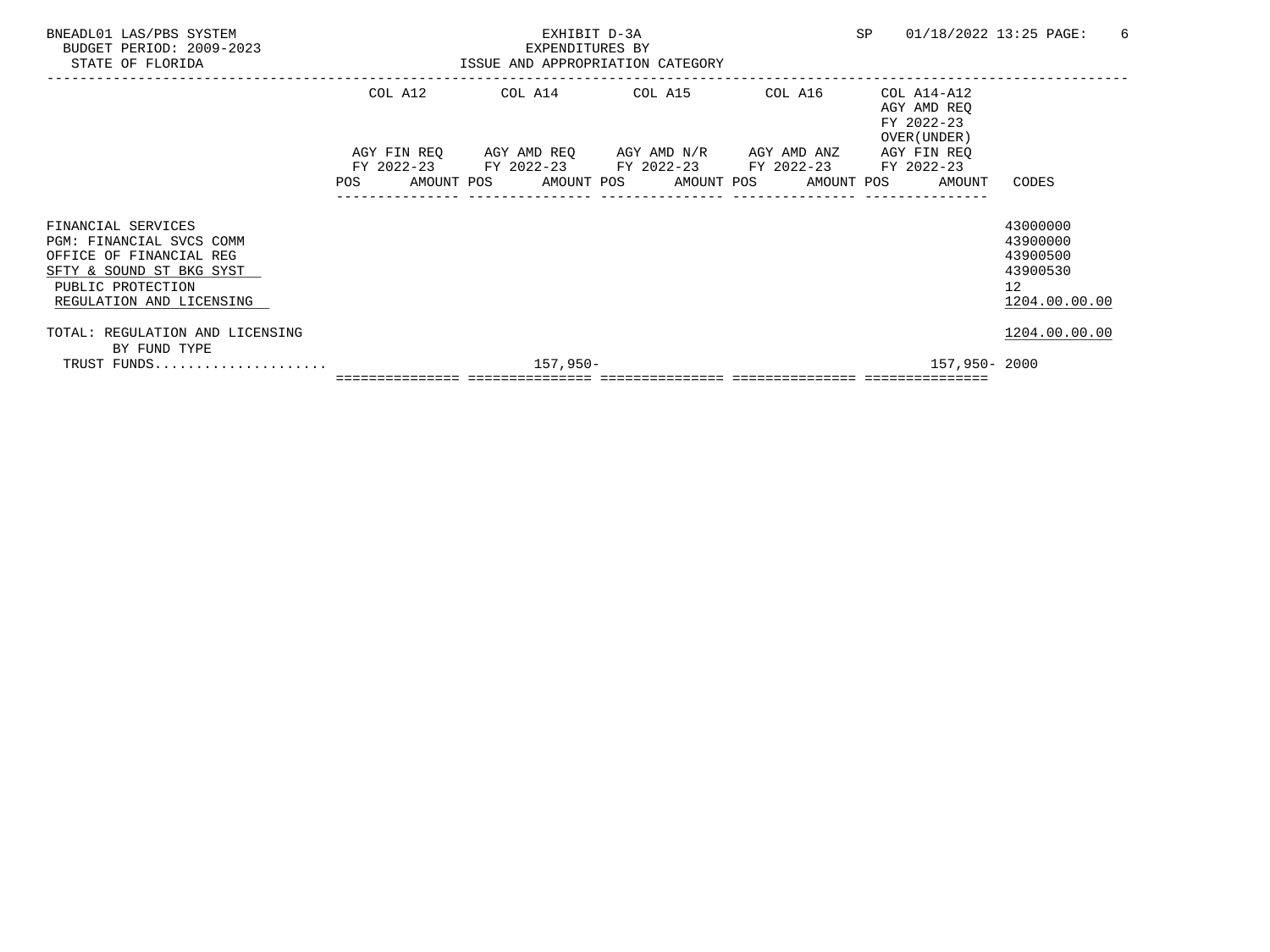BNEADL01 LAS/PBS SYSTEM
BUDGET PERIOD: 2009-2023
STATE OF FLORIDA

EXHIBIT D-3A
EXPENDITURES BY
ISSUE AND APPROPRIATION CATEGORY

SP 01/18/2022 13:25

| | COL A12 AGY FIN REQ FY 2022-23 POS AMOUNT | COL A14 AGY AMD REQ FY 2022-23 POS AMOUNT | COL A15 AGY AMD N/R FY 2022-23 POS AMOUNT | COL A16 AGY AMD ANZ FY 2022-23 POS AMOUNT | COL A14-A12 AGY AMD REQ FY 2022-23 OVER(UNDER) AGY FIN REQ FY 2022-23 POS AMOUNT | CODES |
|---|---|---|---|---|---|---|
| FINANCIAL SERVICES | | | | | | 43000000 |
| PGM: FINANCIAL SVCS COMM | | | | | | 43900000 |
| OFFICE OF FINANCIAL REG | | | | | | 43900500 |
| SFTY & SOUND ST BKG SYST | | | | | | 43900530 |
| PUBLIC PROTECTION | | | | | | 12 |
| REGULATION AND LICENSING | | | | | | 1204.00.00.00 |
| TOTAL: REGULATION AND LICENSING | | | | | | 1204.00.00.00 |
| BY FUND TYPE | | | | | | |
| TRUST FUNDS..................... | | 157,950- | | | 157,950- | 2000 |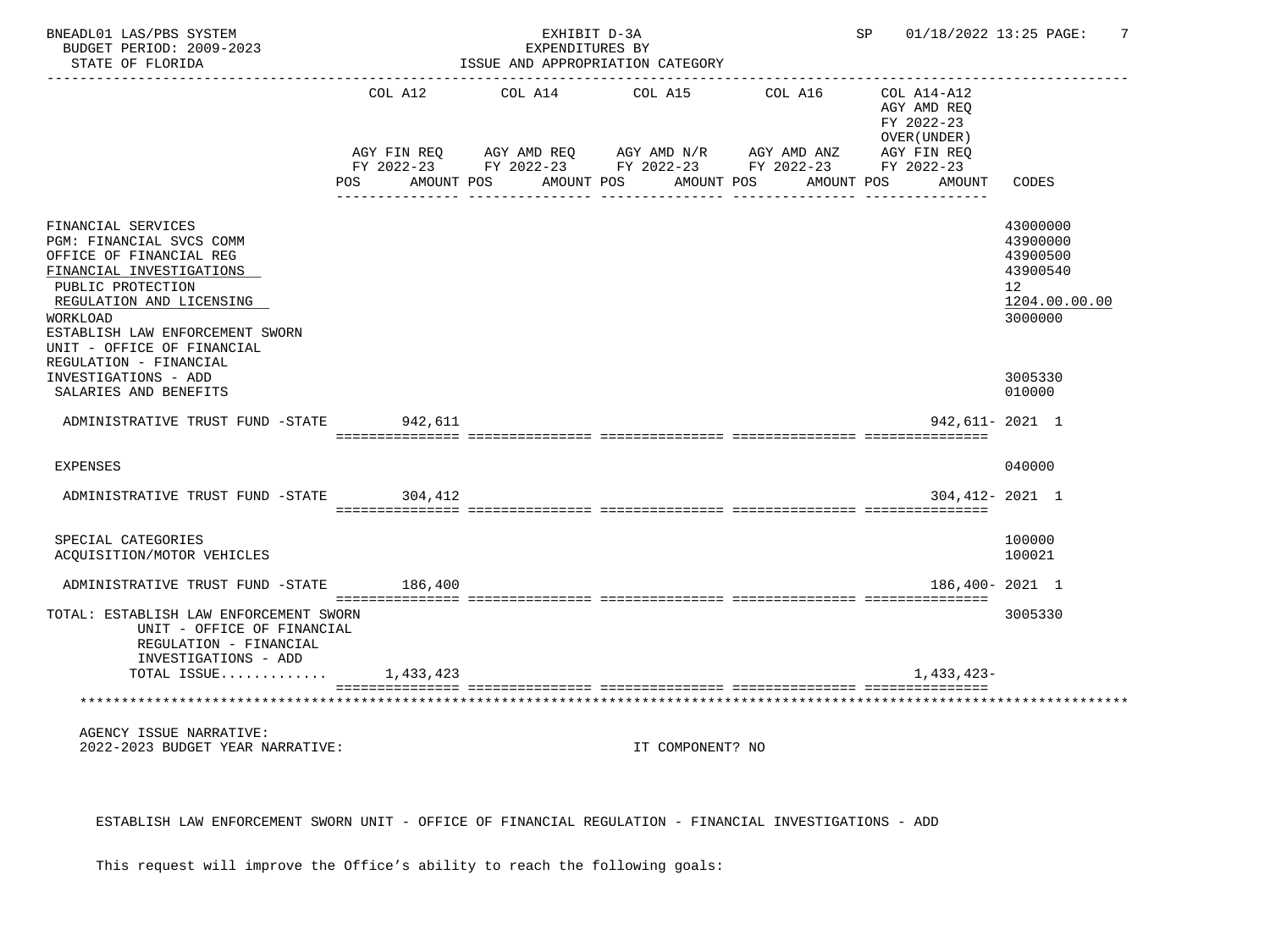BNEADL01 LAS/PBS SYSTEM | EXHIBIT D-3A | SP 01/18/2022 13:25
BUDGET PERIOD: 2009-2023 | EXPENDITURES BY
STATE OF FLORIDA | ISSUE AND APPROPRIATION CATEGORY

| | COL A12 AGY FIN REQ FY 2022-23 POS AMOUNT | COL A14 AGY AMD REQ FY 2022-23 POS AMOUNT | COL A15 AGY AMD N/R FY 2022-23 POS AMOUNT | COL A16 AGY AMD ANZ FY 2022-23 POS AMOUNT | COL A14-A12 AGY AMD REQ FY 2022-23 OVER(UNDER) AGY FIN REQ FY 2022-23 POS AMOUNT | CODES |
|---|---|---|---|---|---|---|
| FINANCIAL SERVICES | | | | | | 43000000 |
| PGM: FINANCIAL SVCS COMM | | | | | | 43900000 |
| OFFICE OF FINANCIAL REG | | | | | | 43900500 |
| FINANCIAL INVESTIGATIONS | | | | | | 43900540 |
| PUBLIC PROTECTION | | | | | | 12 |
| REGULATION AND LICENSING | | | | | | 1204.00.00.00 |
| WORKLOAD | | | | | | 3000000 |
| ESTABLISH LAW ENFORCEMENT SWORN UNIT - OFFICE OF FINANCIAL REGULATION - FINANCIAL INVESTIGATIONS - ADD | | | | | | 3005330 |
| SALARIES AND BENEFITS | | | | | | 010000 |
| ADMINISTRATIVE TRUST FUND -STATE | 942,611 | | | | 942,611- | 2021 1 |
| EXPENSES | | | | | | 040000 |
| ADMINISTRATIVE TRUST FUND -STATE | 304,412 | | | | 304,412- | 2021 1 |
| SPECIAL CATEGORIES | | | | | | 100000 |
| ACQUISITION/MOTOR VEHICLES | | | | | | 100021 |
| ADMINISTRATIVE TRUST FUND -STATE | 186,400 | | | | 186,400- | 2021 1 |
| TOTAL: ESTABLISH LAW ENFORCEMENT SWORN UNIT - OFFICE OF FINANCIAL REGULATION - FINANCIAL INVESTIGATIONS - ADD | | | | | | 3005330 |
| TOTAL ISSUE............ | 1,433,423 | | | | 1,433,423- | |

AGENCY ISSUE NARRATIVE:
2022-2023 BUDGET YEAR NARRATIVE: IT COMPONENT? NO

ESTABLISH LAW ENFORCEMENT SWORN UNIT - OFFICE OF FINANCIAL REGULATION - FINANCIAL INVESTIGATIONS - ADD

This request will improve the Office's ability to reach the following goals: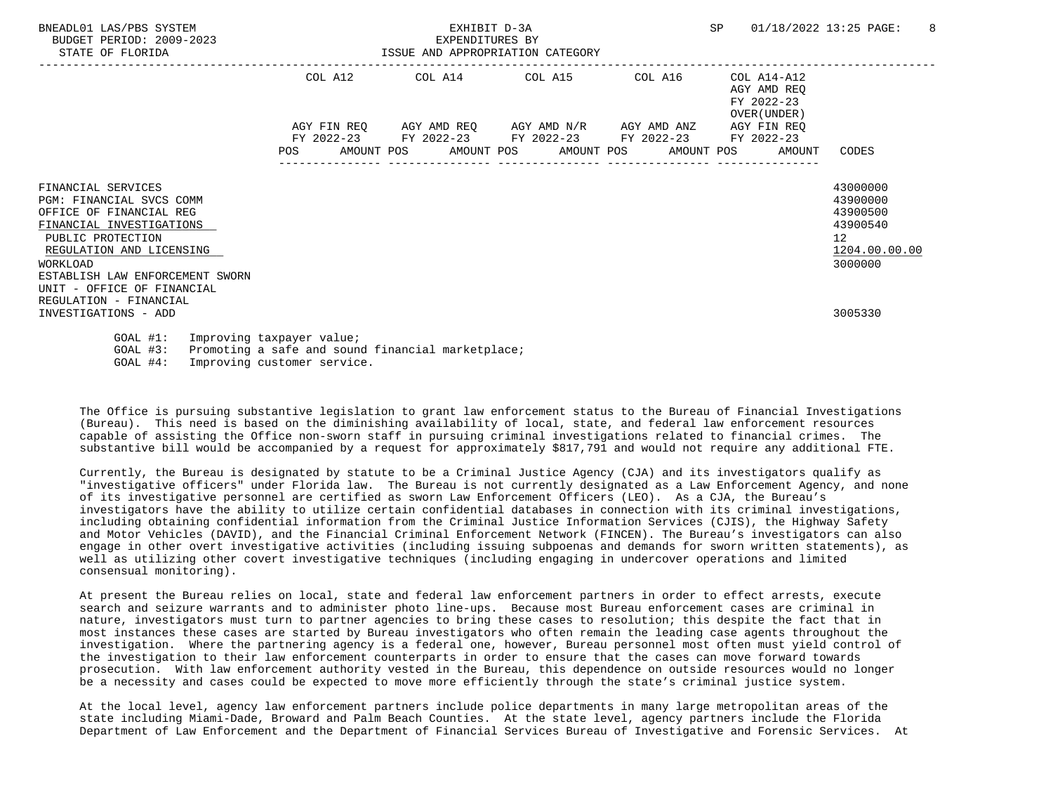EXHIBIT D-3A
EXPENDITURES BY
ISSUE AND APPROPRIATION CATEGORY

BNEADL01 LAS/PBS SYSTEM
BUDGET PERIOD: 2009-2023
STATE OF FLORIDA

SP 01/18/2022 13:25

| | COL A12 AGY FIN REQ FY 2022-23 POS AMOUNT | COL A14 AGY AMD REQ FY 2022-23 POS AMOUNT | COL A15 AGY AMD N/R FY 2022-23 POS AMOUNT | COL A16 AGY AMD ANZ FY 2022-23 POS AMOUNT | COL A14-A12 AGY AMD REQ FY 2022-23 OVER(UNDER) AGY FIN REQ FY 2022-23 POS AMOUNT | CODES |
|---|---|---|---|---|---|---|
| FINANCIAL SERVICES | | | | | | 43000000 |
| PGM: FINANCIAL SVCS COMM | | | | | | 43900000 |
| OFFICE OF FINANCIAL REG | | | | | | 43900500 |
| FINANCIAL INVESTIGATIONS | | | | | | 43900540 |
| PUBLIC PROTECTION | | | | | | 12 |
| REGULATION AND LICENSING | | | | | | 1204.00.00.00 |
| WORKLOAD | | | | | | 3000000 |
| ESTABLISH LAW ENFORCEMENT SWORN UNIT - OFFICE OF FINANCIAL REGULATION - FINANCIAL INVESTIGATIONS - ADD | | | | | | 3005330 |

GOAL #1: Improving taxpayer value;
GOAL #3: Promoting a safe and sound financial marketplace;
GOAL #4: Improving customer service.

The Office is pursuing substantive legislation to grant law enforcement status to the Bureau of Financial Investigations (Bureau). This need is based on the diminishing availability of local, state, and federal law enforcement resources capable of assisting the Office non-sworn staff in pursuing criminal investigations related to financial crimes. The substantive bill would be accompanied by a request for approximately $817,791 and would not require any additional FTE.

Currently, the Bureau is designated by statute to be a Criminal Justice Agency (CJA) and its investigators qualify as "investigative officers" under Florida law. The Bureau is not currently designated as a Law Enforcement Agency, and none of its investigative personnel are certified as sworn Law Enforcement Officers (LEO). As a CJA, the Bureau's investigators have the ability to utilize certain confidential databases in connection with its criminal investigations, including obtaining confidential information from the Criminal Justice Information Services (CJIS), the Highway Safety and Motor Vehicles (DAVID), and the Financial Criminal Enforcement Network (FINCEN). The Bureau's investigators can also engage in other overt investigative activities (including issuing subpoenas and demands for sworn written statements), as well as utilizing other covert investigative techniques (including engaging in undercover operations and limited consensual monitoring).

At present the Bureau relies on local, state and federal law enforcement partners in order to effect arrests, execute search and seizure warrants and to administer photo line-ups. Because most Bureau enforcement cases are criminal in nature, investigators must turn to partner agencies to bring these cases to resolution; this despite the fact that in most instances these cases are started by Bureau investigators who often remain the leading case agents throughout the investigation. Where the partnering agency is a federal one, however, Bureau personnel most often must yield control of the investigation to their law enforcement counterparts in order to ensure that the cases can move forward towards prosecution. With law enforcement authority vested in the Bureau, this dependence on outside resources would no longer be a necessity and cases could be expected to move more efficiently through the state's criminal justice system.

At the local level, agency law enforcement partners include police departments in many large metropolitan areas of the state including Miami-Dade, Broward and Palm Beach Counties. At the state level, agency partners include the Florida Department of Law Enforcement and the Department of Financial Services Bureau of Investigative and Forensic Services. At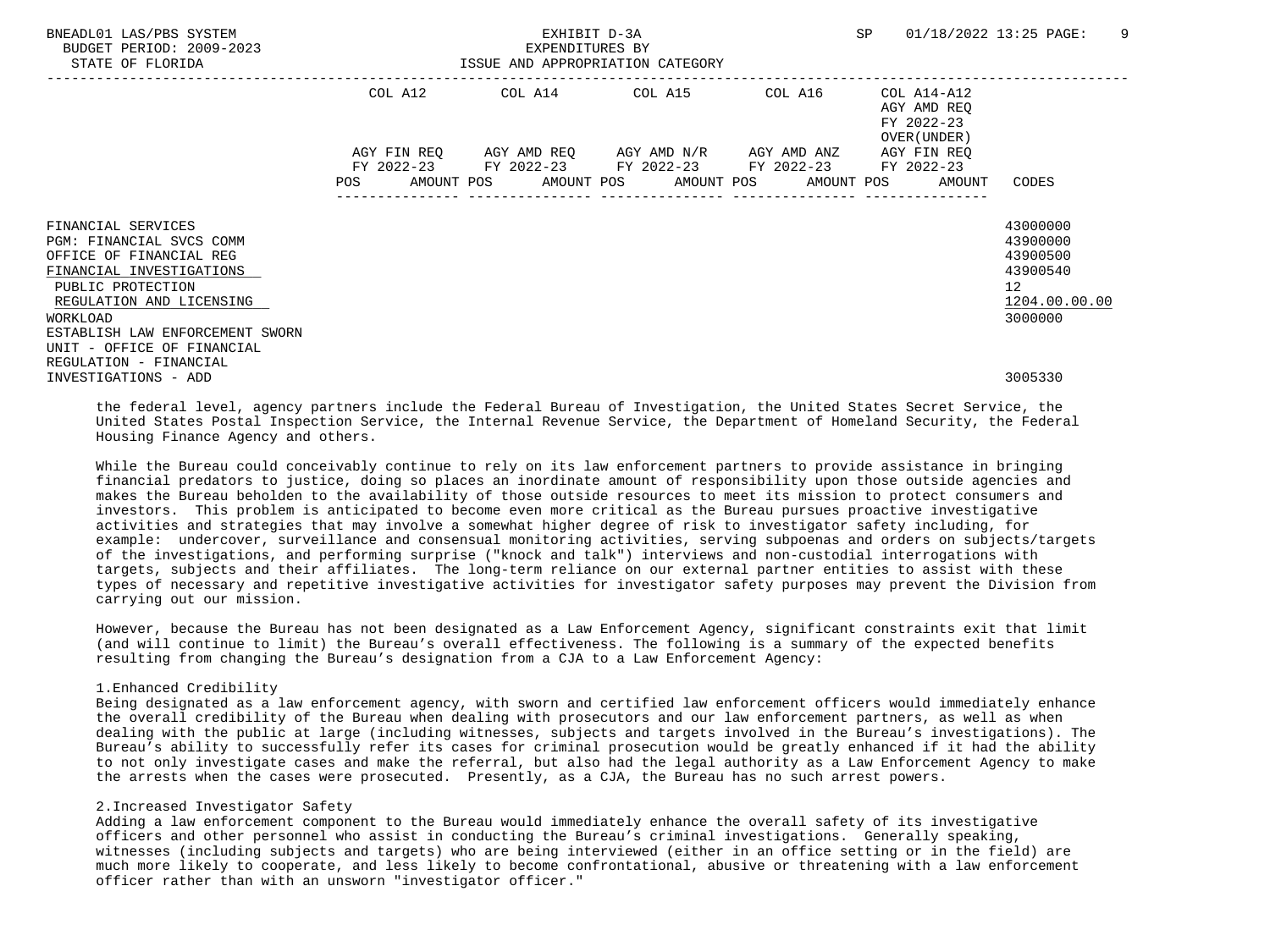| | COL A12 | COL A14 | COL A15 | COL A16 | COL A14-A12 | |
|---|---|---|---|---|---|---|
| | | | | | AGY AMD REQ | |
| | | | | | FY 2022-23 | |
| | | | | | OVER(UNDER) | |
| | AGY FIN REQ | AGY AMD REQ | AGY AMD N/R | AGY AMD ANZ | AGY FIN REQ | |
| | FY 2022-23 | FY 2022-23 | FY 2022-23 | FY 2022-23 | FY 2022-23 | |
| | POS AMOUNT | POS AMOUNT | POS AMOUNT | POS AMOUNT | POS AMOUNT | CODES |
| FINANCIAL SERVICES | | | | | | 43000000 |
| PGM: FINANCIAL SVCS COMM | | | | | | 43900000 |
| OFFICE OF FINANCIAL REG | | | | | | 43900500 |
| FINANCIAL INVESTIGATIONS | | | | | | 43900540 |
| PUBLIC PROTECTION | | | | | | 12 |
| REGULATION AND LICENSING | | | | | | 1204.00.00.00 |
| WORKLOAD | | | | | | 3000000 |
| ESTABLISH LAW ENFORCEMENT SWORN UNIT - OFFICE OF FINANCIAL REGULATION - FINANCIAL INVESTIGATIONS - ADD | | | | | | 3005330 |

the federal level, agency partners include the Federal Bureau of Investigation, the United States Secret Service, the United States Postal Inspection Service, the Internal Revenue Service, the Department of Homeland Security, the Federal Housing Finance Agency and others.

While the Bureau could conceivably continue to rely on its law enforcement partners to provide assistance in bringing financial predators to justice, doing so places an inordinate amount of responsibility upon those outside agencies and makes the Bureau beholden to the availability of those outside resources to meet its mission to protect consumers and investors. This problem is anticipated to become even more critical as the Bureau pursues proactive investigative activities and strategies that may involve a somewhat higher degree of risk to investigator safety including, for example: undercover, surveillance and consensual monitoring activities, serving subpoenas and orders on subjects/targets of the investigations, and performing surprise ("knock and talk") interviews and non-custodial interrogations with targets, subjects and their affiliates. The long-term reliance on our external partner entities to assist with these types of necessary and repetitive investigative activities for investigator safety purposes may prevent the Division from carrying out our mission.

However, because the Bureau has not been designated as a Law Enforcement Agency, significant constraints exit that limit (and will continue to limit) the Bureau's overall effectiveness. The following is a summary of the expected benefits resulting from changing the Bureau's designation from a CJA to a Law Enforcement Agency:

1.Enhanced Credibility
Being designated as a law enforcement agency, with sworn and certified law enforcement officers would immediately enhance the overall credibility of the Bureau when dealing with prosecutors and our law enforcement partners, as well as when dealing with the public at large (including witnesses, subjects and targets involved in the Bureau's investigations). The Bureau's ability to successfully refer its cases for criminal prosecution would be greatly enhanced if it had the ability to not only investigate cases and make the referral, but also had the legal authority as a Law Enforcement Agency to make the arrests when the cases were prosecuted. Presently, as a CJA, the Bureau has no such arrest powers.

2.Increased Investigator Safety
Adding a law enforcement component to the Bureau would immediately enhance the overall safety of its investigative officers and other personnel who assist in conducting the Bureau's criminal investigations. Generally speaking, witnesses (including subjects and targets) who are being interviewed (either in an office setting or in the field) are much more likely to cooperate, and less likely to become confrontational, abusive or threatening with a law enforcement officer rather than with an unsworn "investigator officer."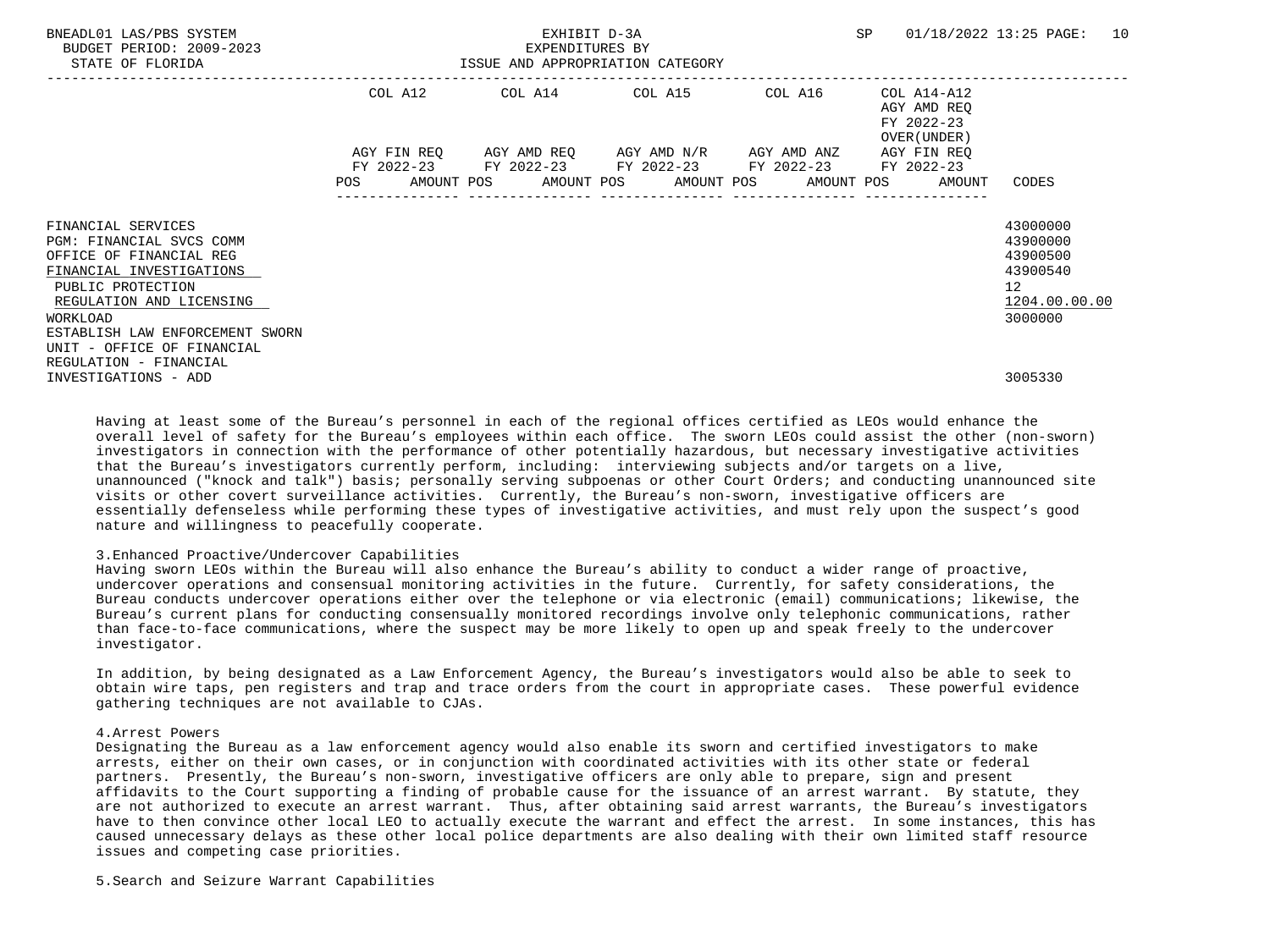| | COL A12 | | COL A14 | | COL A15 | | COL A16 | | COL A14-A12 AGY AMD REQ FY 2022-23 OVER(UNDER) | | |
|---|---|---|---|---|---|---|---|---|---|---|---|
| | AGY FIN REQ FY 2022-23 | | AGY AMD REQ FY 2022-23 | | AGY AMD N/R FY 2022-23 | | AGY AMD ANZ FY 2022-23 | | AGY FIN REQ FY 2022-23 | | |
| | POS | AMOUNT | POS | AMOUNT | POS | AMOUNT | POS | AMOUNT | POS | AMOUNT | CODES |
| FINANCIAL SERVICES | | | | | | | | | | | 43000000 |
| PGM: FINANCIAL SVCS COMM | | | | | | | | | | | 43900000 |
| OFFICE OF FINANCIAL REG | | | | | | | | | | | 43900500 |
| FINANCIAL INVESTIGATIONS | | | | | | | | | | | 43900540 |
| PUBLIC PROTECTION | | | | | | | | | | | 12 |
| REGULATION AND LICENSING | | | | | | | | | | | 1204.00.00.00 |
| WORKLOAD | | | | | | | | | | | 3000000 |
| ESTABLISH LAW ENFORCEMENT SWORN UNIT - OFFICE OF FINANCIAL REGULATION - FINANCIAL INVESTIGATIONS - ADD | | | | | | | | | | | 3005330 |

Having at least some of the Bureau's personnel in each of the regional offices certified as LEOs would enhance the overall level of safety for the Bureau's employees within each office. The sworn LEOs could assist the other (non-sworn) investigators in connection with the performance of other potentially hazardous, but necessary investigative activities that the Bureau's investigators currently perform, including: interviewing subjects and/or targets on a live, unannounced ("knock and talk") basis; personally serving subpoenas or other Court Orders; and conducting unannounced site visits or other covert surveillance activities. Currently, the Bureau's non-sworn, investigative officers are essentially defenseless while performing these types of investigative activities, and must rely upon the suspect's good nature and willingness to peacefully cooperate.

3.Enhanced Proactive/Undercover Capabilities
Having sworn LEOs within the Bureau will also enhance the Bureau's ability to conduct a wider range of proactive, undercover operations and consensual monitoring activities in the future. Currently, for safety considerations, the Bureau conducts undercover operations either over the telephone or via electronic (email) communications; likewise, the Bureau's current plans for conducting consensually monitored recordings involve only telephonic communications, rather than face-to-face communications, where the suspect may be more likely to open up and speak freely to the undercover investigator.

In addition, by being designated as a Law Enforcement Agency, the Bureau's investigators would also be able to seek to obtain wire taps, pen registers and trap and trace orders from the court in appropriate cases. These powerful evidence gathering techniques are not available to CJAs.

4.Arrest Powers
Designating the Bureau as a law enforcement agency would also enable its sworn and certified investigators to make arrests, either on their own cases, or in conjunction with coordinated activities with its other state or federal partners. Presently, the Bureau's non-sworn, investigative officers are only able to prepare, sign and present affidavits to the Court supporting a finding of probable cause for the issuance of an arrest warrant. By statute, they are not authorized to execute an arrest warrant. Thus, after obtaining said arrest warrants, the Bureau's investigators have to then convince other local LEO to actually execute the warrant and effect the arrest. In some instances, this has caused unnecessary delays as these other local police departments are also dealing with their own limited staff resource issues and competing case priorities.

5.Search and Seizure Warrant Capabilities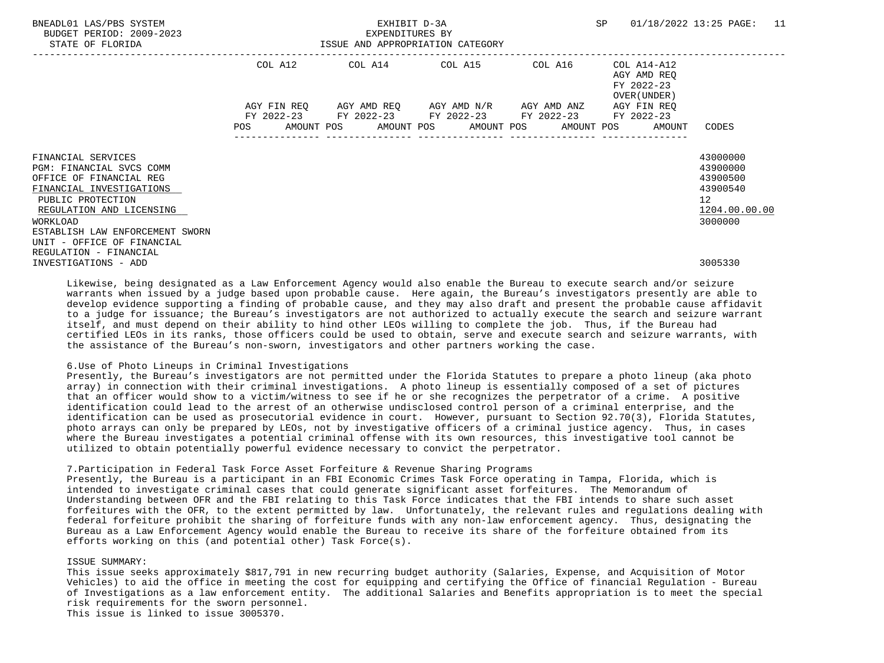| | COL A12 | | COL A14 | | COL A15 | | COL A16 | | COL A14-A12 AGY AMD REQ FY 2022-23 OVER(UNDER) | | |
|---|---|---|---|---|---|---|---|---|---|---|---|
| | AGY FIN REQ FY 2022-23 | | AGY AMD REQ FY 2022-23 | | AGY AMD N/R FY 2022-23 | | AGY AMD ANZ FY 2022-23 | | AGY FIN REQ FY 2022-23 | | |
| | POS | AMOUNT | POS | AMOUNT | POS | AMOUNT | POS | AMOUNT | POS | AMOUNT | CODES |
| FINANCIAL SERVICES | | | | | | | | | | | 43000000 |
| PGM: FINANCIAL SVCS COMM | | | | | | | | | | | 43900000 |
| OFFICE OF FINANCIAL REG | | | | | | | | | | | 43900500 |
| FINANCIAL INVESTIGATIONS | | | | | | | | | | | 43900540 |
| PUBLIC PROTECTION | | | | | | | | | | | 12 |
| REGULATION AND LICENSING | | | | | | | | | | | 1204.00.00.00 |
| WORKLOAD | | | | | | | | | | | 3000000 |
| ESTABLISH LAW ENFORCEMENT SWORN UNIT - OFFICE OF FINANCIAL REGULATION - FINANCIAL INVESTIGATIONS - ADD | | | | | | | | | | | 3005330 |

Likewise, being designated as a Law Enforcement Agency would also enable the Bureau to execute search and/or seizure warrants when issued by a judge based upon probable cause. Here again, the Bureau's investigators presently are able to develop evidence supporting a finding of probable cause, and they may also draft and present the probable cause affidavit to a judge for issuance; the Bureau's investigators are not authorized to actually execute the search and seizure warrant itself, and must depend on their ability to hind other LEOs willing to complete the job. Thus, if the Bureau had certified LEOs in its ranks, those officers could be used to obtain, serve and execute search and seizure warrants, with the assistance of the Bureau's non-sworn, investigators and other partners working the case.

6.Use of Photo Lineups in Criminal Investigations
Presently, the Bureau's investigators are not permitted under the Florida Statutes to prepare a photo lineup (aka photo array) in connection with their criminal investigations. A photo lineup is essentially composed of a set of pictures that an officer would show to a victim/witness to see if he or she recognizes the perpetrator of a crime. A positive identification could lead to the arrest of an otherwise undisclosed control person of a criminal enterprise, and the identification can be used as prosecutorial evidence in court. However, pursuant to Section 92.70(3), Florida Statutes, photo arrays can only be prepared by LEOs, not by investigative officers of a criminal justice agency. Thus, in cases where the Bureau investigates a potential criminal offense with its own resources, this investigative tool cannot be utilized to obtain potentially powerful evidence necessary to convict the perpetrator.

7.Participation in Federal Task Force Asset Forfeiture & Revenue Sharing Programs
Presently, the Bureau is a participant in an FBI Economic Crimes Task Force operating in Tampa, Florida, which is intended to investigate criminal cases that could generate significant asset forfeitures. The Memorandum of Understanding between OFR and the FBI relating to this Task Force indicates that the FBI intends to share such asset forfeitures with the OFR, to the extent permitted by law. Unfortunately, the relevant rules and regulations dealing with federal forfeiture prohibit the sharing of forfeiture funds with any non-law enforcement agency. Thus, designating the Bureau as a Law Enforcement Agency would enable the Bureau to receive its share of the forfeiture obtained from its efforts working on this (and potential other) Task Force(s).

ISSUE SUMMARY:
This issue seeks approximately $817,791 in new recurring budget authority (Salaries, Expense, and Acquisition of Motor Vehicles) to aid the office in meeting the cost for equipping and certifying the Office of financial Regulation - Bureau of Investigations as a law enforcement entity. The additional Salaries and Benefits appropriation is to meet the special risk requirements for the sworn personnel.
This issue is linked to issue 3005370.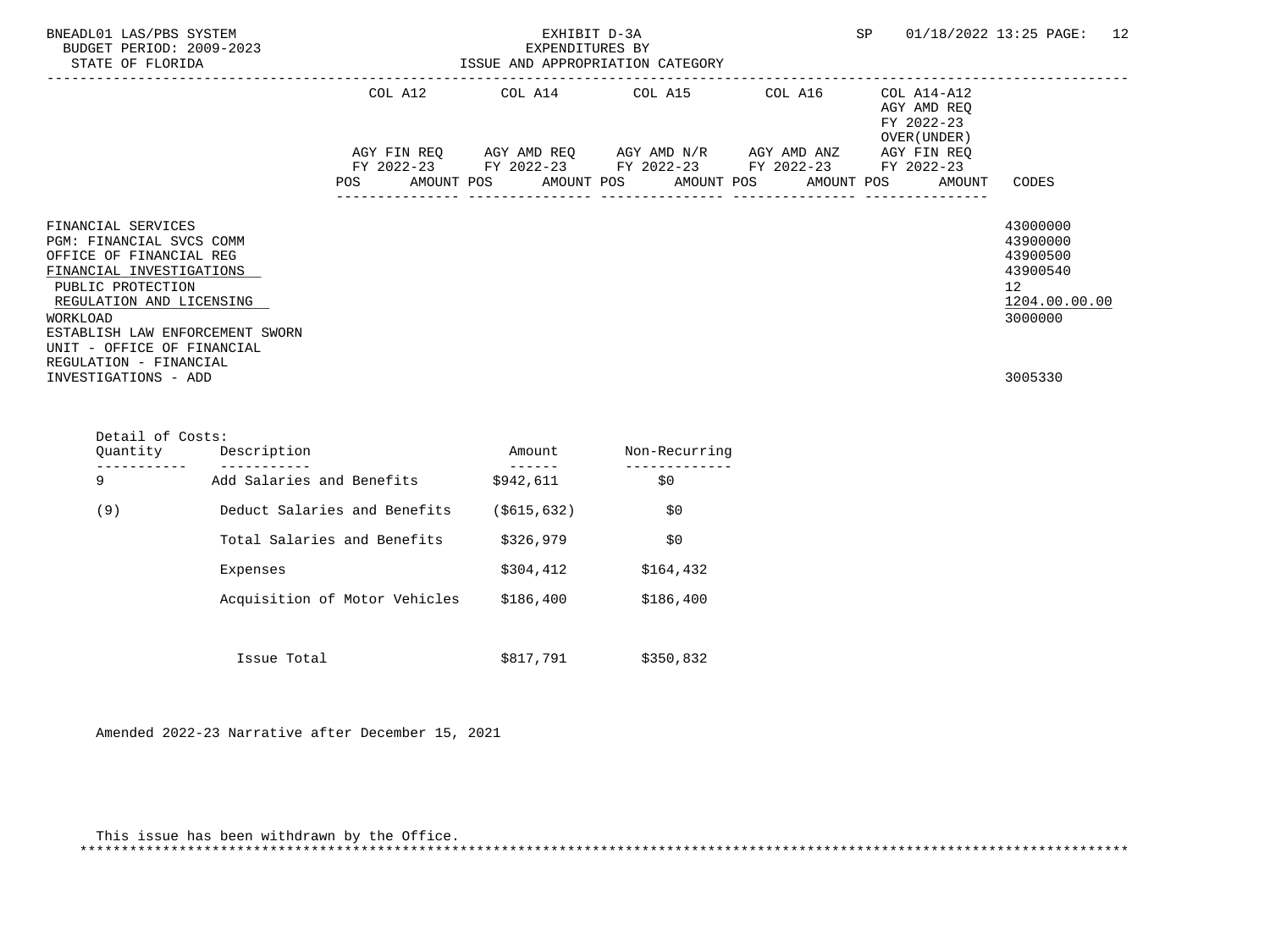EXHIBIT D-3A
EXPENDITURES BY
ISSUE AND APPROPRIATION CATEGORY

| | COL A12 AGY FIN REQ FY 2022-23 POS AMOUNT | COL A14 AGY AMD REQ FY 2022-23 POS AMOUNT | COL A15 AGY AMD N/R FY 2022-23 POS AMOUNT | COL A16 AGY AMD ANZ FY 2022-23 POS AMOUNT | COL A14-A12 AGY AMD REQ FY 2022-23 OVER(UNDER) AGY FIN REQ FY 2022-23 POS AMOUNT | CODES |
|---|---|---|---|---|---|---|
| FINANCIAL SERVICES | | | | | | 43000000 |
| PGM: FINANCIAL SVCS COMM | | | | | | 43900000 |
| OFFICE OF FINANCIAL REG | | | | | | 43900500 |
| FINANCIAL INVESTIGATIONS | | | | | | 43900540 |
| PUBLIC PROTECTION | | | | | | 12 |
| REGULATION AND LICENSING | | | | | | 1204.00.00.00 |
| WORKLOAD | | | | | | 3000000 |
| ESTABLISH LAW ENFORCEMENT SWORN UNIT - OFFICE OF FINANCIAL REGULATION - FINANCIAL INVESTIGATIONS - ADD | | | | | | 3005330 |

Detail of Costs:

| Quantity | Description | Amount | Non-Recurring |
|---|---|---|---|
| 9 | Add Salaries and Benefits | $942,611 | $0 |
| (9) | Deduct Salaries and Benefits | ($615,632) | $0 |
| | Total Salaries and Benefits | $326,979 | $0 |
| | Expenses | $304,412 | $164,432 |
| | Acquisition of Motor Vehicles | $186,400 | $186,400 |
| | Issue Total | $817,791 | $350,832 |

Amended 2022-23 Narrative after December 15, 2021

This issue has been withdrawn by the Office.

*******************************************************************************************************************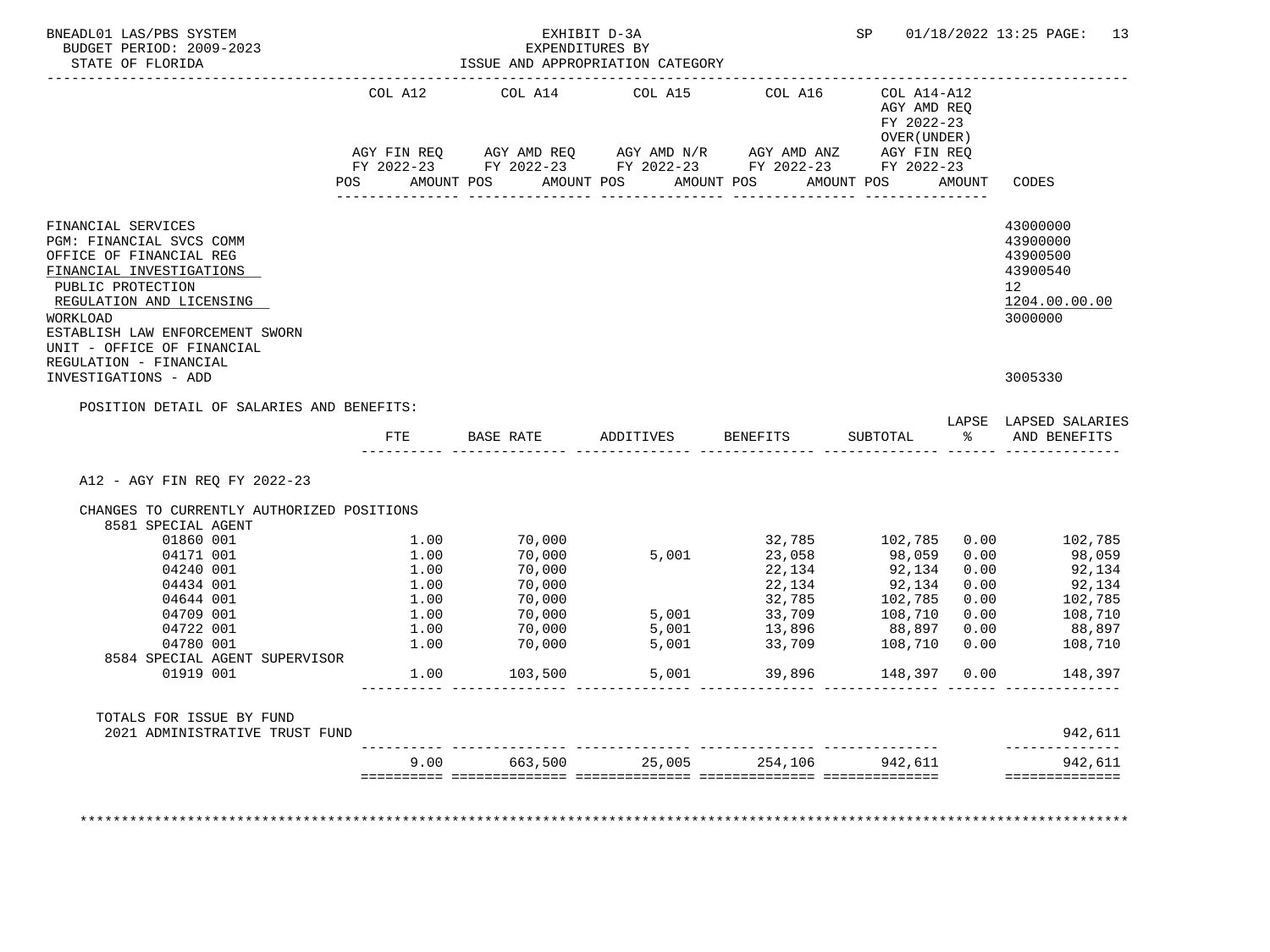BNEADL01 LAS/PBS SYSTEM — EXHIBIT D-3A — EXPENDITURES BY ISSUE AND APPROPRIATION CATEGORY
BUDGET PERIOD: 2009-2023
STATE OF FLORIDA
SP 01/18/2022 13:25 PAGE: 13

| | COL A12 AGY FIN REQ FY 2022-23 POS AMOUNT | COL A14 AGY AMD REQ FY 2022-23 POS AMOUNT | COL A15 AGY AMD N/R FY 2022-23 POS AMOUNT | COL A16 AGY AMD ANZ FY 2022-23 POS AMOUNT | COL A14-A12 AGY AMD REQ FY 2022-23 OVER(UNDER) AGY FIN REQ FY 2022-23 POS AMOUNT | CODES |
|---|---|---|---|---|---|---|
| FINANCIAL SERVICES | | | | | | 43000000 |
| PGM: FINANCIAL SVCS COMM | | | | | | 43900000 |
| OFFICE OF FINANCIAL REG | | | | | | 43900500 |
| FINANCIAL INVESTIGATIONS | | | | | | 43900540 |
| PUBLIC PROTECTION | | | | | | 12 |
| REGULATION AND LICENSING | | | | | | 1204.00.00.00 |
| WORKLOAD | | | | | | 3000000 |
| ESTABLISH LAW ENFORCEMENT SWORN UNIT - OFFICE OF FINANCIAL REGULATION - FINANCIAL INVESTIGATIONS - ADD | | | | | | 3005330 |

POSITION DETAIL OF SALARIES AND BENEFITS:

| | FTE | BASE RATE | ADDITIVES | BENEFITS | SUBTOTAL | LAPSE % | LAPSED SALARIES AND BENEFITS |
|---|---|---|---|---|---|---|---|
| A12 - AGY FIN REQ FY 2022-23 | | | | | | | |
| CHANGES TO CURRENTLY AUTHORIZED POSITIONS | | | | | | | |
| 8581 SPECIAL AGENT | | | | | | | |
| 01860 001 | 1.00 | 70,000 | | 32,785 | 102,785 | 0.00 | 102,785 |
| 04171 001 | 1.00 | 70,000 | 5,001 | 23,058 | 98,059 | 0.00 | 98,059 |
| 04240 001 | 1.00 | 70,000 | | 22,134 | 92,134 | 0.00 | 92,134 |
| 04434 001 | 1.00 | 70,000 | | 22,134 | 92,134 | 0.00 | 92,134 |
| 04644 001 | 1.00 | 70,000 | | 32,785 | 102,785 | 0.00 | 102,785 |
| 04709 001 | 1.00 | 70,000 | 5,001 | 33,709 | 108,710 | 0.00 | 108,710 |
| 04722 001 | 1.00 | 70,000 | 5,001 | 13,896 | 88,897 | 0.00 | 88,897 |
| 04780 001 | 1.00 | 70,000 | 5,001 | 33,709 | 108,710 | 0.00 | 108,710 |
| 8584 SPECIAL AGENT SUPERVISOR | | | | | | | |
| 01919 001 | 1.00 | 103,500 | 5,001 | 39,896 | 148,397 | 0.00 | 148,397 |
| TOTALS FOR ISSUE BY FUND | | | | | | | |
| 2021 ADMINISTRATIVE TRUST FUND | | | | | | | 942,611 |
| | 9.00 | 663,500 | 25,005 | 254,106 | 942,611 | | 942,611 |

************************************************************************************************************************************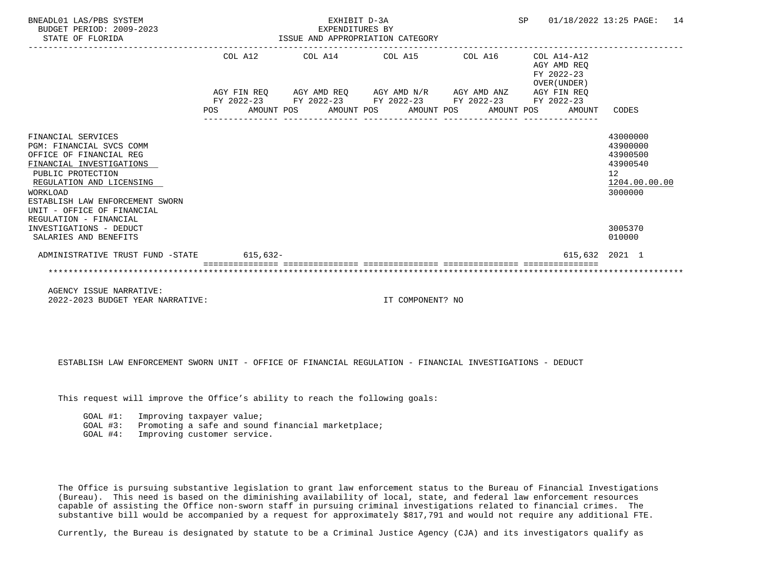EXHIBIT D-3A
EXPENDITURES BY
ISSUE AND APPROPRIATION CATEGORY

BUDGET PERIOD: 2009-2023
STATE OF FLORIDA

| | COL A12 AGY FIN REQ FY 2022-23 POS AMOUNT | COL A14 AGY AMD REQ FY 2022-23 POS AMOUNT | COL A15 AGY AMD N/R FY 2022-23 POS AMOUNT | COL A16 AGY AMD ANZ FY 2022-23 POS AMOUNT | COL A14-A12 AGY AMD REQ FY 2022-23 OVER(UNDER) AGY FIN REQ FY 2022-23 POS AMOUNT | CODES |
|---|---|---|---|---|---|---|
| FINANCIAL SERVICES | | | | | | 43000000 |
| PGM: FINANCIAL SVCS COMM | | | | | | 43900000 |
| OFFICE OF FINANCIAL REG | | | | | | 43900500 |
| FINANCIAL INVESTIGATIONS | | | | | | 43900540 |
| PUBLIC PROTECTION | | | | | | 12 |
| REGULATION AND LICENSING | | | | | | 1204.00.00.00 |
| WORKLOAD | | | | | | 3000000 |
| ESTABLISH LAW ENFORCEMENT SWORN UNIT - OFFICE OF FINANCIAL REGULATION - FINANCIAL INVESTIGATIONS - DEDUCT | | | | | | 3005370 |
| SALARIES AND BENEFITS | | | | | | 010000 |
| ADMINISTRATIVE TRUST FUND -STATE | 615,632- | | | | 615,632 | 2021 1 |

AGENCY ISSUE NARRATIVE:
2022-2023 BUDGET YEAR NARRATIVE: IT COMPONENT? NO

ESTABLISH LAW ENFORCEMENT SWORN UNIT - OFFICE OF FINANCIAL REGULATION - FINANCIAL INVESTIGATIONS - DEDUCT

This request will improve the Office's ability to reach the following goals:

- GOAL #1: Improving taxpayer value;
- GOAL #3: Promoting a safe and sound financial marketplace;
- GOAL #4: Improving customer service.

The Office is pursuing substantive legislation to grant law enforcement status to the Bureau of Financial Investigations (Bureau). This need is based on the diminishing availability of local, state, and federal law enforcement resources capable of assisting the Office non-sworn staff in pursuing criminal investigations related to financial crimes. The substantive bill would be accompanied by a request for approximately $817,791 and would not require any additional FTE.

Currently, the Bureau is designated by statute to be a Criminal Justice Agency (CJA) and its investigators qualify as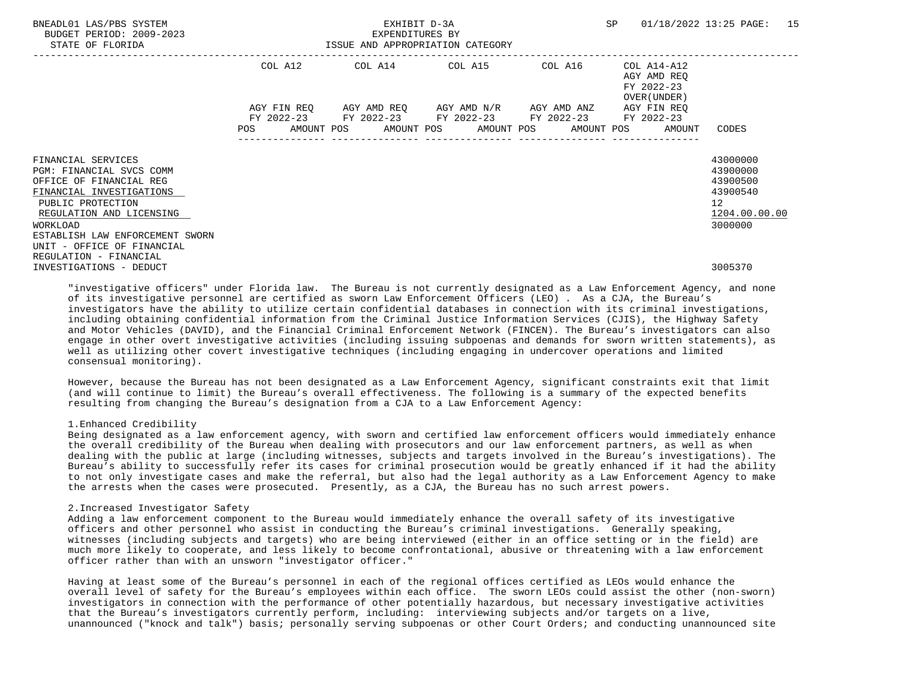| | COL A12 | COL A14 | COL A15 | COL A16 | COL A14-A12 AGY AMD REQ FY 2022-23 OVER(UNDER) | |
|---|---|---|---|---|---|---|
| | AGY FIN REQ FY 2022-23 | AGY AMD REQ FY 2022-23 | AGY AMD N/R FY 2022-23 | AGY AMD ANZ FY 2022-23 | AGY FIN REQ FY 2022-23 | |
| | POS AMOUNT | POS AMOUNT | POS AMOUNT | POS AMOUNT | POS AMOUNT | CODES |
| FINANCIAL SERVICES | | | | | | 43000000 |
| PGM: FINANCIAL SVCS COMM | | | | | | 43900000 |
| OFFICE OF FINANCIAL REG | | | | | | 43900500 |
| FINANCIAL INVESTIGATIONS | | | | | | 43900540 |
| PUBLIC PROTECTION | | | | | | 12 |
| REGULATION AND LICENSING | | | | | | 1204.00.00.00 |
| WORKLOAD | | | | | | 3000000 |
| ESTABLISH LAW ENFORCEMENT SWORN UNIT - OFFICE OF FINANCIAL REGULATION - FINANCIAL INVESTIGATIONS - DEDUCT | | | | | | 3005370 |

"investigative officers" under Florida law. The Bureau is not currently designated as a Law Enforcement Agency, and none of its investigative personnel are certified as sworn Law Enforcement Officers (LEO) . As a CJA, the Bureau's investigators have the ability to utilize certain confidential databases in connection with its criminal investigations, including obtaining confidential information from the Criminal Justice Information Services (CJIS), the Highway Safety and Motor Vehicles (DAVID), and the Financial Criminal Enforcement Network (FINCEN). The Bureau's investigators can also engage in other overt investigative activities (including issuing subpoenas and demands for sworn written statements), as well as utilizing other covert investigative techniques (including engaging in undercover operations and limited consensual monitoring).

However, because the Bureau has not been designated as a Law Enforcement Agency, significant constraints exit that limit (and will continue to limit) the Bureau's overall effectiveness. The following is a summary of the expected benefits resulting from changing the Bureau's designation from a CJA to a Law Enforcement Agency:

1.Enhanced Credibility
Being designated as a law enforcement agency, with sworn and certified law enforcement officers would immediately enhance the overall credibility of the Bureau when dealing with prosecutors and our law enforcement partners, as well as when dealing with the public at large (including witnesses, subjects and targets involved in the Bureau's investigations). The Bureau's ability to successfully refer its cases for criminal prosecution would be greatly enhanced if it had the ability to not only investigate cases and make the referral, but also had the legal authority as a Law Enforcement Agency to make the arrests when the cases were prosecuted. Presently, as a CJA, the Bureau has no such arrest powers.

2.Increased Investigator Safety
Adding a law enforcement component to the Bureau would immediately enhance the overall safety of its investigative officers and other personnel who assist in conducting the Bureau's criminal investigations. Generally speaking, witnesses (including subjects and targets) who are being interviewed (either in an office setting or in the field) are much more likely to cooperate, and less likely to become confrontational, abusive or threatening with a law enforcement officer rather than with an unsworn "investigator officer."

Having at least some of the Bureau's personnel in each of the regional offices certified as LEOs would enhance the overall level of safety for the Bureau's employees within each office. The sworn LEOs could assist the other (non-sworn) investigators in connection with the performance of other potentially hazardous, but necessary investigative activities that the Bureau's investigators currently perform, including: interviewing subjects and/or targets on a live, unannounced ("knock and talk") basis; personally serving subpoenas or other Court Orders; and conducting unannounced site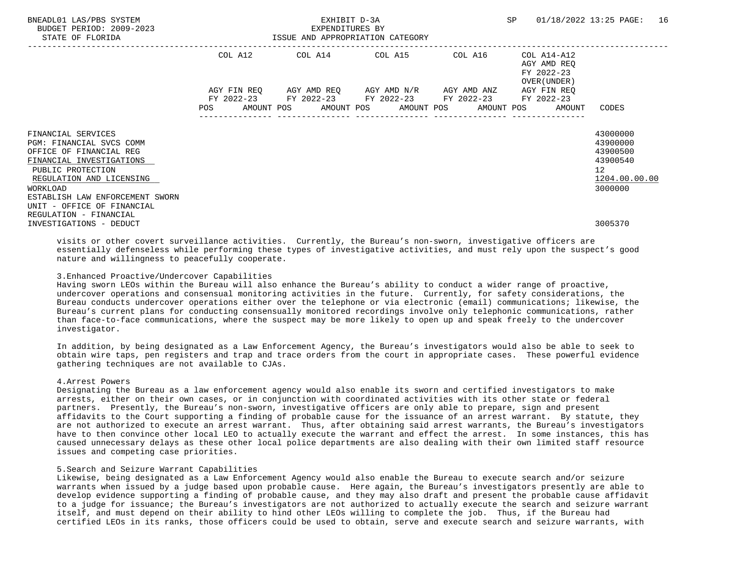| | COL A12 | | COL A14 | | COL A15 | | COL A16 | | COL A14-A12 AGY AMD REQ FY 2022-23 OVER(UNDER) | | |
|---|---|---|---|---|---|---|---|---|---|---|---|
| | AGY FIN REQ FY 2022-23 | | AGY AMD REQ FY 2022-23 | | AGY AMD N/R FY 2022-23 | | AGY AMD ANZ FY 2022-23 | | AGY FIN REQ FY 2022-23 | | |
| | POS | AMOUNT | POS | AMOUNT | POS | AMOUNT | POS | AMOUNT | POS | AMOUNT | CODES |
| FINANCIAL SERVICES | | | | | | | | | | | 43000000 |
| PGM: FINANCIAL SVCS COMM | | | | | | | | | | | 43900000 |
| OFFICE OF FINANCIAL REG | | | | | | | | | | | 43900500 |
| FINANCIAL INVESTIGATIONS | | | | | | | | | | | 43900540 |
| PUBLIC PROTECTION | | | | | | | | | | | 12 |
| REGULATION AND LICENSING | | | | | | | | | | | 1204.00.00.00 |
| WORKLOAD | | | | | | | | | | | 3000000 |
| ESTABLISH LAW ENFORCEMENT SWORN UNIT - OFFICE OF FINANCIAL REGULATION - FINANCIAL INVESTIGATIONS - DEDUCT | | | | | | | | | | | 3005370 |

visits or other covert surveillance activities. Currently, the Bureau's non-sworn, investigative officers are essentially defenseless while performing these types of investigative activities, and must rely upon the suspect's good nature and willingness to peacefully cooperate.

3.Enhanced Proactive/Undercover Capabilities
Having sworn LEOs within the Bureau will also enhance the Bureau's ability to conduct a wider range of proactive, undercover operations and consensual monitoring activities in the future. Currently, for safety considerations, the Bureau conducts undercover operations either over the telephone or via electronic (email) communications; likewise, the Bureau's current plans for conducting consensually monitored recordings involve only telephonic communications, rather than face-to-face communications, where the suspect may be more likely to open up and speak freely to the undercover investigator.

In addition, by being designated as a Law Enforcement Agency, the Bureau's investigators would also be able to seek to obtain wire taps, pen registers and trap and trace orders from the court in appropriate cases. These powerful evidence gathering techniques are not available to CJAs.

4.Arrest Powers
Designating the Bureau as a law enforcement agency would also enable its sworn and certified investigators to make arrests, either on their own cases, or in conjunction with coordinated activities with its other state or federal partners. Presently, the Bureau's non-sworn, investigative officers are only able to prepare, sign and present affidavits to the Court supporting a finding of probable cause for the issuance of an arrest warrant. By statute, they are not authorized to execute an arrest warrant. Thus, after obtaining said arrest warrants, the Bureau's investigators have to then convince other local LEO to actually execute the warrant and effect the arrest. In some instances, this has caused unnecessary delays as these other local police departments are also dealing with their own limited staff resource issues and competing case priorities.

5.Search and Seizure Warrant Capabilities
Likewise, being designated as a Law Enforcement Agency would also enable the Bureau to execute search and/or seizure warrants when issued by a judge based upon probable cause. Here again, the Bureau's investigators presently are able to develop evidence supporting a finding of probable cause, and they may also draft and present the probable cause affidavit to a judge for issuance; the Bureau's investigators are not authorized to actually execute the search and seizure warrant itself, and must depend on their ability to hind other LEOs willing to complete the job. Thus, if the Bureau had certified LEOs in its ranks, those officers could be used to obtain, serve and execute search and seizure warrants, with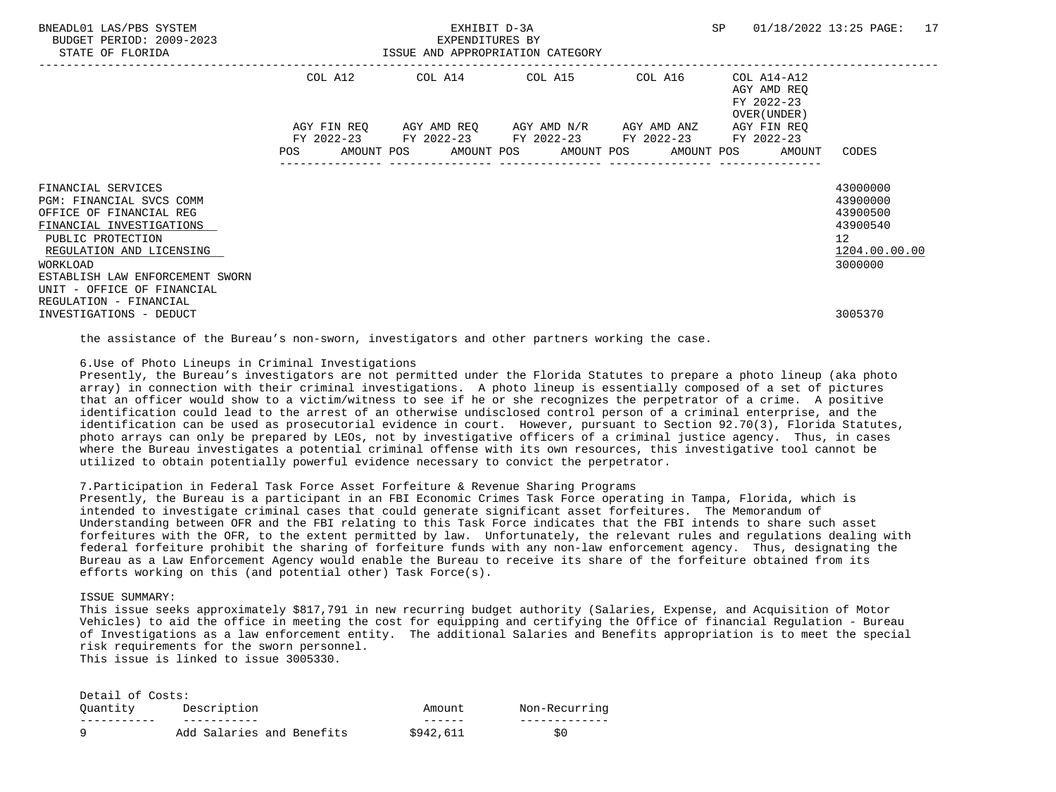| | COL A12 | COL A14 | COL A15 | COL A16 | COL A14-A12 AGY AMD REQ FY 2022-23 OVER(UNDER) | |
|---|---|---|---|---|---|---|
| | AGY FIN REQ FY 2022-23 | AGY AMD REQ FY 2022-23 | AGY AMD N/R FY 2022-23 | AGY AMD ANZ FY 2022-23 | AGY FIN REQ FY 2022-23 | |
| | POS AMOUNT | POS AMOUNT | POS AMOUNT | POS AMOUNT | POS AMOUNT | CODES |
| FINANCIAL SERVICES | | | | | | 43000000 |
| PGM: FINANCIAL SVCS COMM | | | | | | 43900000 |
| OFFICE OF FINANCIAL REG | | | | | | 43900500 |
| FINANCIAL INVESTIGATIONS | | | | | | 43900540 |
| PUBLIC PROTECTION | | | | | | 12 |
| REGULATION AND LICENSING | | | | | | 1204.00.00.00 |
| WORKLOAD | | | | | | 3000000 |
| ESTABLISH LAW ENFORCEMENT SWORN UNIT - OFFICE OF FINANCIAL REGULATION - FINANCIAL INVESTIGATIONS - DEDUCT | | | | | | 3005370 |

the assistance of the Bureau's non-sworn, investigators and other partners working the case.

6.Use of Photo Lineups in Criminal Investigations
Presently, the Bureau's investigators are not permitted under the Florida Statutes to prepare a photo lineup (aka photo array) in connection with their criminal investigations. A photo lineup is essentially composed of a set of pictures that an officer would show to a victim/witness to see if he or she recognizes the perpetrator of a crime. A positive identification could lead to the arrest of an otherwise undisclosed control person of a criminal enterprise, and the identification can be used as prosecutorial evidence in court. However, pursuant to Section 92.70(3), Florida Statutes, photo arrays can only be prepared by LEOs, not by investigative officers of a criminal justice agency. Thus, in cases where the Bureau investigates a potential criminal offense with its own resources, this investigative tool cannot be utilized to obtain potentially powerful evidence necessary to convict the perpetrator.

7.Participation in Federal Task Force Asset Forfeiture & Revenue Sharing Programs
Presently, the Bureau is a participant in an FBI Economic Crimes Task Force operating in Tampa, Florida, which is intended to investigate criminal cases that could generate significant asset forfeitures. The Memorandum of Understanding between OFR and the FBI relating to this Task Force indicates that the FBI intends to share such asset forfeitures with the OFR, to the extent permitted by law. Unfortunately, the relevant rules and regulations dealing with federal forfeiture prohibit the sharing of forfeiture funds with any non-law enforcement agency. Thus, designating the Bureau as a Law Enforcement Agency would enable the Bureau to receive its share of the forfeiture obtained from its efforts working on this (and potential other) Task Force(s).

ISSUE SUMMARY:
This issue seeks approximately $817,791 in new recurring budget authority (Salaries, Expense, and Acquisition of Motor Vehicles) to aid the office in meeting the cost for equipping and certifying the Office of financial Regulation - Bureau of Investigations as a law enforcement entity. The additional Salaries and Benefits appropriation is to meet the special risk requirements for the sworn personnel.
This issue is linked to issue 3005330.

Detail of Costs:

| Quantity | Description | Amount | Non-Recurring |
|---|---|---|---|
| 9 | Add Salaries and Benefits | $942,611 | $0 |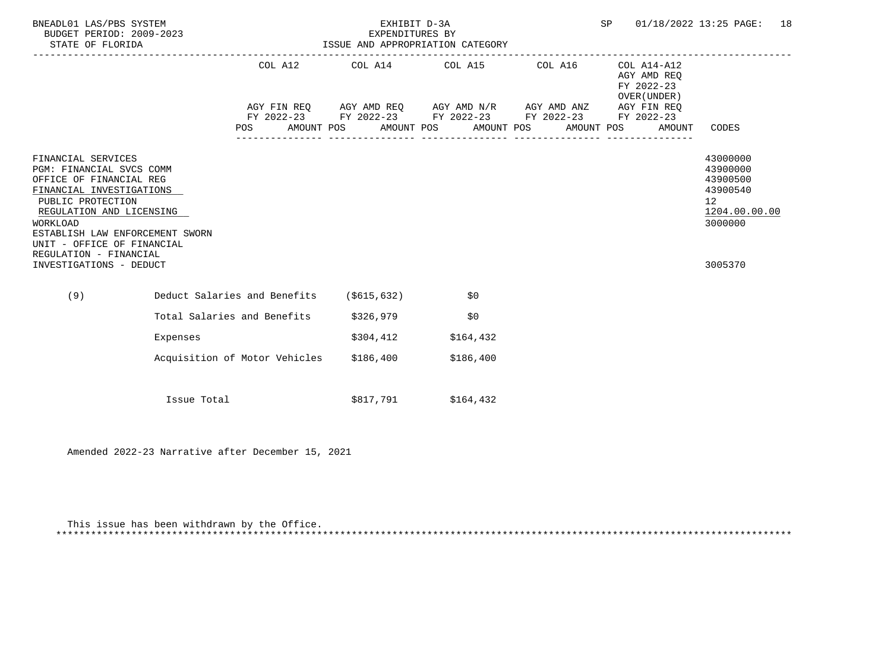BNEADL01 LAS/PBS SYSTEM — EXHIBIT D-3A — EXPENDITURES BY ISSUE AND APPROPRIATION CATEGORY
BUDGET PERIOD: 2009-2023 — STATE OF FLORIDA — SP 01/18/2022 13:25

| | COL A12 AGY FIN REQ FY 2022-23 POS AMOUNT | COL A14 AGY AMD REQ FY 2022-23 POS AMOUNT | COL A15 AGY AMD N/R FY 2022-23 POS AMOUNT | COL A16 AGY AMD ANZ FY 2022-23 POS AMOUNT | COL A14-A12 AGY AMD REQ FY 2022-23 OVER(UNDER) AGY FIN REQ FY 2022-23 POS AMOUNT | CODES |
|---|---|---|---|---|---|---|
| FINANCIAL SERVICES | | | | | | 43000000 |
| PGM: FINANCIAL SVCS COMM | | | | | | 43900000 |
| OFFICE OF FINANCIAL REG | | | | | | 43900500 |
| FINANCIAL INVESTIGATIONS | | | | | | 43900540 |
| PUBLIC PROTECTION | | | | | | 12 |
| REGULATION AND LICENSING | | | | | | 1204.00.00.00 |
| WORKLOAD | | | | | | 3000000 |
| ESTABLISH LAW ENFORCEMENT SWORN UNIT - OFFICE OF FINANCIAL REGULATION - FINANCIAL INVESTIGATIONS - DEDUCT | | | | | | 3005370 |
| (9) Deduct Salaries and Benefits | | ($615,632) | $0 | | | |
| Total Salaries and Benefits | | $326,979 | $0 | | | |
| Expenses | | $304,412 | $164,432 | | | |
| Acquisition of Motor Vehicles | | $186,400 | $186,400 | | | |
| Issue Total | | $817,791 | $164,432 | | | |

Amended 2022-23 Narrative after December 15, 2021

This issue has been withdrawn by the Office.

*****************************************************************************************************************************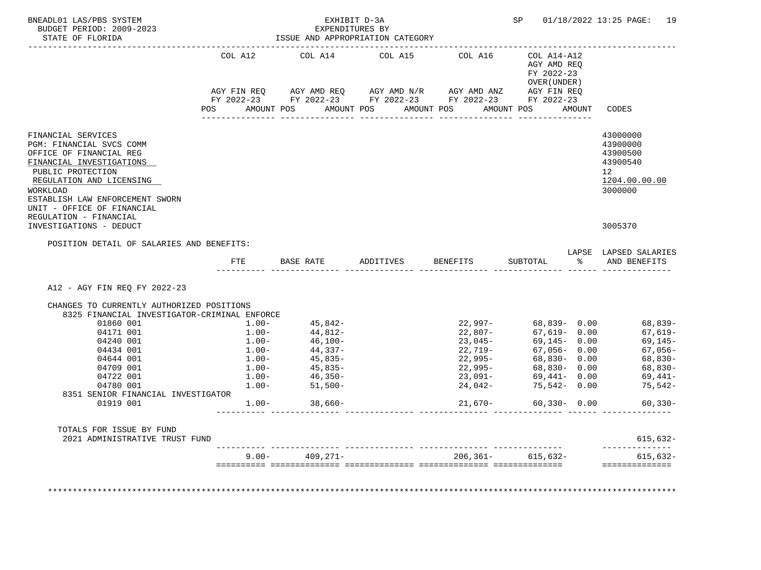BNEADL01 LAS/PBS SYSTEM
BUDGET PERIOD: 2009-2023
STATE OF FLORIDA

EXHIBIT D-3A
EXPENDITURES BY
ISSUE AND APPROPRIATION CATEGORY

SP 01/18/2022 13:25 PAGE: 19

| | COL A12 AGY FIN REQ FY 2022-23 POS AMOUNT | COL A14 AGY AMD REQ FY 2022-23 POS AMOUNT | COL A15 AGY AMD N/R FY 2022-23 POS AMOUNT | COL A16 AGY AMD ANZ FY 2022-23 POS AMOUNT | COL A14-A12 AGY AMD REQ FY 2022-23 OVER(UNDER) AGY FIN REQ FY 2022-23 POS AMOUNT | CODES |
|---|---|---|---|---|---|---|
| FINANCIAL SERVICES | | | | | | 43000000 |
| PGM: FINANCIAL SVCS COMM | | | | | | 43900000 |
| OFFICE OF FINANCIAL REG | | | | | | 43900500 |
| FINANCIAL INVESTIGATIONS | | | | | | 43900540 |
| PUBLIC PROTECTION | | | | | | 12 |
| REGULATION AND LICENSING | | | | | | 1204.00.00.00 |
| WORKLOAD | | | | | | 3000000 |
| ESTABLISH LAW ENFORCEMENT SWORN UNIT - OFFICE OF FINANCIAL REGULATION - FINANCIAL INVESTIGATIONS - DEDUCT | | | | | | 3005370 |

POSITION DETAIL OF SALARIES AND BENEFITS:

| | FTE | BASE RATE | ADDITIVES | BENEFITS | SUBTOTAL | LAPSE % | LAPSED SALARIES AND BENEFITS |
|---|---|---|---|---|---|---|---|
| A12 - AGY FIN REQ FY 2022-23 | | | | | | | |
| CHANGES TO CURRENTLY AUTHORIZED POSITIONS | | | | | | | |
| 8325 FINANCIAL INVESTIGATOR-CRIMINAL ENFORCE | | | | | | | |
| 01860 001 | 1.00- | 45,842- | | 22,997- | 68,839- | 0.00 | 68,839- |
| 04171 001 | 1.00- | 44,812- | | 22,807- | 67,619- | 0.00 | 67,619- |
| 04240 001 | 1.00- | 46,100- | | 23,045- | 69,145- | 0.00 | 69,145- |
| 04434 001 | 1.00- | 44,337- | | 22,719- | 67,056- | 0.00 | 67,056- |
| 04644 001 | 1.00- | 45,835- | | 22,995- | 68,830- | 0.00 | 68,830- |
| 04709 001 | 1.00- | 45,835- | | 22,995- | 68,830- | 0.00 | 68,830- |
| 04722 001 | 1.00- | 46,350- | | 23,091- | 69,441- | 0.00 | 69,441- |
| 04780 001 | 1.00- | 51,500- | | 24,042- | 75,542- | 0.00 | 75,542- |
| 8351 SENIOR FINANCIAL INVESTIGATOR | | | | | | | |
| 01919 001 | 1.00- | 38,660- | | 21,670- | 60,330- | 0.00 | 60,330- |
| TOTALS FOR ISSUE BY FUND | | | | | | | |
| 2021 ADMINISTRATIVE TRUST FUND | | | | | | | 615,632- |
| | 9.00- | 409,271- | | 206,361- | 615,632- | | 615,632- |

************************************************************************************************************************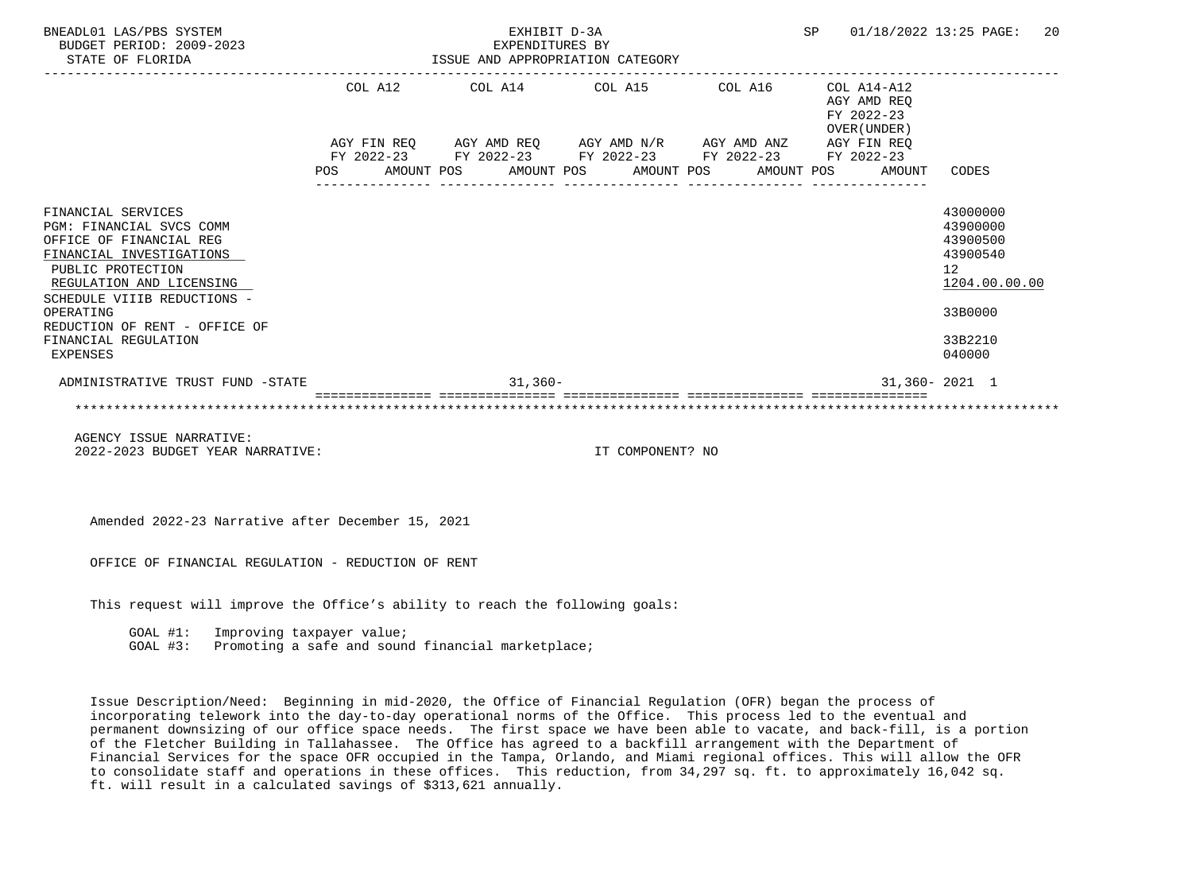BNEADL01 LAS/PBS SYSTEM
BUDGET PERIOD: 2009-2023
STATE OF FLORIDA

EXHIBIT D-3A
EXPENDITURES BY
ISSUE AND APPROPRIATION CATEGORY

SP 01/18/2022 13:25 PAGE: 20

| | COL A12 AGY FIN REQ FY 2022-23 | | COL A14 AGY AMD REQ FY 2022-23 | | COL A15 AGY AMD N/R FY 2022-23 | | COL A16 AGY AMD ANZ FY 2022-23 | | COL A14-A12 AGY AMD REQ FY 2022-23 OVER(UNDER) AGY FIN REQ FY 2022-23 | | |
|---|---|---|---|---|---|---|---|---|---|---|---|
| | POS | AMOUNT | POS | AMOUNT | POS | AMOUNT | POS | AMOUNT | POS | AMOUNT | CODES |
| FINANCIAL SERVICES | | | | | | | | | | | 43000000 |
| PGM: FINANCIAL SVCS COMM | | | | | | | | | | | 43900000 |
| OFFICE OF FINANCIAL REG | | | | | | | | | | | 43900500 |
| FINANCIAL INVESTIGATIONS | | | | | | | | | | | 43900540 |
| PUBLIC PROTECTION | | | | | | | | | | | 12 |
| REGULATION AND LICENSING | | | | | | | | | | | 1204.00.00.00 |
| SCHEDULE VIIIB REDUCTIONS - OPERATING | | | | | | | | | | | 33B0000 |
| REDUCTION OF RENT - OFFICE OF FINANCIAL REGULATION | | | | | | | | | | | 33B2210 |
| EXPENSES | | | | | | | | | | | 040000 |
| ADMINISTRATIVE TRUST FUND -STATE | | | | 31,360- | | | | | | 31,360- | 2021 1 |

AGENCY ISSUE NARRATIVE:
2022-2023 BUDGET YEAR NARRATIVE: IT COMPONENT? NO

Amended 2022-23 Narrative after December 15, 2021

OFFICE OF FINANCIAL REGULATION - REDUCTION OF RENT

This request will improve the Office's ability to reach the following goals:

GOAL #1: Improving taxpayer value;
GOAL #3: Promoting a safe and sound financial marketplace;

Issue Description/Need: Beginning in mid-2020, the Office of Financial Regulation (OFR) began the process of incorporating telework into the day-to-day operational norms of the Office. This process led to the eventual and permanent downsizing of our office space needs. The first space we have been able to vacate, and back-fill, is a portion of the Fletcher Building in Tallahassee. The Office has agreed to a backfill arrangement with the Department of Financial Services for the space OFR occupied in the Tampa, Orlando, and Miami regional offices. This will allow the OFR to consolidate staff and operations in these offices. This reduction, from 34,297 sq. ft. to approximately 16,042 sq. ft. will result in a calculated savings of $313,621 annually.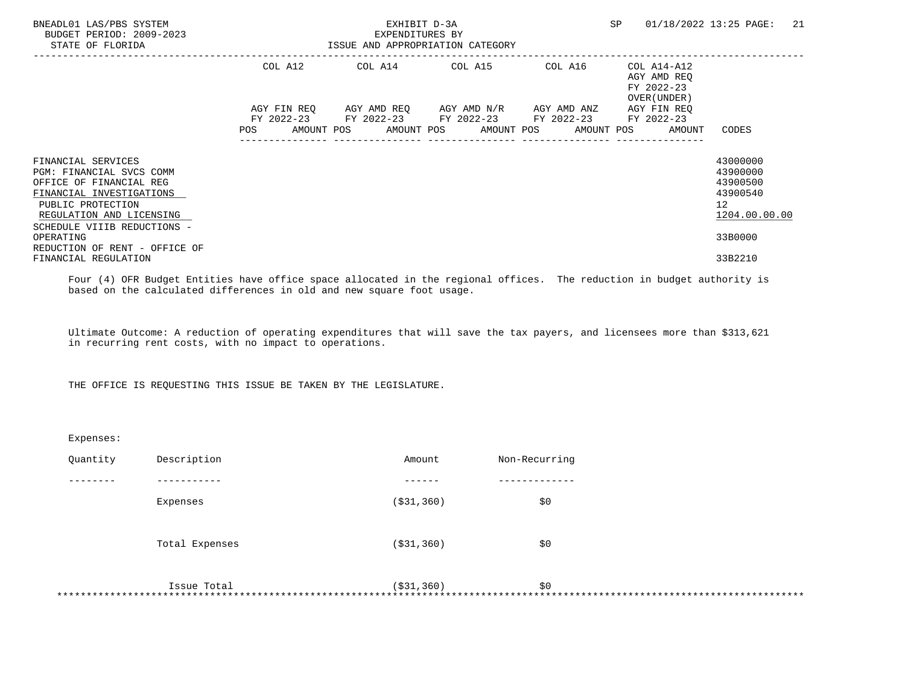BNEADL01 LAS/PBS SYSTEM | EXHIBIT D-3A | SP 01/18/2022 13:25

BUDGET PERIOD: 2009-2023 | EXPENDITURES BY

STATE OF FLORIDA | ISSUE AND APPROPRIATION CATEGORY

| | COL A12 AGY FIN REQ FY 2022-23 POS AMOUNT | COL A14 AGY AMD REQ FY 2022-23 POS AMOUNT | COL A15 AGY AMD N/R FY 2022-23 POS AMOUNT | COL A16 AGY AMD ANZ FY 2022-23 POS AMOUNT | COL A14-A12 AGY AMD REQ FY 2022-23 OVER(UNDER) AGY FIN REQ FY 2022-23 POS AMOUNT | CODES |
|---|---|---|---|---|---|---|
| FINANCIAL SERVICES | | | | | | 43000000 |
| PGM: FINANCIAL SVCS COMM | | | | | | 43900000 |
| OFFICE OF FINANCIAL REG | | | | | | 43900500 |
| FINANCIAL INVESTIGATIONS | | | | | | 43900540 |
| PUBLIC PROTECTION | | | | | | 12 |
| REGULATION AND LICENSING | | | | | | 1204.00.00.00 |
| SCHEDULE VIIIB REDUCTIONS - OPERATING | | | | | | 33B0000 |
| REDUCTION OF RENT - OFFICE OF FINANCIAL REGULATION | | | | | | 33B2210 |

Four (4) OFR Budget Entities have office space allocated in the regional offices. The reduction in budget authority is based on the calculated differences in old and new square foot usage.

Ultimate Outcome: A reduction of operating expenditures that will save the tax payers, and licensees more than $313,621 in recurring rent costs, with no impact to operations.

THE OFFICE IS REQUESTING THIS ISSUE BE TAKEN BY THE LEGISLATURE.

Expenses:

| Quantity | Description | Amount | Non-Recurring |
|---|---|---|---|
| | Expenses | ($31,360) | $0 |
| | Total Expenses | ($31,360) | $0 |
| | Issue Total | ($31,360) | $0 |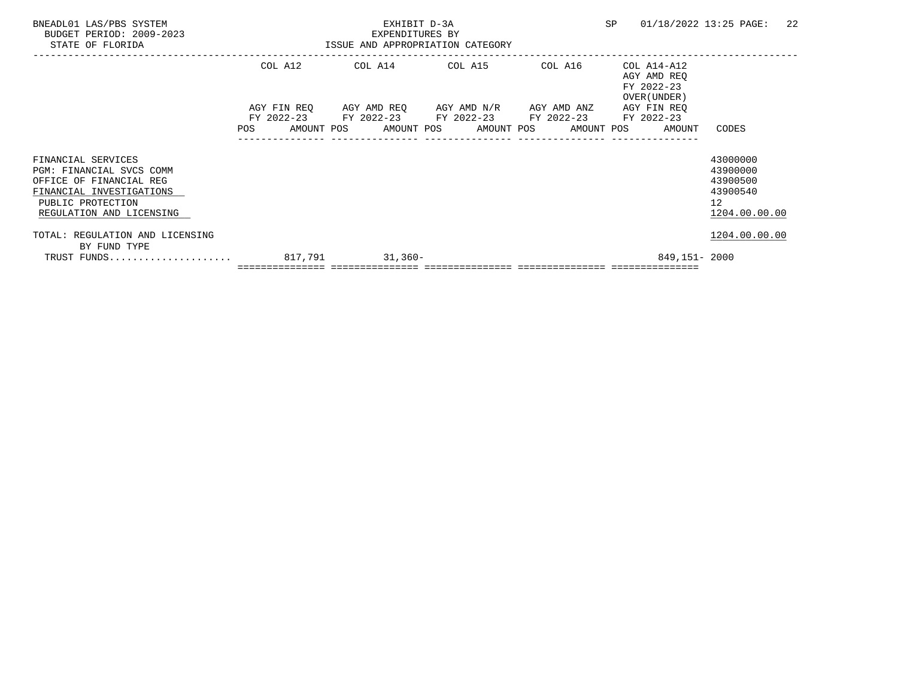BNEADL01 LAS/PBS SYSTEM
BUDGET PERIOD: 2009-2023
STATE OF FLORIDA

EXHIBIT D-3A
EXPENDITURES BY
ISSUE AND APPROPRIATION CATEGORY

SP 01/18/2022 13:25

| | COL A12 AGY FIN REQ FY 2022-23 POS AMOUNT | COL A14 AGY AMD REQ FY 2022-23 POS AMOUNT | COL A15 AGY AMD N/R FY 2022-23 POS AMOUNT | COL A16 AGY AMD ANZ FY 2022-23 POS AMOUNT | COL A14-A12 AGY AMD REQ FY 2022-23 OVER(UNDER) AGY FIN REQ FY 2022-23 POS AMOUNT | CODES |
|---|---|---|---|---|---|---|
| FINANCIAL SERVICES | | | | | | 43000000 |
| PGM: FINANCIAL SVCS COMM | | | | | | 43900000 |
| OFFICE OF FINANCIAL REG | | | | | | 43900500 |
| FINANCIAL INVESTIGATIONS | | | | | | 43900540 |
| PUBLIC PROTECTION | | | | | | 12 |
| REGULATION AND LICENSING | | | | | | 1204.00.00.00 |
| TOTAL: REGULATION AND LICENSING | | | | | | 1204.00.00.00 |
| BY FUND TYPE | | | | | | |
| TRUST FUNDS..................... | 817,791 | 31,360- | | | 849,151- | 2000 |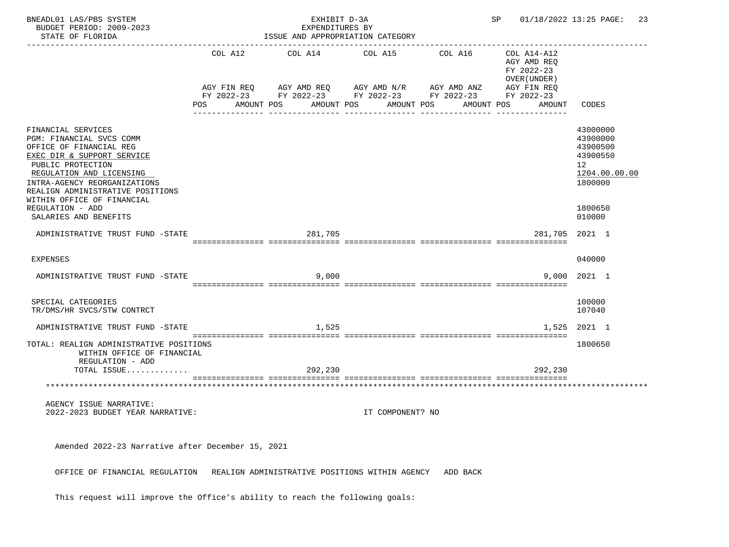BNEADL01 LAS/PBS SYSTEM — EXHIBIT D-3A — EXPENDITURES BY ISSUE AND APPROPRIATION CATEGORY
BUDGET PERIOD: 2009-2023
STATE OF FLORIDA
SP 01/18/2022 13:25

| | COL A12 AGY FIN REQ FY 2022-23 POS AMOUNT | COL A14 AGY AMD REQ FY 2022-23 POS AMOUNT | COL A15 AGY AMD N/R FY 2022-23 POS AMOUNT | COL A16 AGY AMD ANZ FY 2022-23 POS AMOUNT | COL A14-A12 AGY AMD REQ FY 2022-23 OVER(UNDER) AGY FIN REQ FY 2022-23 POS AMOUNT | CODES |
|---|---|---|---|---|---|---|
| FINANCIAL SERVICES | | | | | | 43000000 |
| PGM: FINANCIAL SVCS COMM | | | | | | 43900000 |
| OFFICE OF FINANCIAL REG | | | | | | 43900500 |
| EXEC DIR & SUPPORT SERVICE | | | | | | 43900550 |
| PUBLIC PROTECTION | | | | | | 12 |
| REGULATION AND LICENSING | | | | | | 1204.00.00.00 |
| INTRA-AGENCY REORGANIZATIONS | | | | | | 1800000 |
| REALIGN ADMINISTRATIVE POSITIONS WITHIN OFFICE OF FINANCIAL REGULATION - ADD | | | | | | 1800650 |
| SALARIES AND BENEFITS | | | | | | 010000 |
| ADMINISTRATIVE TRUST FUND -STATE | | 281,705 | | | 281,705 | 2021 1 |
| EXPENSES | | | | | | 040000 |
| ADMINISTRATIVE TRUST FUND -STATE | | 9,000 | | | 9,000 | 2021 1 |
| SPECIAL CATEGORIES | | | | | | 100000 |
| TR/DMS/HR SVCS/STW CONTRCT | | | | | | 107040 |
| ADMINISTRATIVE TRUST FUND -STATE | | 1,525 | | | 1,525 | 2021 1 |
| TOTAL: REALIGN ADMINISTRATIVE POSITIONS WITHIN OFFICE OF FINANCIAL REGULATION - ADD | | | | | | 1800650 |
| TOTAL ISSUE............ | | 292,230 | | | 292,230 | |

AGENCY ISSUE NARRATIVE:
2022-2023 BUDGET YEAR NARRATIVE: IT COMPONENT? NO

Amended 2022-23 Narrative after December 15, 2021

OFFICE OF FINANCIAL REGULATION REALIGN ADMINISTRATIVE POSITIONS WITHIN AGENCY ADD BACK

This request will improve the Office's ability to reach the following goals: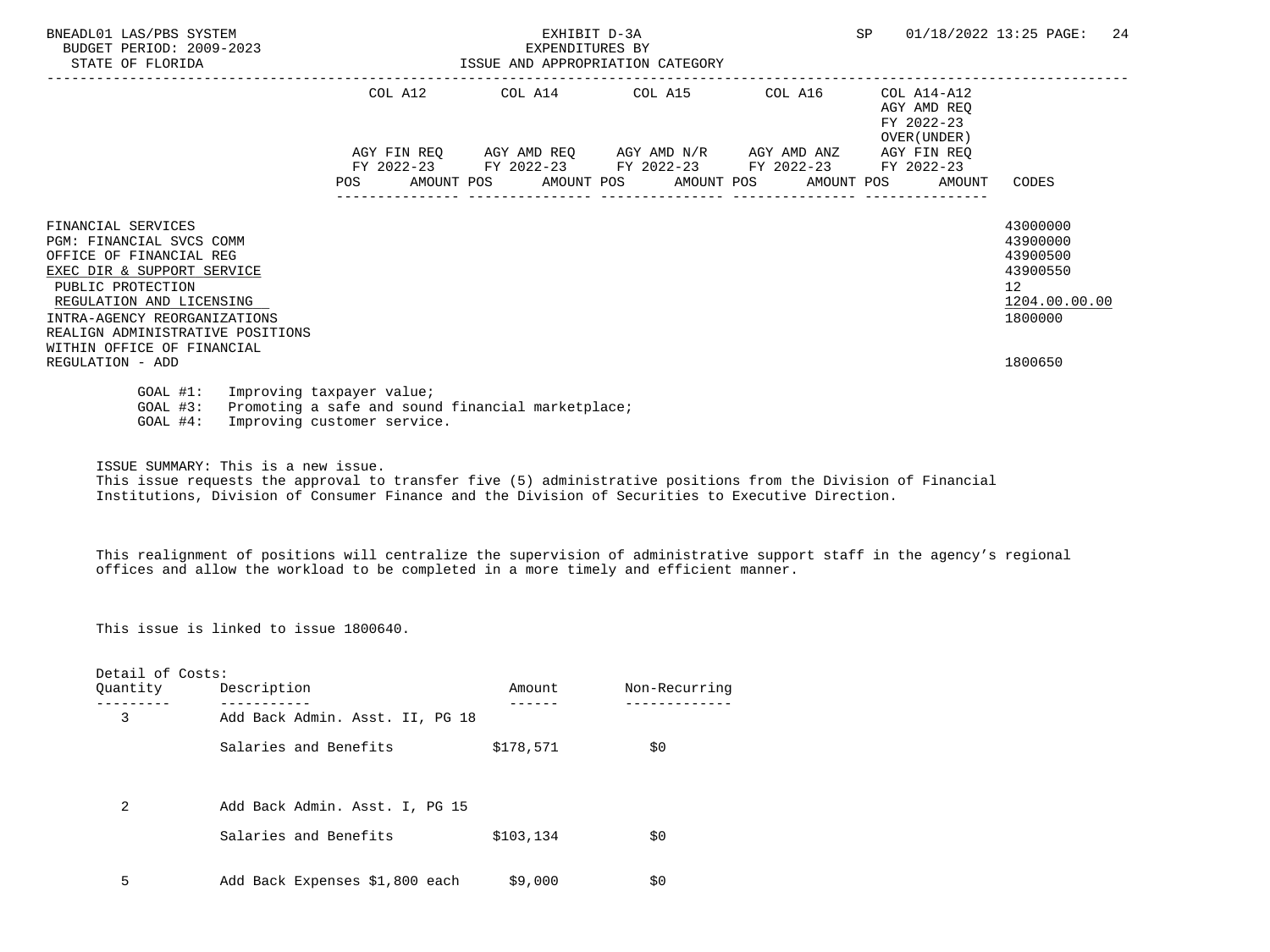BNEADL01 LAS/PBS SYSTEM | EXHIBIT D-3A | SP 01/18/2022 13:25

BUDGET PERIOD: 2009-2023 | EXPENDITURES BY

STATE OF FLORIDA | ISSUE AND APPROPRIATION CATEGORY

| | COL A12 AGY FIN REQ FY 2022-23 POS AMOUNT | COL A14 AGY AMD REQ FY 2022-23 POS AMOUNT | COL A15 AGY AMD N/R FY 2022-23 POS AMOUNT | COL A16 AGY AMD ANZ FY 2022-23 POS AMOUNT | COL A14-A12 AGY AMD REQ FY 2022-23 OVER(UNDER) AGY FIN REQ FY 2022-23 POS AMOUNT | CODES |
|---|---|---|---|---|---|---|
| FINANCIAL SERVICES | | | | | | 43000000 |
| PGM: FINANCIAL SVCS COMM | | | | | | 43900000 |
| OFFICE OF FINANCIAL REG | | | | | | 43900500 |
| EXEC DIR & SUPPORT SERVICE | | | | | | 43900550 |
| PUBLIC PROTECTION | | | | | | 12 |
| REGULATION AND LICENSING | | | | | | 1204.00.00.00 |
| INTRA-AGENCY REORGANIZATIONS | | | | | | 1800000 |
| REALIGN ADMINISTRATIVE POSITIONS WITHIN OFFICE OF FINANCIAL REGULATION - ADD | | | | | | 1800650 |

GOAL #1: Improving taxpayer value;
GOAL #3: Promoting a safe and sound financial marketplace;
GOAL #4: Improving customer service.

ISSUE SUMMARY: This is a new issue.
This issue requests the approval to transfer five (5) administrative positions from the Division of Financial Institutions, Division of Consumer Finance and the Division of Securities to Executive Direction.

This realignment of positions will centralize the supervision of administrative support staff in the agency's regional offices and allow the workload to be completed in a more timely and efficient manner.

This issue is linked to issue 1800640.

Detail of Costs:

| Quantity | Description | Amount | Non-Recurring |
|---|---|---|---|
| 3 | Add Back Admin. Asst. II, PG 18 | | |
| | Salaries and Benefits | $178,571 | $0 |
| 2 | Add Back Admin. Asst. I, PG 15 | | |
| | Salaries and Benefits | $103,134 | $0 |
| 5 | Add Back Expenses $1,800 each | $9,000 | $0 |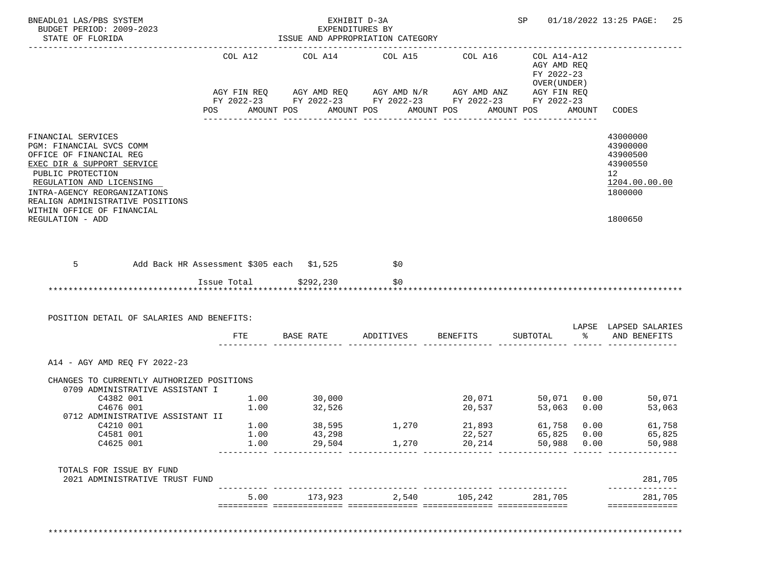| | COL A12 | COL A14 | COL A15 | COL A16 | COL A14-A12 AGY AMD REQ FY 2022-23 OVER(UNDER) | |
|---|---|---|---|---|---|---|
| | AGY FIN REQ FY 2022-23 | AGY AMD REQ FY 2022-23 | AGY AMD N/R FY 2022-23 | AGY AMD ANZ FY 2022-23 | AGY FIN REQ FY 2022-23 | |
| | POS AMOUNT | POS AMOUNT | POS AMOUNT | POS AMOUNT | POS AMOUNT | CODES |
| FINANCIAL SERVICES | | | | | | 43000000 |
| PGM: FINANCIAL SVCS COMM | | | | | | 43900000 |
| OFFICE OF FINANCIAL REG | | | | | | 43900500 |
| EXEC DIR & SUPPORT SERVICE | | | | | | 43900550 |
| PUBLIC PROTECTION | | | | | | 12 |
| REGULATION AND LICENSING | | | | | | 1204.00.00.00 |
| INTRA-AGENCY REORGANIZATIONS | | | | | | 1800000 |
| REALIGN ADMINISTRATIVE POSITIONS WITHIN OFFICE OF FINANCIAL REGULATION - ADD | | | | | | 1800650 |

| | | | |
|---|---|---|---|
| 5 | Add Back HR Assessment $305 each | $1,525 | $0 |
| | Issue Total | $292,230 | $0 |

POSITION DETAIL OF SALARIES AND BENEFITS:

| | FTE | BASE RATE | ADDITIVES | BENEFITS | SUBTOTAL | LAPSE % | LAPSED SALARIES AND BENEFITS |
|---|---|---|---|---|---|---|---|
| A14 - AGY AMD REQ FY 2022-23 | | | | | | | |
| CHANGES TO CURRENTLY AUTHORIZED POSITIONS | | | | | | | |
| 0709 ADMINISTRATIVE ASSISTANT I | | | | | | | |
| C4382 001 | 1.00 | 30,000 | | 20,071 | 50,071 | 0.00 | 50,071 |
| C4676 001 | 1.00 | 32,526 | | 20,537 | 53,063 | 0.00 | 53,063 |
| 0712 ADMINISTRATIVE ASSISTANT II | | | | | | | |
| C4210 001 | 1.00 | 38,595 | 1,270 | 21,893 | 61,758 | 0.00 | 61,758 |
| C4581 001 | 1.00 | 43,298 | | 22,527 | 65,825 | 0.00 | 65,825 |
| C4625 001 | 1.00 | 29,504 | 1,270 | 20,214 | 50,988 | 0.00 | 50,988 |
| TOTALS FOR ISSUE BY FUND | | | | | | | |
| 2021 ADMINISTRATIVE TRUST FUND | | | | | | | 281,705 |
| | 5.00 | 173,923 | 2,540 | 105,242 | 281,705 | | 281,705 |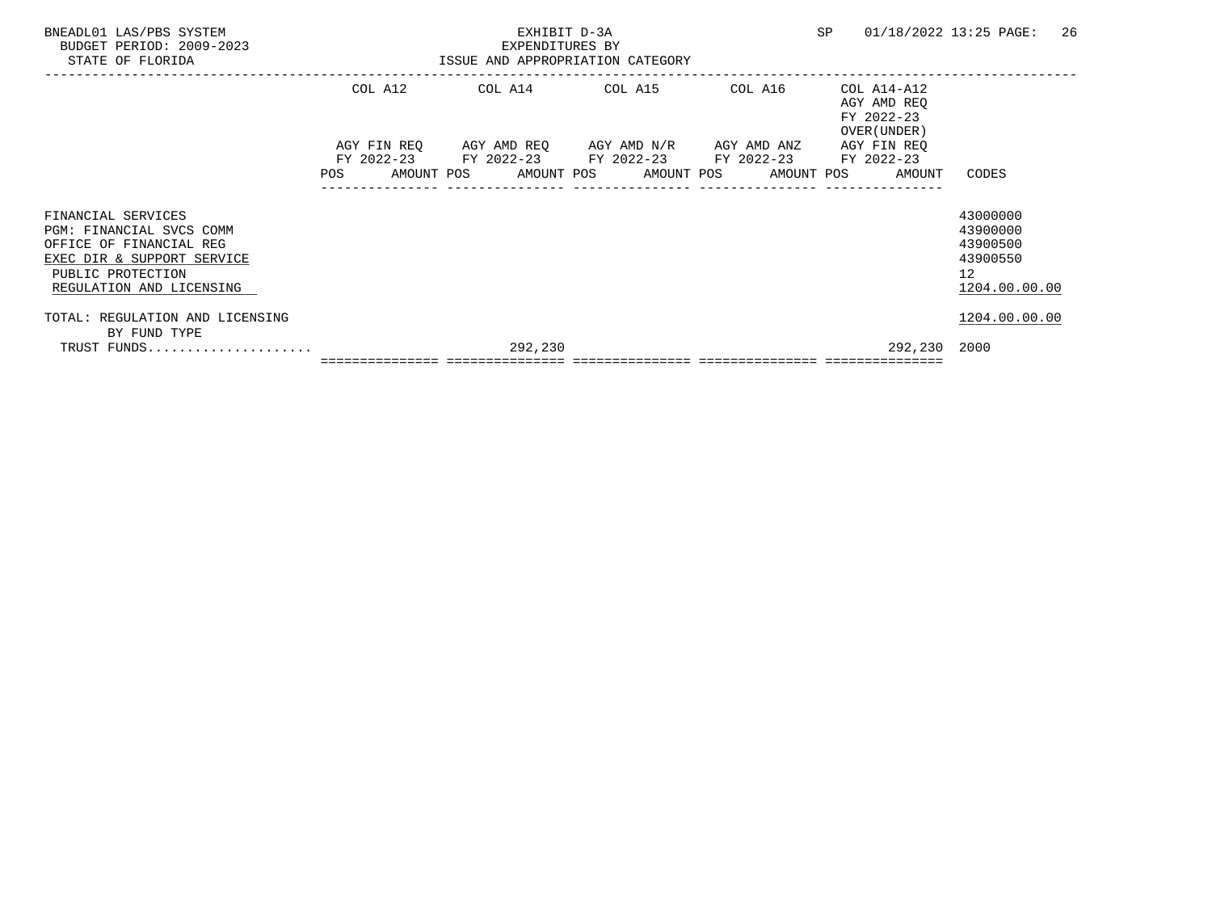EXHIBIT D-3A
EXPENDITURES BY
ISSUE AND APPROPRIATION CATEGORY

BNEADL01 LAS/PBS SYSTEM
BUDGET PERIOD: 2009-2023
STATE OF FLORIDA

| | COL A12 AGY FIN REQ FY 2022-23 POS AMOUNT | COL A14 AGY AMD REQ FY 2022-23 POS AMOUNT | COL A15 AGY AMD N/R FY 2022-23 POS AMOUNT | COL A16 AGY AMD ANZ FY 2022-23 POS AMOUNT | COL A14-A12 AGY AMD REQ FY 2022-23 OVER(UNDER) AGY FIN REQ FY 2022-23 POS AMOUNT | CODES |
|---|---|---|---|---|---|---|
| FINANCIAL SERVICES | | | | | | 43000000 |
| PGM: FINANCIAL SVCS COMM | | | | | | 43900000 |
| OFFICE OF FINANCIAL REG | | | | | | 43900500 |
| EXEC DIR & SUPPORT SERVICE | | | | | | 43900550 |
| PUBLIC PROTECTION | | | | | | 12 |
| REGULATION AND LICENSING | | | | | | 1204.00.00.00 |
| TOTAL: REGULATION AND LICENSING | | | | | | 1204.00.00.00 |
| BY FUND TYPE | | | | | | |
| TRUST FUNDS..................... | | 292,230 | | | 292,230 | 2000 |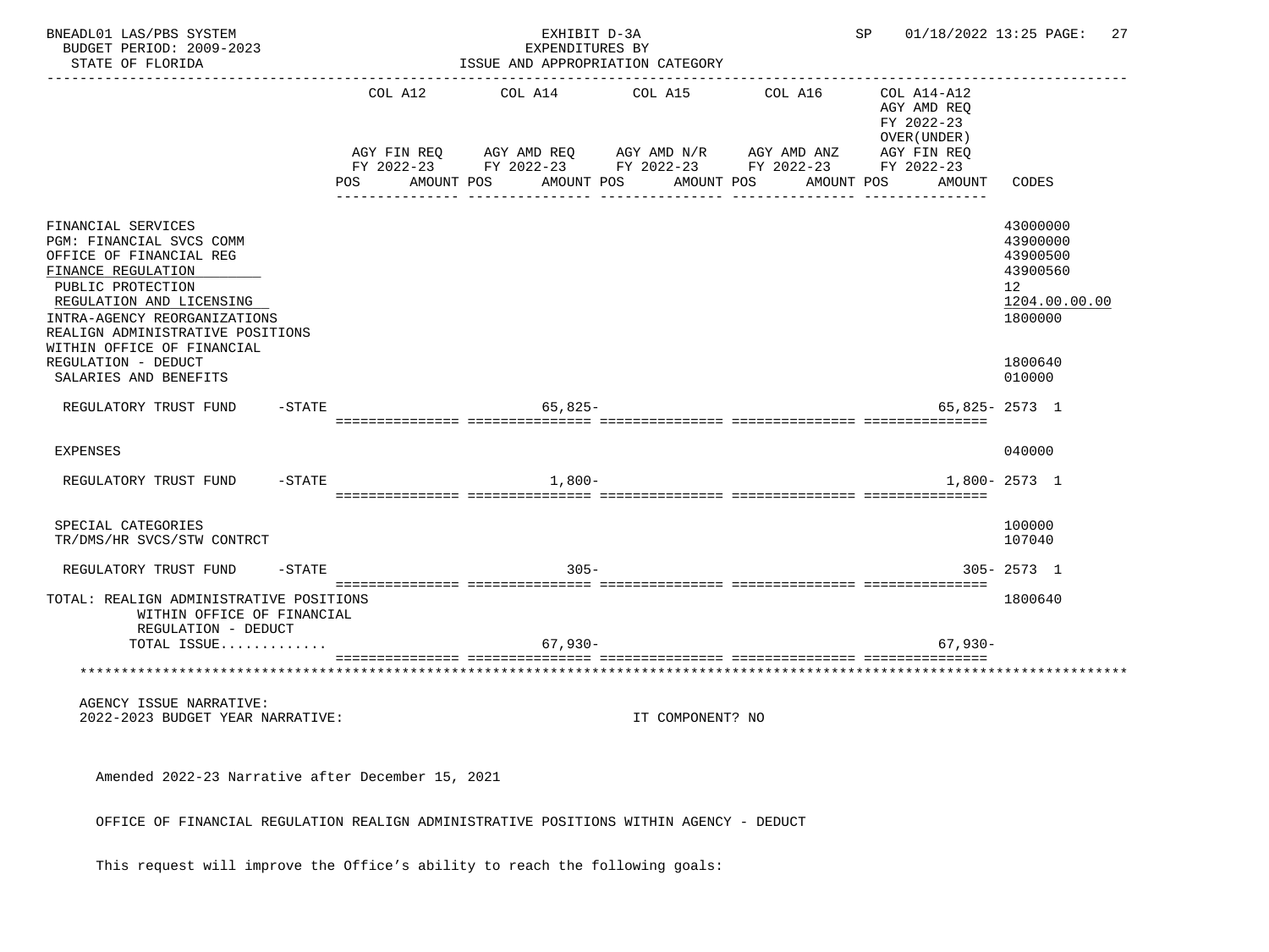| | COL A12 AGY FIN REQ FY 2022-23 POS AMOUNT | COL A14 AGY AMD REQ FY 2022-23 POS AMOUNT | COL A15 AGY AMD N/R FY 2022-23 POS AMOUNT | COL A16 AGY AMD ANZ FY 2022-23 POS AMOUNT | COL A14-A12 AGY AMD REQ FY 2022-23 OVER(UNDER) AGY FIN REQ FY 2022-23 POS AMOUNT | CODES |
|---|---|---|---|---|---|---|
| FINANCIAL SERVICES | | | | | | 43000000 |
| PGM: FINANCIAL SVCS COMM | | | | | | 43900000 |
| OFFICE OF FINANCIAL REG | | | | | | 43900500 |
| FINANCE REGULATION | | | | | | 43900560 |
| PUBLIC PROTECTION | | | | | | 12 |
| REGULATION AND LICENSING | | | | | | 1204.00.00.00 |
| INTRA-AGENCY REORGANIZATIONS | | | | | | 1800000 |
| REALIGN ADMINISTRATIVE POSITIONS WITHIN OFFICE OF FINANCIAL REGULATION - DEDUCT | | | | | | 1800640 |
| SALARIES AND BENEFITS | | | | | | 010000 |
| REGULATORY TRUST FUND -STATE | | 65,825- | | | 65,825- | 2573 1 |
| EXPENSES | | | | | | 040000 |
| REGULATORY TRUST FUND -STATE | | 1,800- | | | 1,800- | 2573 1 |
| SPECIAL CATEGORIES | | | | | | 100000 |
| TR/DMS/HR SVCS/STW CONTRCT | | | | | | 107040 |
| REGULATORY TRUST FUND -STATE | | 305- | | | 305- | 2573 1 |
| TOTAL: REALIGN ADMINISTRATIVE POSITIONS WITHIN OFFICE OF FINANCIAL REGULATION - DEDUCT | | | | | | 1800640 |
| TOTAL ISSUE............ | | 67,930- | | | 67,930- | |

AGENCY ISSUE NARRATIVE:
2022-2023 BUDGET YEAR NARRATIVE: IT COMPONENT? NO

Amended 2022-23 Narrative after December 15, 2021

OFFICE OF FINANCIAL REGULATION REALIGN ADMINISTRATIVE POSITIONS WITHIN AGENCY - DEDUCT

This request will improve the Office's ability to reach the following goals: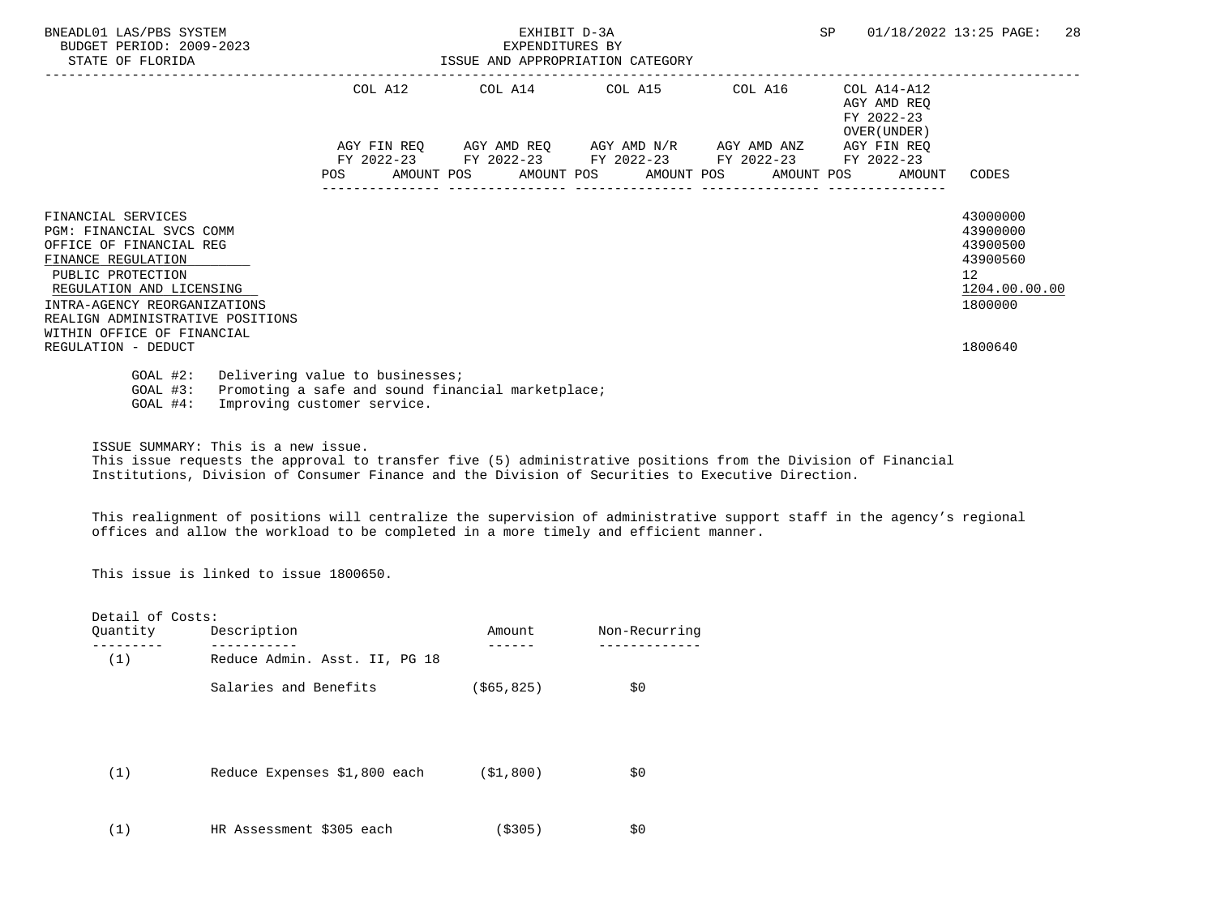BNEADL01 LAS/PBS SYSTEM
BUDGET PERIOD: 2009-2023
STATE OF FLORIDA

EXHIBIT D-3A
EXPENDITURES BY
ISSUE AND APPROPRIATION CATEGORY

SP 01/18/2022 13:25

| | COL A12 AGY FIN REQ FY 2022-23 POS AMOUNT | COL A14 AGY AMD REQ FY 2022-23 POS AMOUNT | COL A15 AGY AMD N/R FY 2022-23 POS AMOUNT | COL A16 AGY AMD ANZ FY 2022-23 POS AMOUNT | COL A14-A12 AGY AMD REQ FY 2022-23 OVER(UNDER) AGY FIN REQ FY 2022-23 POS AMOUNT | CODES |
|---|---|---|---|---|---|---|
| FINANCIAL SERVICES | | | | | | 43000000 |
| PGM: FINANCIAL SVCS COMM | | | | | | 43900000 |
| OFFICE OF FINANCIAL REG | | | | | | 43900500 |
| FINANCE REGULATION | | | | | | 43900560 |
| PUBLIC PROTECTION | | | | | | 12 |
| REGULATION AND LICENSING | | | | | | 1204.00.00.00 |
| INTRA-AGENCY REORGANIZATIONS | | | | | | 1800000 |
| REALIGN ADMINISTRATIVE POSITIONS WITHIN OFFICE OF FINANCIAL REGULATION - DEDUCT | | | | | | 1800640 |

GOAL #2: Delivering value to businesses;
GOAL #3: Promoting a safe and sound financial marketplace;
GOAL #4: Improving customer service.

ISSUE SUMMARY: This is a new issue.
This issue requests the approval to transfer five (5) administrative positions from the Division of Financial Institutions, Division of Consumer Finance and the Division of Securities to Executive Direction.

This realignment of positions will centralize the supervision of administrative support staff in the agency's regional offices and allow the workload to be completed in a more timely and efficient manner.

This issue is linked to issue 1800650.

Detail of Costs:

| Quantity | Description | Amount | Non-Recurring |
|---|---|---|---|
| (1) | Reduce Admin. Asst. II, PG 18 | | |
| | Salaries and Benefits | ($65,825) | $0 |
| (1) | Reduce Expenses $1,800 each | ($1,800) | $0 |
| (1) | HR Assessment $305 each | ($305) | $0 |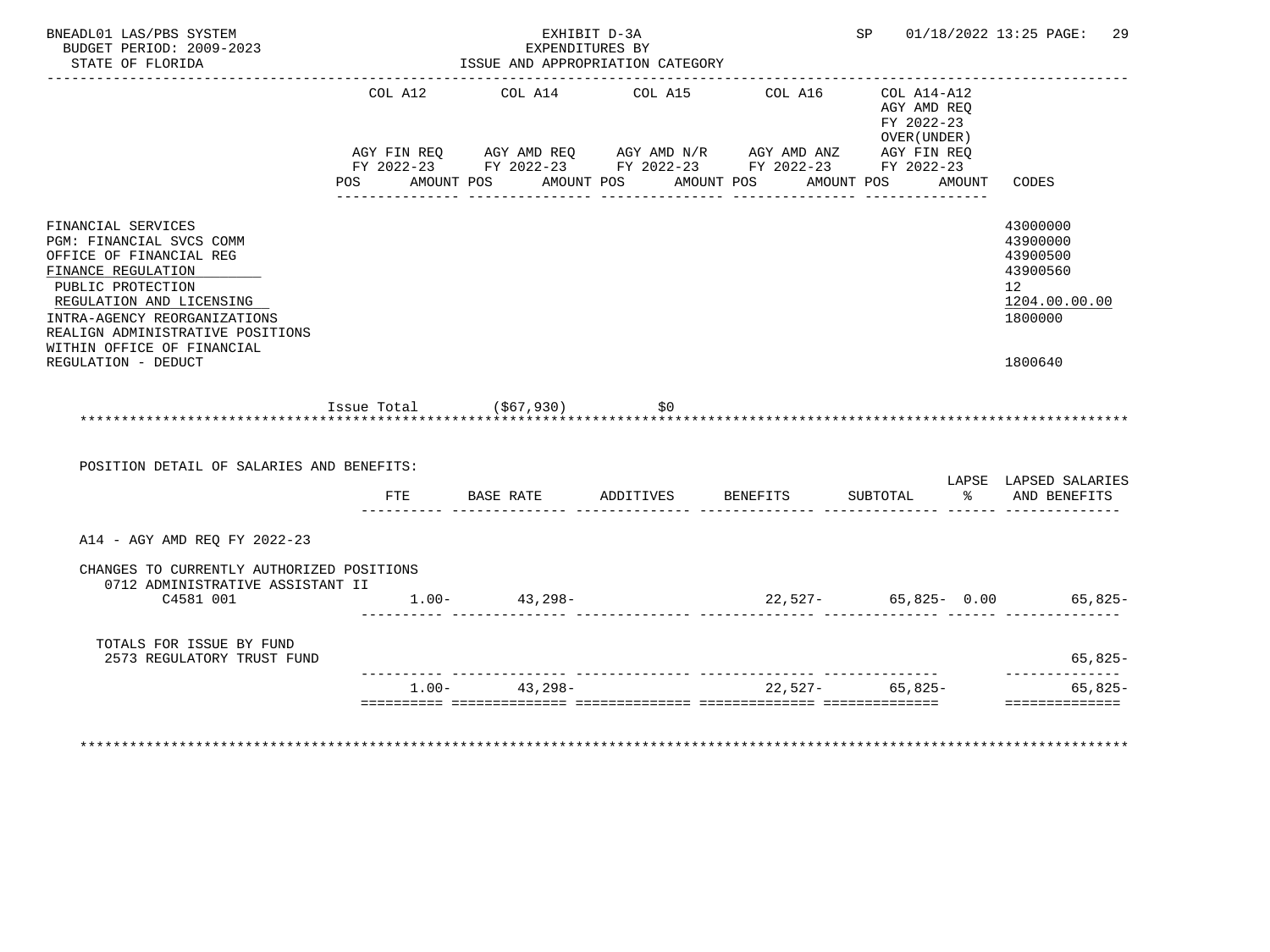BNEADL01 LAS/PBS SYSTEM — EXHIBIT D-3A — EXPENDITURES BY ISSUE AND APPROPRIATION CATEGORY
BUDGET PERIOD: 2009-2023
STATE OF FLORIDA

| | COL A12 AGY FIN REQ FY 2022-23 POS AMOUNT | COL A14 AGY AMD REQ FY 2022-23 POS AMOUNT | COL A15 AGY AMD N/R FY 2022-23 POS AMOUNT | COL A16 AGY AMD ANZ FY 2022-23 POS AMOUNT | COL A14-A12 AGY AMD REQ FY 2022-23 OVER(UNDER) AGY FIN REQ FY 2022-23 POS AMOUNT | CODES |
|---|---|---|---|---|---|---|
| FINANCIAL SERVICES | | | | | | 43000000 |
| PGM: FINANCIAL SVCS COMM | | | | | | 43900000 |
| OFFICE OF FINANCIAL REG | | | | | | 43900500 |
| FINANCE REGULATION | | | | | | 43900560 |
| PUBLIC PROTECTION | | | | | | 12 |
| REGULATION AND LICENSING | | | | | | 1204.00.00.00 |
| INTRA-AGENCY REORGANIZATIONS | | | | | | 1800000 |
| REALIGN ADMINISTRATIVE POSITIONS WITHIN OFFICE OF FINANCIAL REGULATION - DEDUCT | | | | | | 1800640 |

Issue Total ($67,930) $0

POSITION DETAIL OF SALARIES AND BENEFITS:

| | FTE | BASE RATE | ADDITIVES | BENEFITS | SUBTOTAL | LAPSE % | LAPSED SALARIES AND BENEFITS |
|---|---|---|---|---|---|---|---|
| A14 - AGY AMD REQ FY 2022-23 | | | | | | | |
| CHANGES TO CURRENTLY AUTHORIZED POSITIONS | | | | | | | |
| 0712 ADMINISTRATIVE ASSISTANT II C4581 001 | 1.00- | 43,298- | | 22,527- | 65,825- | 0.00 | 65,825- |
| TOTALS FOR ISSUE BY FUND | | | | | | | |
| 2573 REGULATORY TRUST FUND | | | | | | | 65,825- |
| | 1.00- | 43,298- | | 22,527- | 65,825- | | 65,825- |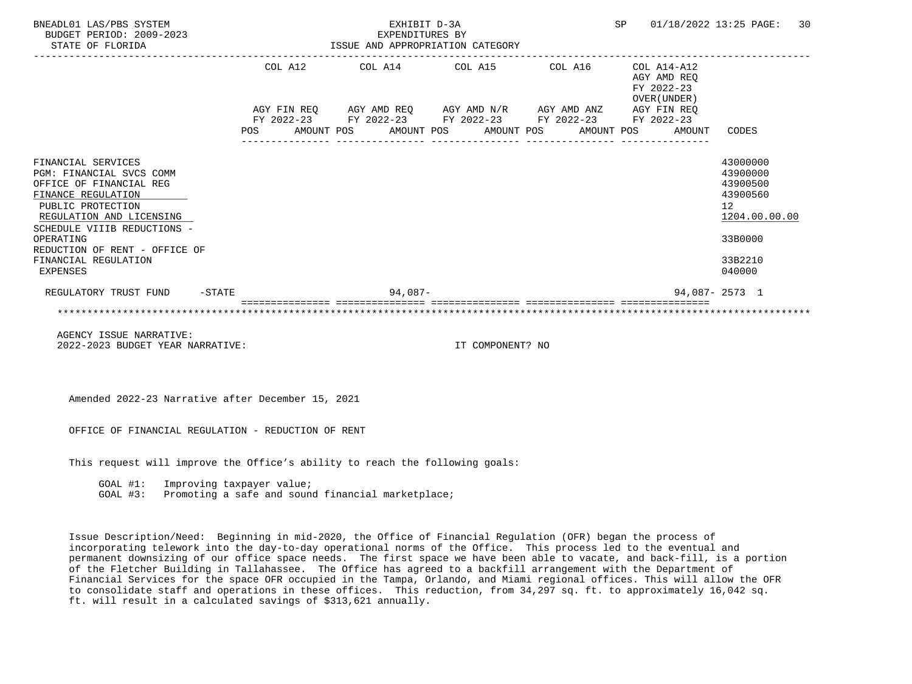EXHIBIT D-3A
EXPENDITURES BY
ISSUE AND APPROPRIATION CATEGORY

| | COL A12 AGY FIN REQ FY 2022-23 POS AMOUNT | COL A14 AGY AMD REQ FY 2022-23 POS AMOUNT | COL A15 AGY AMD N/R FY 2022-23 POS AMOUNT | COL A16 AGY AMD ANZ FY 2022-23 POS AMOUNT | COL A14-A12 AGY AMD REQ FY 2022-23 OVER(UNDER) AGY FIN REQ FY 2022-23 POS AMOUNT | CODES |
|---|---|---|---|---|---|---|
| FINANCIAL SERVICES | | | | | | 43000000 |
| PGM: FINANCIAL SVCS COMM | | | | | | 43900000 |
| OFFICE OF FINANCIAL REG | | | | | | 43900500 |
| FINANCE REGULATION | | | | | | 43900560 |
| PUBLIC PROTECTION | | | | | | 12 |
| REGULATION AND LICENSING | | | | | | 1204.00.00.00 |
| SCHEDULE VIIIB REDUCTIONS - OPERATING | | | | | | 33B0000 |
| REDUCTION OF RENT - OFFICE OF FINANCIAL REGULATION | | | | | | 33B2210 |
| EXPENSES | | | | | | 040000 |
| REGULATORY TRUST FUND -STATE | | 94,087- | | | 94,087- | 2573 1 |

AGENCY ISSUE NARRATIVE:
2022-2023 BUDGET YEAR NARRATIVE: IT COMPONENT? NO

Amended 2022-23 Narrative after December 15, 2021

OFFICE OF FINANCIAL REGULATION - REDUCTION OF RENT

This request will improve the Office's ability to reach the following goals:

GOAL #1: Improving taxpayer value;
GOAL #3: Promoting a safe and sound financial marketplace;

Issue Description/Need: Beginning in mid-2020, the Office of Financial Regulation (OFR) began the process of incorporating telework into the day-to-day operational norms of the Office. This process led to the eventual and permanent downsizing of our office space needs. The first space we have been able to vacate, and back-fill, is a portion of the Fletcher Building in Tallahassee. The Office has agreed to a backfill arrangement with the Department of Financial Services for the space OFR occupied in the Tampa, Orlando, and Miami regional offices. This will allow the OFR to consolidate staff and operations in these offices. This reduction, from 34,297 sq. ft. to approximately 16,042 sq. ft. will result in a calculated savings of $313,621 annually.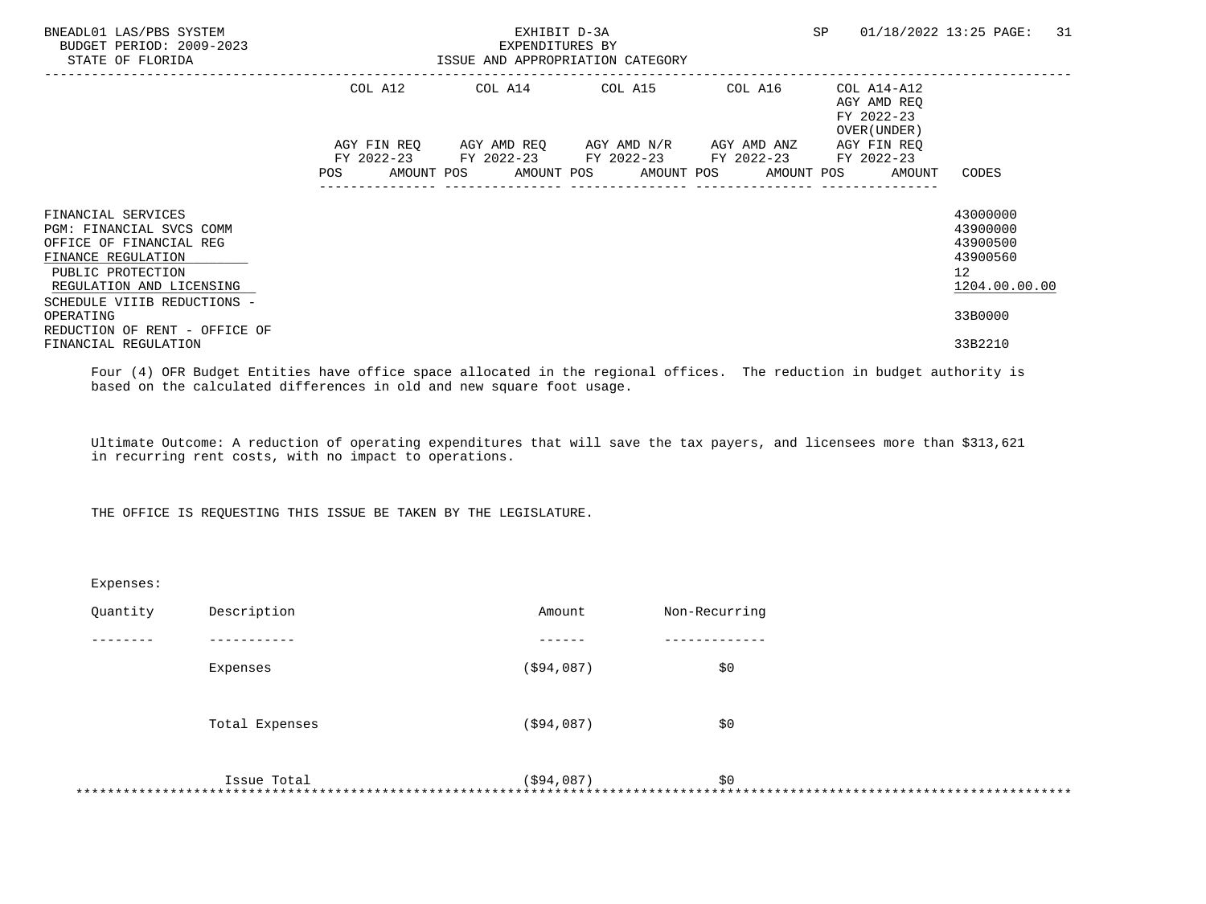| | COL A12 | | COL A14 | | COL A15 | | COL A16 | | COL A14-A12 AGY AMD REQ FY 2022-23 OVER(UNDER) AGY FIN REQ FY 2022-23 | |
|---|---|---|---|---|---|---|---|---|---|---|
| | AGY FIN REQ FY 2022-23 | | AGY AMD REQ FY 2022-23 | | AGY AMD N/R FY 2022-23 | | AGY AMD ANZ FY 2022-23 | | | |
| | POS | AMOUNT | POS | AMOUNT | POS | AMOUNT | POS | AMOUNT | POS AMOUNT | CODES |
| FINANCIAL SERVICES | | | | | | | | | | 43000000 |
| PGM: FINANCIAL SVCS COMM | | | | | | | | | | 43900000 |
| OFFICE OF FINANCIAL REG | | | | | | | | | | 43900500 |
| FINANCE REGULATION | | | | | | | | | | 43900560 |
| PUBLIC PROTECTION | | | | | | | | | | 12 |
| REGULATION AND LICENSING | | | | | | | | | | 1204.00.00.00 |
| SCHEDULE VIIIB REDUCTIONS - OPERATING | | | | | | | | | | 33B0000 |
| REDUCTION OF RENT - OFFICE OF FINANCIAL REGULATION | | | | | | | | | | 33B2210 |

Four (4) OFR Budget Entities have office space allocated in the regional offices. The reduction in budget authority is based on the calculated differences in old and new square foot usage.

Ultimate Outcome: A reduction of operating expenditures that will save the tax payers, and licensees more than $313,621 in recurring rent costs, with no impact to operations.

THE OFFICE IS REQUESTING THIS ISSUE BE TAKEN BY THE LEGISLATURE.

Expenses:

| Quantity | Description | Amount | Non-Recurring |
|---|---|---|---|
| | Expenses | ($94,087) | $0 |
| | Total Expenses | ($94,087) | $0 |
| | Issue Total | ($94,087) | $0 |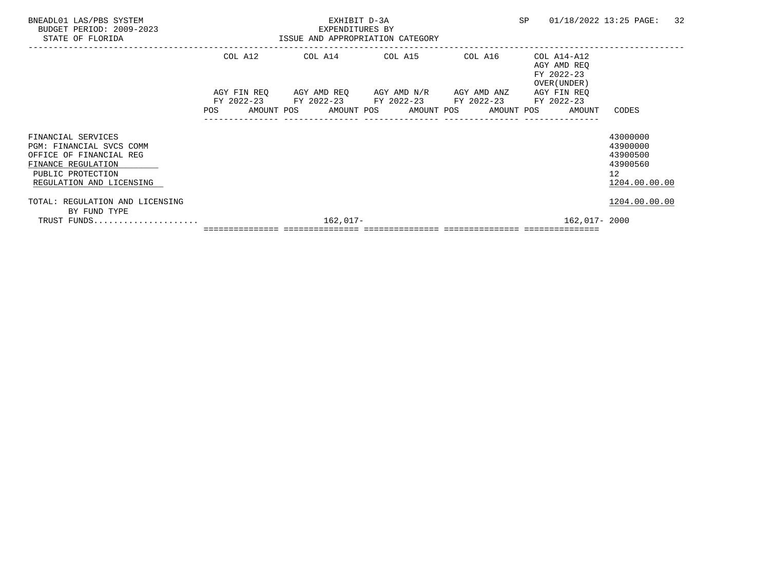BNEADL01 LAS/PBS SYSTEM
BUDGET PERIOD: 2009-2023
STATE OF FLORIDA

EXHIBIT D-3A
EXPENDITURES BY
ISSUE AND APPROPRIATION CATEGORY

SP 01/18/2022 13:25

| | COL A12 AGY FIN REQ FY 2022-23 POS AMOUNT | COL A14 AGY AMD REQ FY 2022-23 POS AMOUNT | COL A15 AGY AMD N/R FY 2022-23 POS AMOUNT | COL A16 AGY AMD ANZ FY 2022-23 POS AMOUNT | COL A14-A12 AGY AMD REQ FY 2022-23 OVER(UNDER) AGY FIN REQ FY 2022-23 POS AMOUNT | CODES |
|---|---|---|---|---|---|---|
| FINANCIAL SERVICES | | | | | | 43000000 |
| PGM: FINANCIAL SVCS COMM | | | | | | 43900000 |
| OFFICE OF FINANCIAL REG | | | | | | 43900500 |
| FINANCE REGULATION | | | | | | 43900560 |
| PUBLIC PROTECTION | | | | | | 12 |
| REGULATION AND LICENSING | | | | | | 1204.00.00.00 |
| TOTAL: REGULATION AND LICENSING | | | | | | 1204.00.00.00 |
| BY FUND TYPE | | | | | | |
| TRUST FUNDS..................... | | 162,017- | | | 162,017- | 2000 |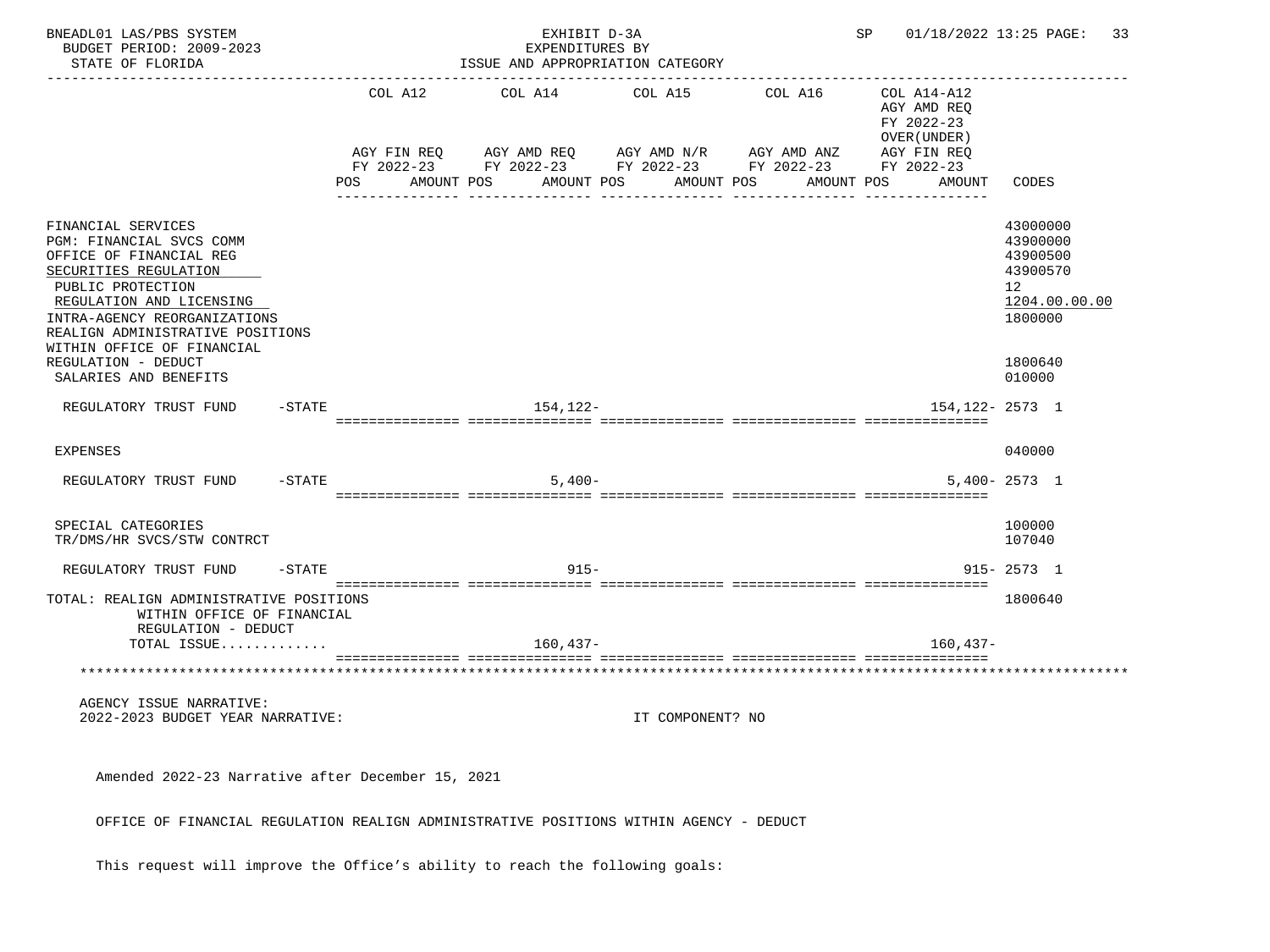BNEADL01 LAS/PBS SYSTEM — EXHIBIT D-3A — EXPENDITURES BY ISSUE AND APPROPRIATION CATEGORY
BUDGET PERIOD: 2009-2023
STATE OF FLORIDA

| | COL A12 AGY FIN REQ FY 2022-23 POS AMOUNT | COL A14 AGY AMD REQ FY 2022-23 POS AMOUNT | COL A15 AGY AMD N/R FY 2022-23 POS AMOUNT | COL A16 AGY AMD ANZ FY 2022-23 POS AMOUNT | COL A14-A12 AGY AMD REQ FY 2022-23 OVER(UNDER) AGY FIN REQ FY 2022-23 POS AMOUNT | CODES |
|---|---|---|---|---|---|---|
| FINANCIAL SERVICES | | | | | | 43000000 |
| PGM: FINANCIAL SVCS COMM | | | | | | 43900000 |
| OFFICE OF FINANCIAL REG | | | | | | 43900500 |
| SECURITIES REGULATION | | | | | | 43900570 |
| PUBLIC PROTECTION | | | | | | 12 |
| REGULATION AND LICENSING | | | | | | 1204.00.00.00 |
| INTRA-AGENCY REORGANIZATIONS | | | | | | 1800000 |
| REALIGN ADMINISTRATIVE POSITIONS WITHIN OFFICE OF FINANCIAL REGULATION - DEDUCT | | | | | | 1800640 |
| SALARIES AND BENEFITS | | | | | | 010000 |
| REGULATORY TRUST FUND -STATE | | 154,122- | | | 154,122- | 2573 1 |
| EXPENSES | | | | | | 040000 |
| REGULATORY TRUST FUND -STATE | | 5,400- | | | 5,400- | 2573 1 |
| SPECIAL CATEGORIES | | | | | | 100000 |
| TR/DMS/HR SVCS/STW CONTRCT | | | | | | 107040 |
| REGULATORY TRUST FUND -STATE | | 915- | | | 915- | 2573 1 |
| TOTAL: REALIGN ADMINISTRATIVE POSITIONS WITHIN OFFICE OF FINANCIAL REGULATION - DEDUCT | | | | | | 1800640 |
| TOTAL ISSUE............ | | 160,437- | | | 160,437- | |

AGENCY ISSUE NARRATIVE:
2022-2023 BUDGET YEAR NARRATIVE: IT COMPONENT? NO

Amended 2022-23 Narrative after December 15, 2021

OFFICE OF FINANCIAL REGULATION REALIGN ADMINISTRATIVE POSITIONS WITHIN AGENCY - DEDUCT

This request will improve the Office's ability to reach the following goals: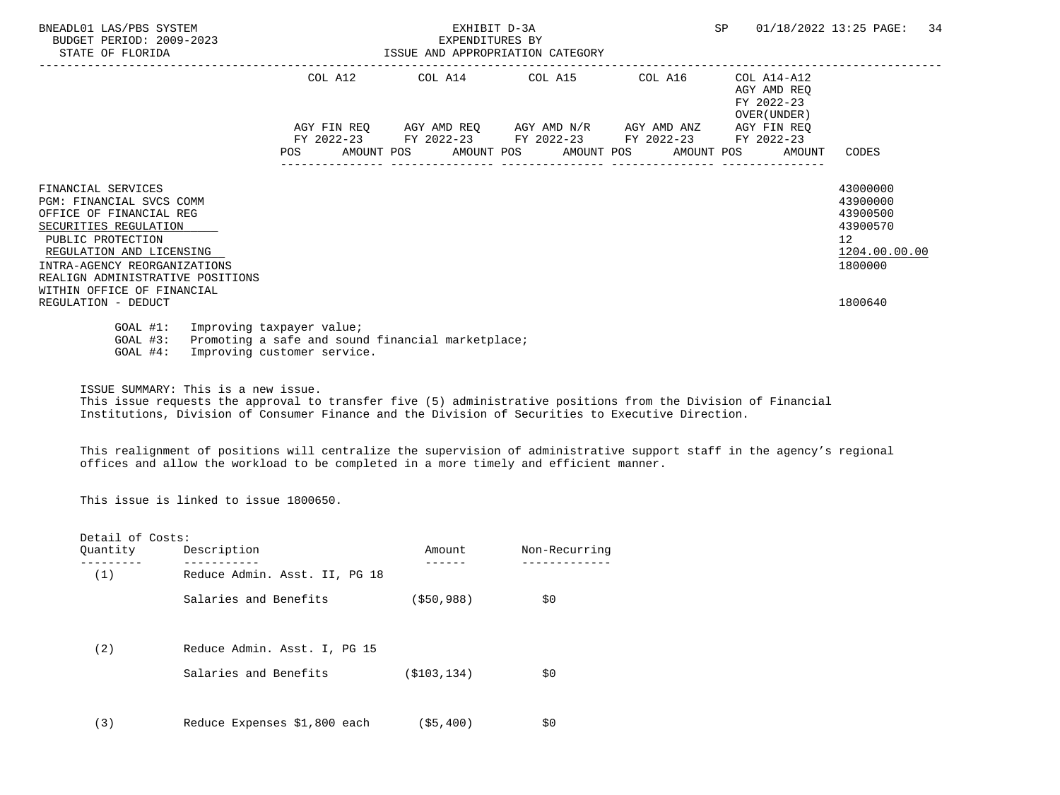BNEADL01 LAS/PBS SYSTEM
BUDGET PERIOD: 2009-2023
STATE OF FLORIDA

EXHIBIT D-3A
EXPENDITURES BY
ISSUE AND APPROPRIATION CATEGORY

SP 01/18/2022 13:25

| | COL A12 AGY FIN REQ FY 2022-23 | | COL A14 AGY AMD REQ FY 2022-23 | | COL A15 AGY AMD N/R FY 2022-23 | | COL A16 AGY AMD ANZ FY 2022-23 | | COL A14-A12 AGY AMD REQ FY 2022-23 OVER(UNDER) AGY FIN REQ FY 2022-23 | | |
|---|---|---|---|---|---|---|---|---|---|---|---|
| | POS | AMOUNT | POS | AMOUNT | POS | AMOUNT | POS | AMOUNT | POS | AMOUNT | CODES |
| FINANCIAL SERVICES | | | | | | | | | | | 43000000 |
| PGM: FINANCIAL SVCS COMM | | | | | | | | | | | 43900000 |
| OFFICE OF FINANCIAL REG | | | | | | | | | | | 43900500 |
| SECURITIES REGULATION | | | | | | | | | | | 43900570 |
| PUBLIC PROTECTION | | | | | | | | | | | 12 |
| REGULATION AND LICENSING | | | | | | | | | | | 1204.00.00.00 |
| INTRA-AGENCY REORGANIZATIONS | | | | | | | | | | | 1800000 |
| REALIGN ADMINISTRATIVE POSITIONS WITHIN OFFICE OF FINANCIAL REGULATION - DEDUCT | | | | | | | | | | | 1800640 |

GOAL #1: Improving taxpayer value;
GOAL #3: Promoting a safe and sound financial marketplace;
GOAL #4: Improving customer service.

ISSUE SUMMARY: This is a new issue.
This issue requests the approval to transfer five (5) administrative positions from the Division of Financial Institutions, Division of Consumer Finance and the Division of Securities to Executive Direction.

This realignment of positions will centralize the supervision of administrative support staff in the agency's regional offices and allow the workload to be completed in a more timely and efficient manner.

This issue is linked to issue 1800650.

Detail of Costs:

| Quantity | Description | Amount | Non-Recurring |
|---|---|---|---|
| (1) | Reduce Admin. Asst. II, PG 18 | | |
| | Salaries and Benefits | ($50,988) | $0 |
| (2) | Reduce Admin. Asst. I, PG 15 | | |
| | Salaries and Benefits | ($103,134) | $0 |
| (3) | Reduce Expenses $1,800 each | ($5,400) | $0 |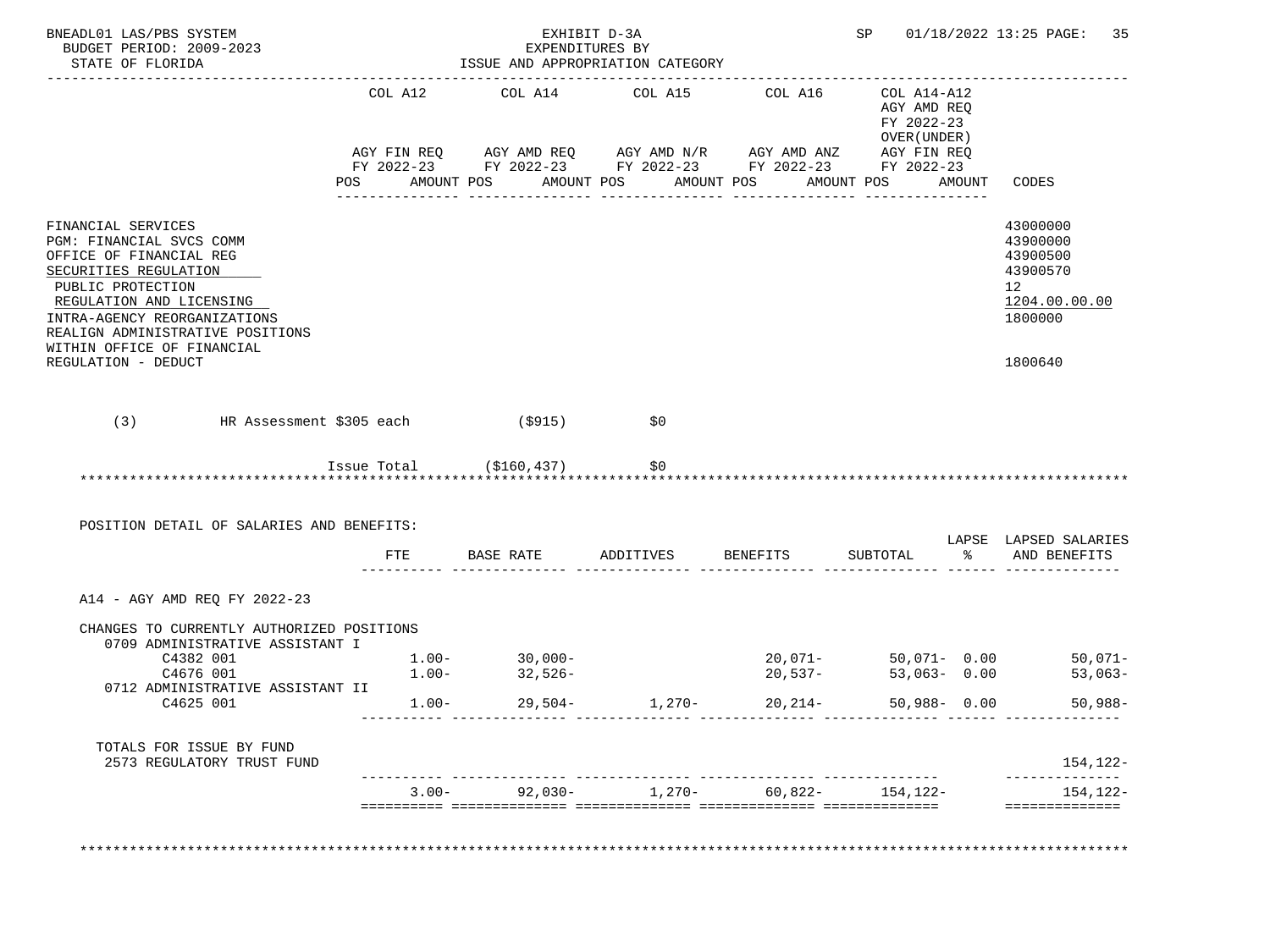BNEADL01 LAS/PBS SYSTEM
BUDGET PERIOD: 2009-2023
STATE OF FLORIDA

EXHIBIT D-3A
EXPENDITURES BY
ISSUE AND APPROPRIATION CATEGORY

SP 01/18/2022 13:25 PAGE: 35

| | COL A12 AGY FIN REQ FY 2022-23 POS AMOUNT | COL A14 AGY AMD REQ FY 2022-23 POS AMOUNT | COL A15 AGY AMD N/R FY 2022-23 POS AMOUNT | COL A16 AGY AMD ANZ FY 2022-23 POS AMOUNT | COL A14-A12 AGY AMD REQ FY 2022-23 OVER(UNDER) AGY FIN REQ FY 2022-23 POS AMOUNT | CODES |
|---|---|---|---|---|---|---|
| FINANCIAL SERVICES | | | | | | 43000000 |
| PGM: FINANCIAL SVCS COMM | | | | | | 43900000 |
| OFFICE OF FINANCIAL REG | | | | | | 43900500 |
| SECURITIES REGULATION | | | | | | 43900570 |
| PUBLIC PROTECTION | | | | | | 12 |
| REGULATION AND LICENSING | | | | | | 1204.00.00.00 |
| INTRA-AGENCY REORGANIZATIONS | | | | | | 1800000 |
| REALIGN ADMINISTRATIVE POSITIONS WITHIN OFFICE OF FINANCIAL REGULATION - DEDUCT | | | | | | 1800640 |

(3) HR Assessment $305 each ($915) $0

Issue Total ($160,437) $0

POSITION DETAIL OF SALARIES AND BENEFITS:

| | FTE | BASE RATE | ADDITIVES | BENEFITS | SUBTOTAL | LAPSE % | LAPSED SALARIES AND BENEFITS |
|---|---|---|---|---|---|---|---|
| A14 - AGY AMD REQ FY 2022-23 | | | | | | | |
| CHANGES TO CURRENTLY AUTHORIZED POSITIONS | | | | | | | |
| 0709 ADMINISTRATIVE ASSISTANT I | | | | | | | |
| C4382 001 | 1.00- | 30,000- | | 20,071- | 50,071- | 0.00 | 50,071- |
| C4676 001 | 1.00- | 32,526- | | 20,537- | 53,063- | 0.00 | 53,063- |
| 0712 ADMINISTRATIVE ASSISTANT II | | | | | | | |
| C4625 001 | 1.00- | 29,504- | 1,270- | 20,214- | 50,988- | 0.00 | 50,988- |
| TOTALS FOR ISSUE BY FUND | | | | | | | |
| 2573 REGULATORY TRUST FUND | | | | | | | 154,122- |
| | 3.00- | 92,030- | 1,270- | 60,822- | 154,122- | | 154,122- |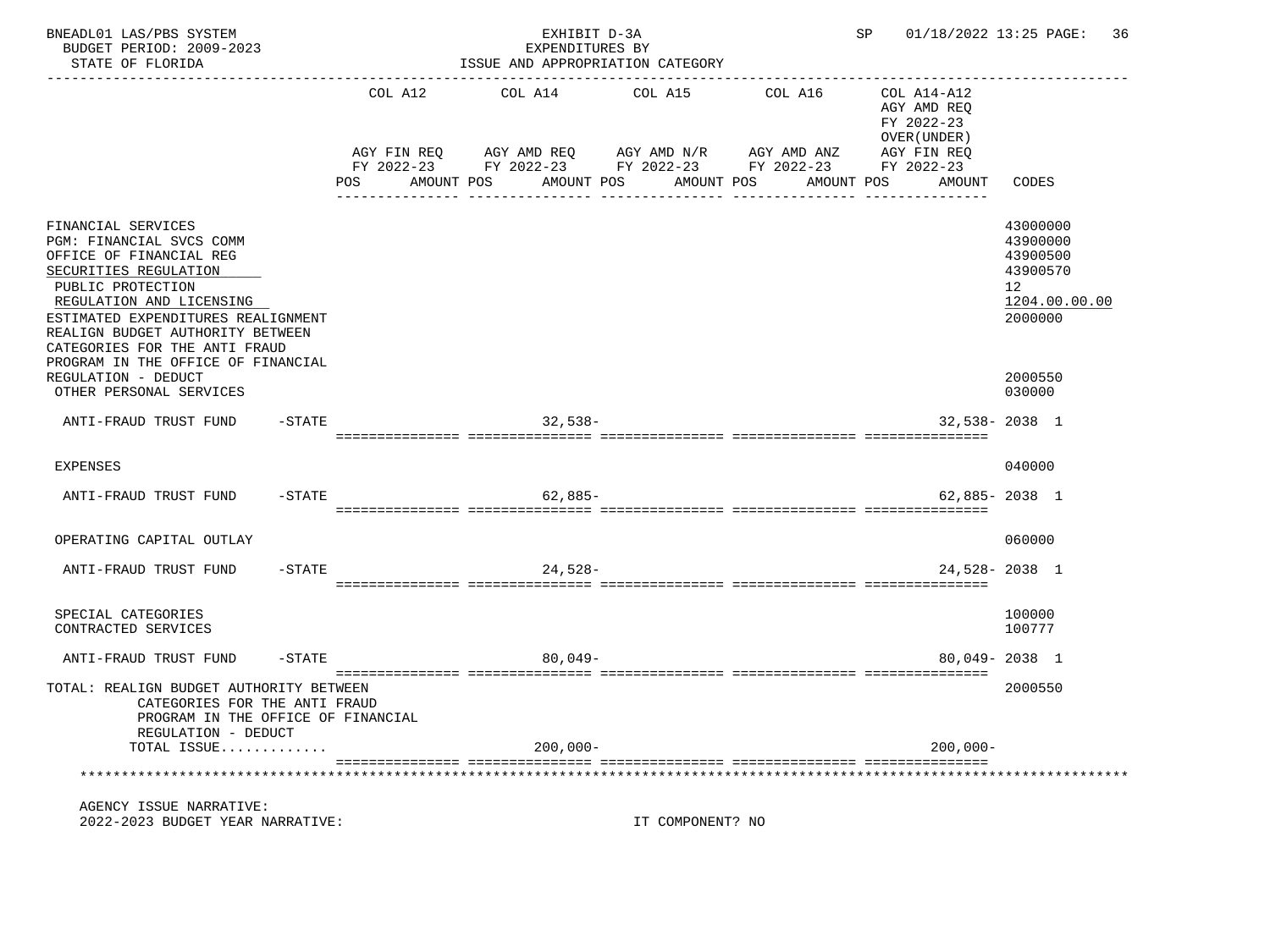BNEADL01 LAS/PBS SYSTEM
BUDGET PERIOD: 2009-2023
STATE OF FLORIDA

EXHIBIT D-3A
EXPENDITURES BY
ISSUE AND APPROPRIATION CATEGORY

SP 01/18/2022 13:25

| | COL A12 AGY FIN REQ FY 2022-23 POS AMOUNT | COL A14 AGY AMD REQ FY 2022-23 POS AMOUNT | COL A15 AGY AMD N/R FY 2022-23 POS AMOUNT | COL A16 AGY AMD ANZ FY 2022-23 POS AMOUNT | COL A14-A12 AGY AMD REQ FY 2022-23 OVER(UNDER) AGY FIN REQ FY 2022-23 POS AMOUNT | CODES |
|---|---|---|---|---|---|---|
| FINANCIAL SERVICES | | | | | | 43000000 |
| PGM: FINANCIAL SVCS COMM | | | | | | 43900000 |
| OFFICE OF FINANCIAL REG | | | | | | 43900500 |
| SECURITIES REGULATION | | | | | | 43900570 |
| PUBLIC PROTECTION | | | | | | 12 |
| REGULATION AND LICENSING | | | | | | 1204.00.00.00 |
| ESTIMATED EXPENDITURES REALIGNMENT | | | | | | 2000000 |
| REALIGN BUDGET AUTHORITY BETWEEN CATEGORIES FOR THE ANTI FRAUD PROGRAM IN THE OFFICE OF FINANCIAL REGULATION - DEDUCT | | | | | | 2000550 |
| OTHER PERSONAL SERVICES | | | | | | 030000 |
| ANTI-FRAUD TRUST FUND -STATE | | 32,538- | | | 32,538- | 2038 1 |
| EXPENSES | | | | | | 040000 |
| ANTI-FRAUD TRUST FUND -STATE | | 62,885- | | | 62,885- | 2038 1 |
| OPERATING CAPITAL OUTLAY | | | | | | 060000 |
| ANTI-FRAUD TRUST FUND -STATE | | 24,528- | | | 24,528- | 2038 1 |
| SPECIAL CATEGORIES | | | | | | 100000 |
| CONTRACTED SERVICES | | | | | | 100777 |
| ANTI-FRAUD TRUST FUND -STATE | | 80,049- | | | 80,049- | 2038 1 |
| TOTAL: REALIGN BUDGET AUTHORITY BETWEEN CATEGORIES FOR THE ANTI FRAUD PROGRAM IN THE OFFICE OF FINANCIAL REGULATION - DEDUCT | | | | | | 2000550 |
| TOTAL ISSUE............ | | 200,000- | | | 200,000- | |

AGENCY ISSUE NARRATIVE:
2022-2023 BUDGET YEAR NARRATIVE: IT COMPONENT? NO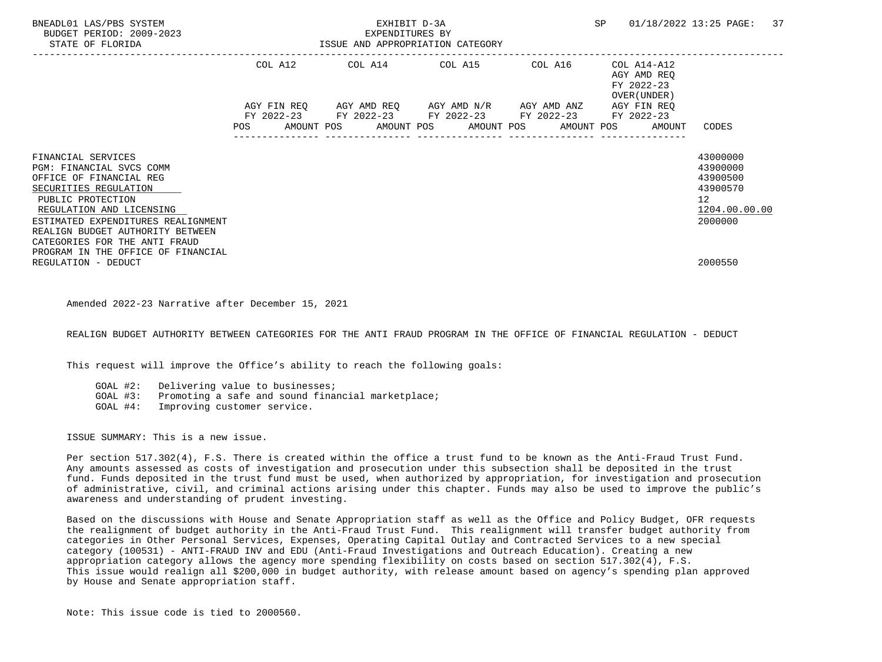BNEADL01 LAS/PBS SYSTEM
BUDGET PERIOD: 2009-2023
STATE OF FLORIDA

EXHIBIT D-3A
EXPENDITURES BY
ISSUE AND APPROPRIATION CATEGORY

SP 01/18/2022 13:25

| | COL A12<br>AGY FIN REQ<br>FY 2022-23<br>POS AMOUNT | COL A14<br>AGY AMD REQ<br>FY 2022-23<br>POS AMOUNT | COL A15<br>AGY AMD N/R<br>FY 2022-23<br>POS AMOUNT | COL A16<br>AGY AMD ANZ<br>FY 2022-23<br>POS AMOUNT | COL A14-A12<br>AGY AMD REQ<br>FY 2022-23<br>OVER(UNDER)<br>AGY FIN REQ<br>FY 2022-23<br>POS AMOUNT | CODES |
|---|---|---|---|---|---|---|
| FINANCIAL SERVICES | | | | | | 43000000 |
| PGM: FINANCIAL SVCS COMM | | | | | | 43900000 |
| OFFICE OF FINANCIAL REG | | | | | | 43900500 |
| SECURITIES REGULATION | | | | | | 43900570 |
| PUBLIC PROTECTION | | | | | | 12 |
| REGULATION AND LICENSING | | | | | | 1204.00.00.00 |
| ESTIMATED EXPENDITURES REALIGNMENT | | | | | | 2000000 |
| REALIGN BUDGET AUTHORITY BETWEEN CATEGORIES FOR THE ANTI FRAUD PROGRAM IN THE OFFICE OF FINANCIAL REGULATION - DEDUCT | | | | | | 2000550 |

Amended 2022-23 Narrative after December 15, 2021

REALIGN BUDGET AUTHORITY BETWEEN CATEGORIES FOR THE ANTI FRAUD PROGRAM IN THE OFFICE OF FINANCIAL REGULATION - DEDUCT

This request will improve the Office's ability to reach the following goals:

GOAL #2: Delivering value to businesses;
GOAL #3: Promoting a safe and sound financial marketplace;
GOAL #4: Improving customer service.

ISSUE SUMMARY: This is a new issue.

Per section 517.302(4), F.S. There is created within the office a trust fund to be known as the Anti-Fraud Trust Fund. Any amounts assessed as costs of investigation and prosecution under this subsection shall be deposited in the trust fund. Funds deposited in the trust fund must be used, when authorized by appropriation, for investigation and prosecution of administrative, civil, and criminal actions arising under this chapter. Funds may also be used to improve the public's awareness and understanding of prudent investing.

Based on the discussions with House and Senate Appropriation staff as well as the Office and Policy Budget, OFR requests the realignment of budget authority in the Anti-Fraud Trust Fund. This realignment will transfer budget authority from categories in Other Personal Services, Expenses, Operating Capital Outlay and Contracted Services to a new special category (100531) - ANTI-FRAUD INV and EDU (Anti-Fraud Investigations and Outreach Education). Creating a new appropriation category allows the agency more spending flexibility on costs based on section 517.302(4), F.S. This issue would realign all $200,000 in budget authority, with release amount based on agency's spending plan approved by House and Senate appropriation staff.

Note: This issue code is tied to 2000560.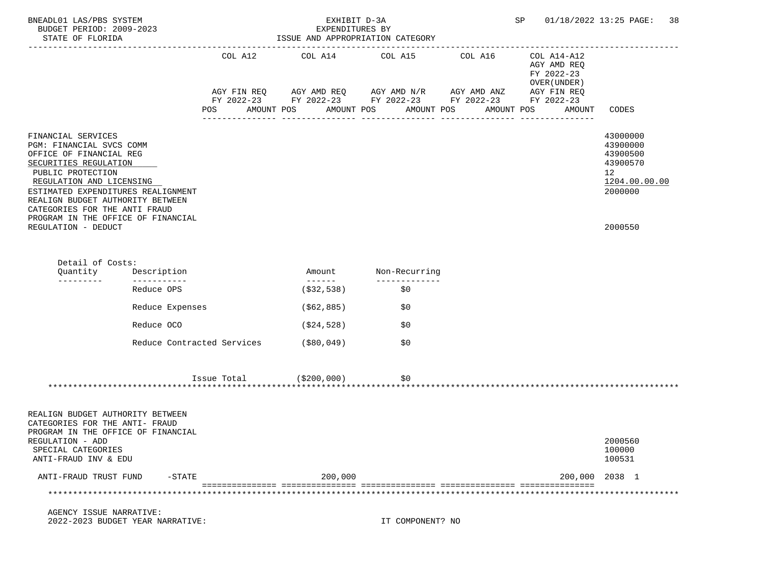BNEADL01 LAS/PBS SYSTEM — EXHIBIT D-3A — EXPENDITURES BY ISSUE AND APPROPRIATION CATEGORY
BUDGET PERIOD: 2009-2023
STATE OF FLORIDA

| | COL A12 AGY FIN REQ FY 2022-23 POS AMOUNT | COL A14 AGY AMD REQ FY 2022-23 POS AMOUNT | COL A15 AGY AMD N/R FY 2022-23 POS AMOUNT | COL A16 AGY AMD ANZ FY 2022-23 POS AMOUNT | COL A14-A12 AGY AMD REQ FY 2022-23 OVER(UNDER) AGY FIN REQ FY 2022-23 POS AMOUNT | CODES |
|---|---|---|---|---|---|---|
| FINANCIAL SERVICES | | | | | | 43000000 |
| PGM: FINANCIAL SVCS COMM | | | | | | 43900000 |
| OFFICE OF FINANCIAL REG | | | | | | 43900500 |
| SECURITIES REGULATION | | | | | | 43900570 |
| PUBLIC PROTECTION | | | | | | 12 |
| REGULATION AND LICENSING | | | | | | 1204.00.00.00 |
| ESTIMATED EXPENDITURES REALIGNMENT | | | | | | 2000000 |
| REALIGN BUDGET AUTHORITY BETWEEN CATEGORIES FOR THE ANTI FRAUD PROGRAM IN THE OFFICE OF FINANCIAL REGULATION - DEDUCT | | | | | | 2000550 |

Detail of Costs:

| Quantity | Description | Amount | Non-Recurring |
|---|---|---|---|
| | Reduce OPS | ($32,538) | $0 |
| | Reduce Expenses | ($62,885) | $0 |
| | Reduce OCO | ($24,528) | $0 |
| | Reduce Contracted Services | ($80,049) | $0 |
| | Issue Total | ($200,000) | $0 |

| | COL A12 | COL A14 | COL A15 | COL A16 | COL A14-A12 | CODES |
|---|---|---|---|---|---|---|
| REALIGN BUDGET AUTHORITY BETWEEN CATEGORIES FOR THE ANTI- FRAUD PROGRAM IN THE OFFICE OF FINANCIAL REGULATION - ADD | | | | | | 2000560 |
| SPECIAL CATEGORIES | | | | | | 100000 |
| ANTI-FRAUD INV & EDU | | | | | | 100531 |
| ANTI-FRAUD TRUST FUND -STATE | | 200,000 | | | 200,000 | 2038 1 |

AGENCY ISSUE NARRATIVE:
2022-2023 BUDGET YEAR NARRATIVE: IT COMPONENT? NO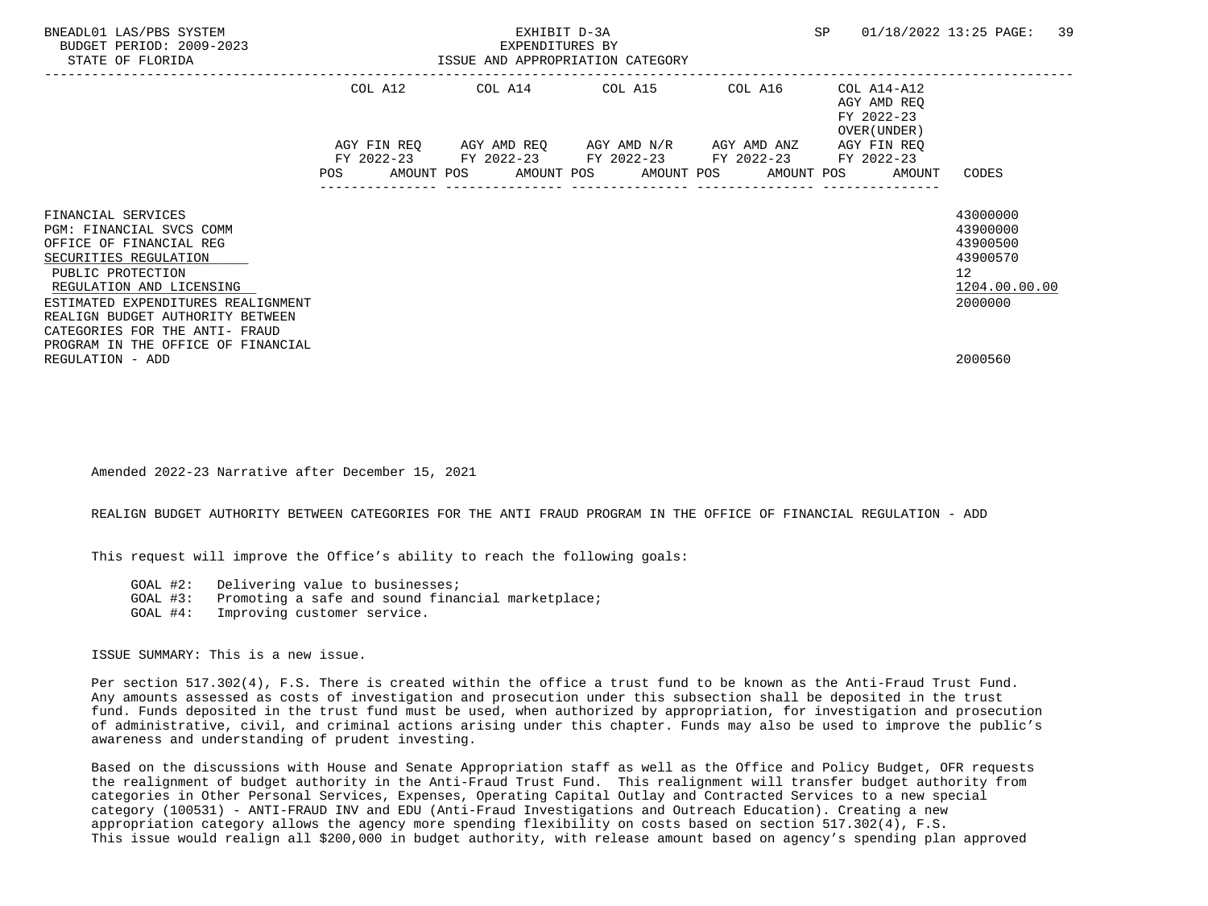BNEADL01 LAS/PBS SYSTEM — EXHIBIT D-3A — EXPENDITURES BY ISSUE AND APPROPRIATION CATEGORY
BUDGET PERIOD: 2009-2023
STATE OF FLORIDA

| | COL A12 AGY FIN REQ FY 2022-23 POS AMOUNT | COL A14 AGY AMD REQ FY 2022-23 POS AMOUNT | COL A15 AGY AMD N/R FY 2022-23 POS AMOUNT | COL A16 AGY AMD ANZ FY 2022-23 POS AMOUNT | COL A14-A12 AGY AMD REQ FY 2022-23 OVER(UNDER) AGY FIN REQ FY 2022-23 POS AMOUNT | CODES |
|---|---|---|---|---|---|---|
| FINANCIAL SERVICES | | | | | | 43000000 |
| PGM: FINANCIAL SVCS COMM | | | | | | 43900000 |
| OFFICE OF FINANCIAL REG | | | | | | 43900500 |
| SECURITIES REGULATION | | | | | | 43900570 |
| PUBLIC PROTECTION | | | | | | 12 |
| REGULATION AND LICENSING | | | | | | 1204.00.00.00 |
| ESTIMATED EXPENDITURES REALIGNMENT | | | | | | 2000000 |
| REALIGN BUDGET AUTHORITY BETWEEN CATEGORIES FOR THE ANTI- FRAUD PROGRAM IN THE OFFICE OF FINANCIAL REGULATION - ADD | | | | | | 2000560 |

Amended 2022-23 Narrative after December 15, 2021

REALIGN BUDGET AUTHORITY BETWEEN CATEGORIES FOR THE ANTI FRAUD PROGRAM IN THE OFFICE OF FINANCIAL REGULATION - ADD

This request will improve the Office's ability to reach the following goals:

- GOAL #2: Delivering value to businesses;
- GOAL #3: Promoting a safe and sound financial marketplace;
- GOAL #4: Improving customer service.

ISSUE SUMMARY: This is a new issue.

Per section 517.302(4), F.S. There is created within the office a trust fund to be known as the Anti-Fraud Trust Fund. Any amounts assessed as costs of investigation and prosecution under this subsection shall be deposited in the trust fund. Funds deposited in the trust fund must be used, when authorized by appropriation, for investigation and prosecution of administrative, civil, and criminal actions arising under this chapter. Funds may also be used to improve the public's awareness and understanding of prudent investing.

Based on the discussions with House and Senate Appropriation staff as well as the Office and Policy Budget, OFR requests the realignment of budget authority in the Anti-Fraud Trust Fund. This realignment will transfer budget authority from categories in Other Personal Services, Expenses, Operating Capital Outlay and Contracted Services to a new special category (100531) - ANTI-FRAUD INV and EDU (Anti-Fraud Investigations and Outreach Education). Creating a new appropriation category allows the agency more spending flexibility on costs based on section 517.302(4), F.S. This issue would realign all $200,000 in budget authority, with release amount based on agency's spending plan approved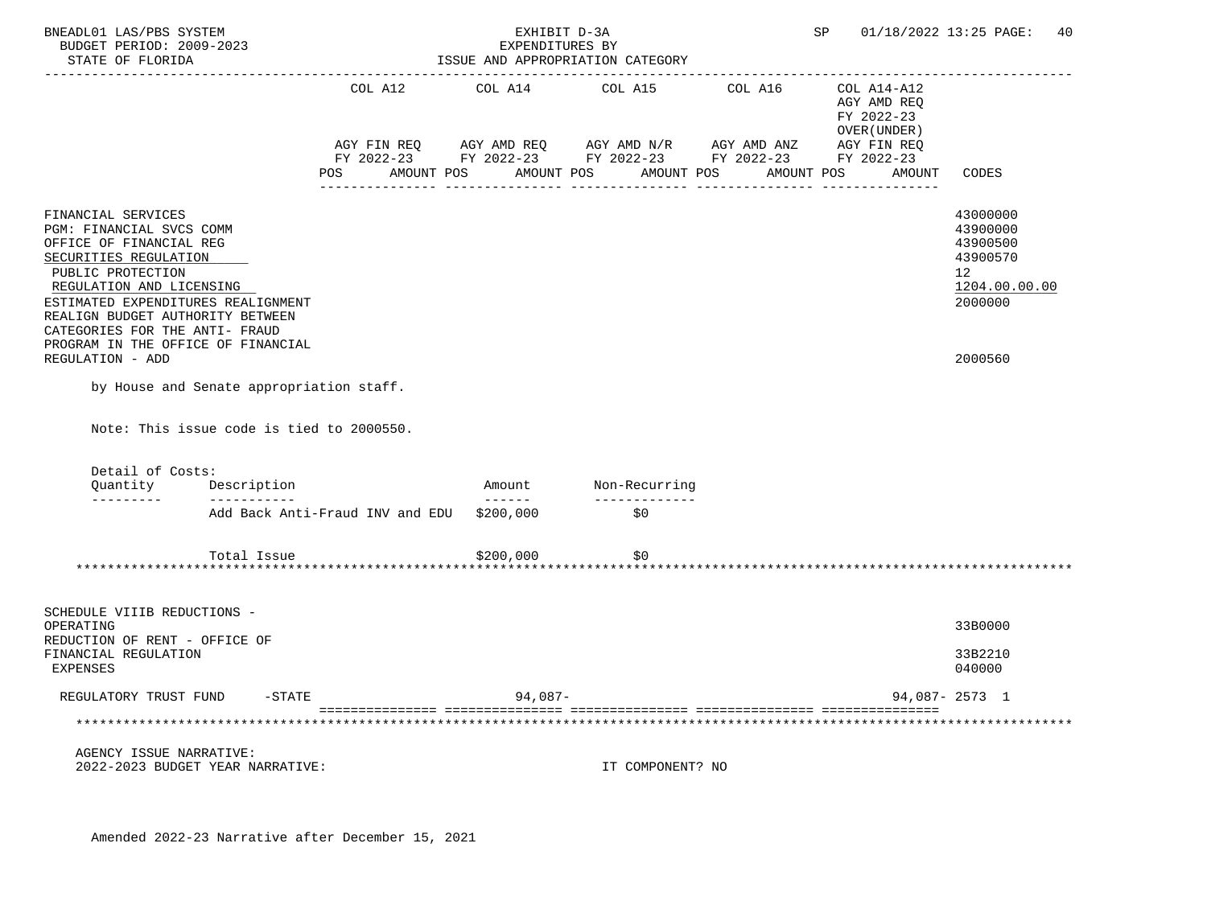| | COL A12 | COL A14 | COL A15 | COL A16 | COL A14-A12 | |
|---|---|---|---|---|---|---|
| | | | | | AGY AMD REQ FY 2022-23 OVER(UNDER) | |
| | AGY FIN REQ FY 2022-23 | AGY AMD REQ FY 2022-23 | AGY AMD N/R FY 2022-23 | AGY AMD ANZ FY 2022-23 | AGY FIN REQ FY 2022-23 | |
| | POS AMOUNT | POS AMOUNT | POS AMOUNT | POS AMOUNT | POS AMOUNT | CODES |

FINANCIAL SERVICES — 43000000
PGM: FINANCIAL SVCS COMM — 43900000
OFFICE OF FINANCIAL REG — 43900500
SECURITIES REGULATION — 43900570
PUBLIC PROTECTION — 12
REGULATION AND LICENSING — 1204.00.00.00
ESTIMATED EXPENDITURES REALIGNMENT — 2000000
REALIGN BUDGET AUTHORITY BETWEEN CATEGORIES FOR THE ANTI- FRAUD PROGRAM IN THE OFFICE OF FINANCIAL REGULATION - ADD — 2000560

by House and Senate appropriation staff.

Note: This issue code is tied to 2000550.

Detail of Costs:

| Quantity | Description | Amount | Non-Recurring |
|---|---|---|---|
| | Add Back Anti-Fraud INV and EDU | $200,000 | $0 |
| | Total Issue | $200,000 | $0 |

SCHEDULE VIIIB REDUCTIONS - OPERATING — 33B0000
REDUCTION OF RENT - OFFICE OF FINANCIAL REGULATION — 33B2210
EXPENSES — 040000

| | COL A12 | COL A14 | COL A15 | COL A16 | COL A14-A12 | CODES |
|---|---|---|---|---|---|---|
| REGULATORY TRUST FUND -STATE | | 94,087- | | | 94,087- | 2573 1 |

AGENCY ISSUE NARRATIVE:
2022-2023 BUDGET YEAR NARRATIVE: IT COMPONENT? NO

Amended 2022-23 Narrative after December 15, 2021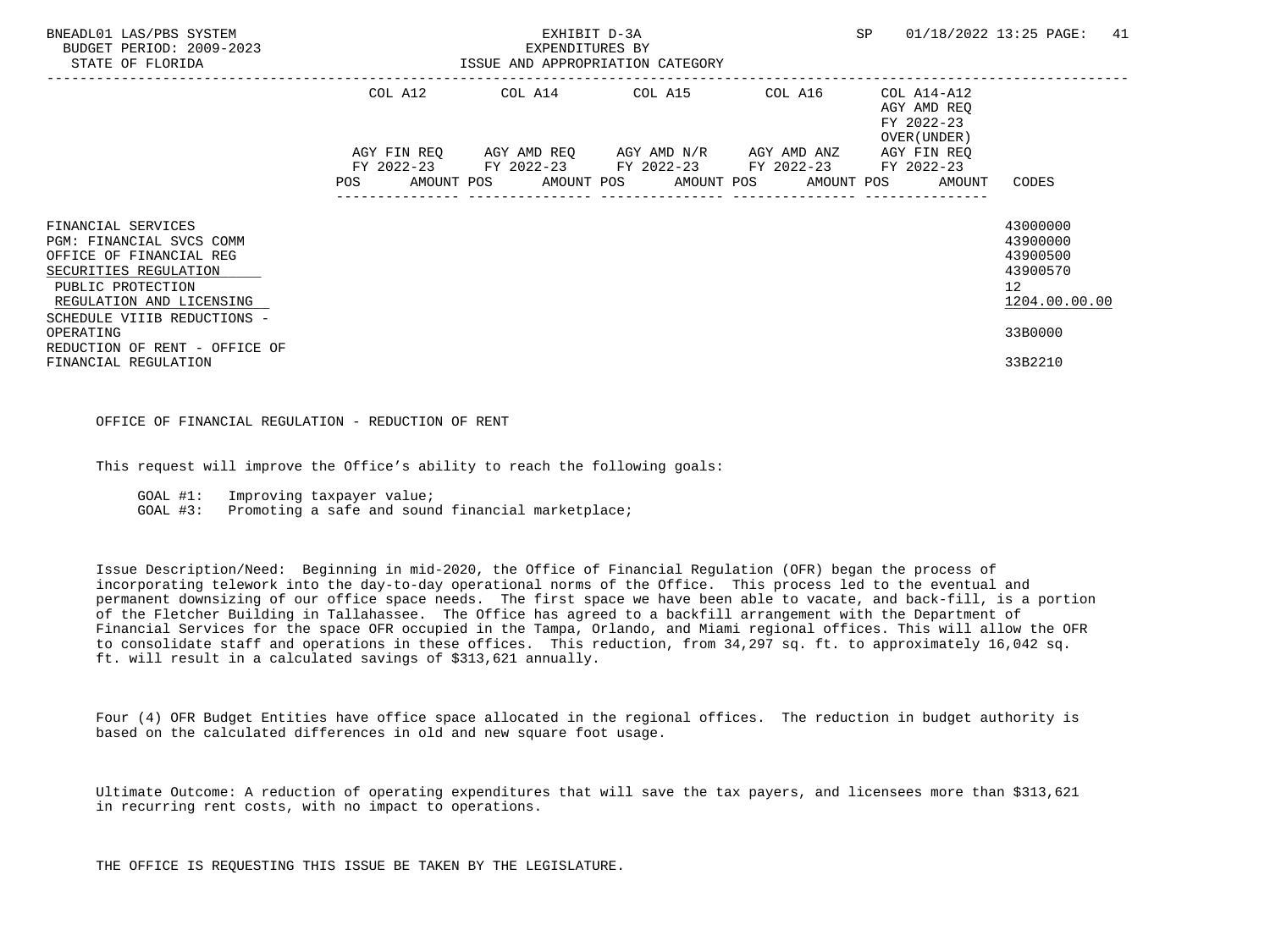| | COL A12 AGY FIN REQ FY 2022-23 POS AMOUNT | COL A14 AGY AMD REQ FY 2022-23 POS AMOUNT | COL A15 AGY AMD N/R FY 2022-23 POS AMOUNT | COL A16 AGY AMD ANZ FY 2022-23 POS AMOUNT | COL A14-A12 AGY AMD REQ FY 2022-23 OVER(UNDER) AGY FIN REQ FY 2022-23 POS AMOUNT | CODES |
|---|---|---|---|---|---|---|
| FINANCIAL SERVICES | | | | | | 43000000 |
| PGM: FINANCIAL SVCS COMM | | | | | | 43900000 |
| OFFICE OF FINANCIAL REG | | | | | | 43900500 |
| SECURITIES REGULATION | | | | | | 43900570 |
| PUBLIC PROTECTION | | | | | | 12 |
| REGULATION AND LICENSING | | | | | | 1204.00.00.00 |
| SCHEDULE VIIIB REDUCTIONS - OPERATING | | | | | | 33B0000 |
| REDUCTION OF RENT - OFFICE OF FINANCIAL REGULATION | | | | | | 33B2210 |

OFFICE OF FINANCIAL REGULATION - REDUCTION OF RENT

This request will improve the Office's ability to reach the following goals:

GOAL #1: Improving taxpayer value;
GOAL #3: Promoting a safe and sound financial marketplace;

Issue Description/Need: Beginning in mid-2020, the Office of Financial Regulation (OFR) began the process of incorporating telework into the day-to-day operational norms of the Office. This process led to the eventual and permanent downsizing of our office space needs. The first space we have been able to vacate, and back-fill, is a portion of the Fletcher Building in Tallahassee. The Office has agreed to a backfill arrangement with the Department of Financial Services for the space OFR occupied in the Tampa, Orlando, and Miami regional offices. This will allow the OFR to consolidate staff and operations in these offices. This reduction, from 34,297 sq. ft. to approximately 16,042 sq. ft. will result in a calculated savings of $313,621 annually.

Four (4) OFR Budget Entities have office space allocated in the regional offices. The reduction in budget authority is based on the calculated differences in old and new square foot usage.

Ultimate Outcome: A reduction of operating expenditures that will save the tax payers, and licensees more than $313,621 in recurring rent costs, with no impact to operations.

THE OFFICE IS REQUESTING THIS ISSUE BE TAKEN BY THE LEGISLATURE.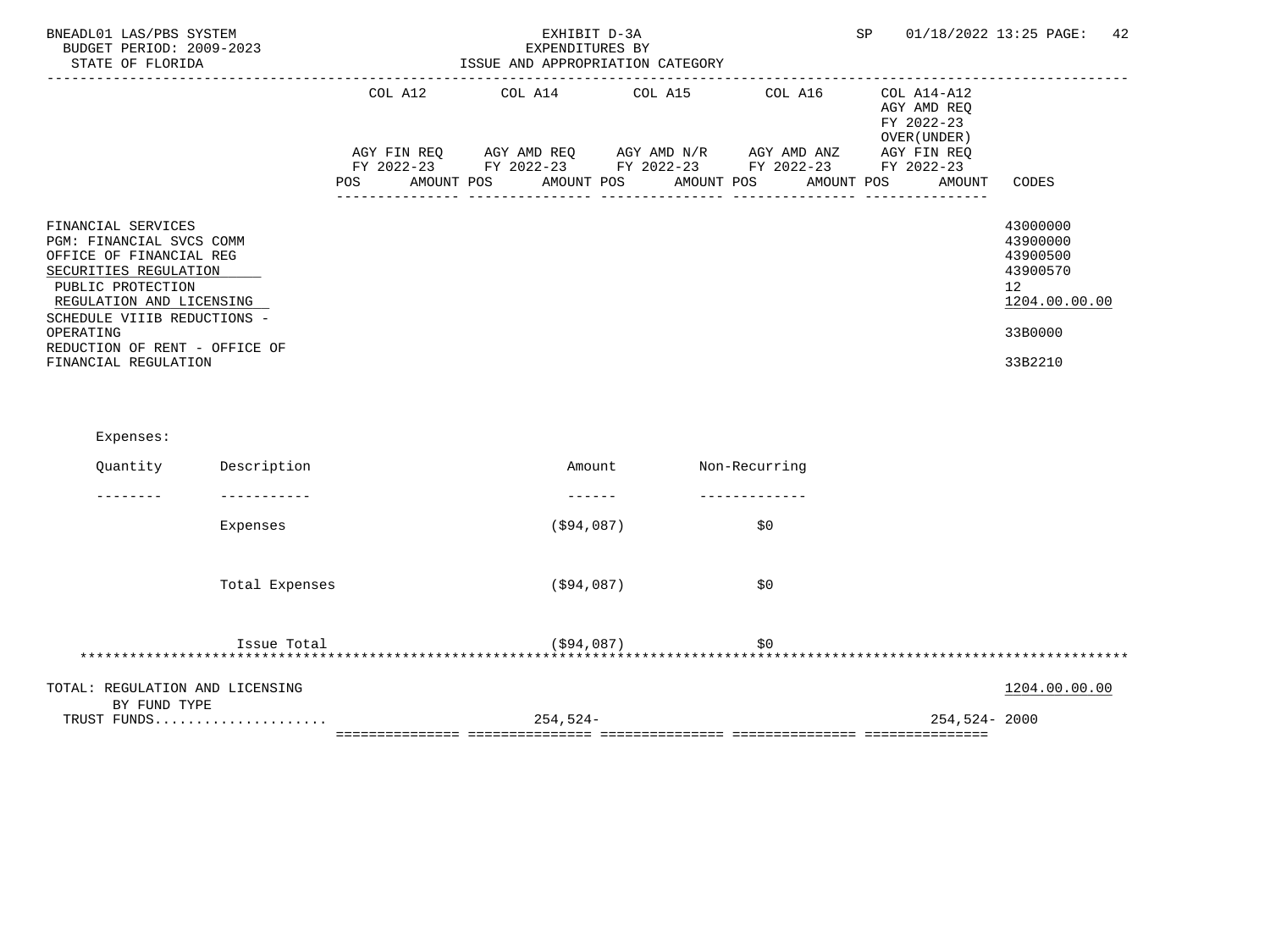BNEADL01 LAS/PBS SYSTEM — BUDGET PERIOD: 2009-2023 — STATE OF FLORIDA

EXHIBIT D-3A
EXPENDITURES BY
ISSUE AND APPROPRIATION CATEGORY

SP 01/18/2022 13:25

| | COL A12 AGY FIN REQ FY 2022-23 POS AMOUNT | COL A14 AGY AMD REQ FY 2022-23 POS AMOUNT | COL A15 AGY AMD N/R FY 2022-23 POS AMOUNT | COL A16 AGY AMD ANZ FY 2022-23 POS AMOUNT | COL A14-A12 AGY AMD REQ FY 2022-23 OVER(UNDER) AGY FIN REQ FY 2022-23 POS AMOUNT | CODES |
|---|---|---|---|---|---|---|
| FINANCIAL SERVICES | | | | | | 43000000 |
| PGM: FINANCIAL SVCS COMM | | | | | | 43900000 |
| OFFICE OF FINANCIAL REG | | | | | | 43900500 |
| SECURITIES REGULATION | | | | | | 43900570 |
| PUBLIC PROTECTION | | | | | | 12 |
| REGULATION AND LICENSING | | | | | | 1204.00.00.00 |
| SCHEDULE VIIIB REDUCTIONS - OPERATING | | | | | | 33B0000 |
| REDUCTION OF RENT - OFFICE OF FINANCIAL REGULATION | | | | | | 33B2210 |

Expenses:

| Quantity | Description | Amount | Non-Recurring |
|---|---|---|---|
| | Expenses | ($94,087) | $0 |
| | Total Expenses | ($94,087) | $0 |
| | Issue Total | ($94,087) | $0 |

| | COL A12 | COL A14 | COL A15 | COL A16 | COL A14-A12 | CODES |
|---|---|---|---|---|---|---|
| TOTAL: REGULATION AND LICENSING | | | | | | 1204.00.00.00 |
| BY FUND TYPE | | | | | | |
| TRUST FUNDS..................... | | 254,524- | | | 254,524- | 2000 |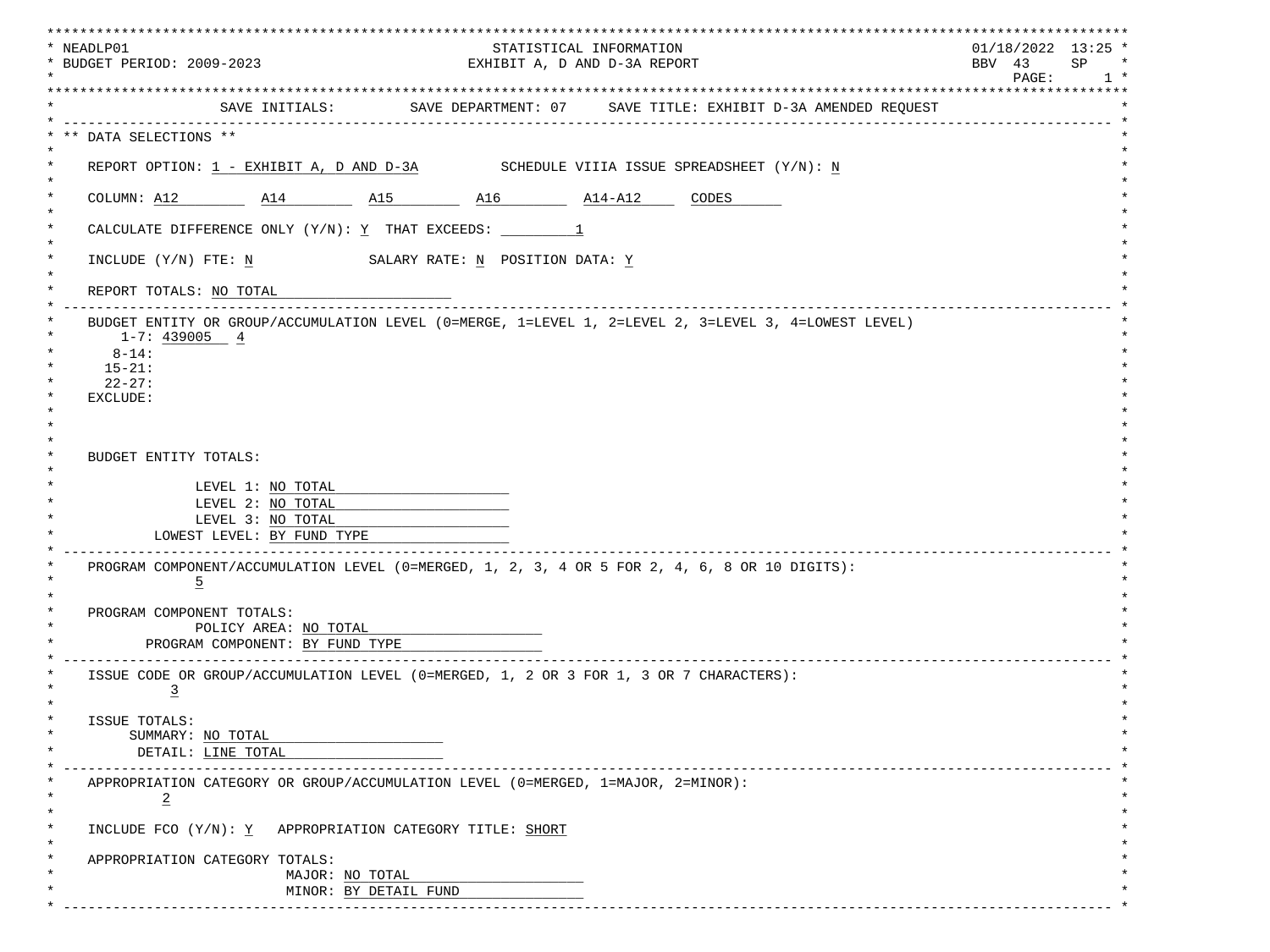```
*****************************************************************************************************************************
* NEADLP01                                          STATISTICAL INFORMATION                                 01/18/2022  13:25 *
* BUDGET PERIOD: 2009-2023                         EXHIBIT A, D AND D-3A REPORT                             BBV  43     SP    *
*                                                                                                            PAGE:        1 *
*****************************************************************************************************************************
*                   SAVE INITIALS:         SAVE DEPARTMENT: 07     SAVE TITLE: EXHIBIT D-3A AMENDED REQUEST                 *
* ------------------------------------------------------------------------------------------------------------------------- *
* ** DATA SELECTIONS **                                                                                                     *
*                                                                                                                           *
*    REPORT OPTION: 1 - EXHIBIT A, D AND D-3A          SCHEDULE VIIIA ISSUE SPREADSHEET (Y/N): N                            *
*                                                                                                                           *
*    COLUMN: A12         A14         A15         A16         A14-A12     CODES                                              *
*                                                                                                                           *
*    CALCULATE DIFFERENCE ONLY (Y/N): Y  THAT EXCEEDS:          1                                                           *
*                                                                                                                           *
*    INCLUDE (Y/N) FTE: N              SALARY RATE: N  POSITION DATA: Y                                                     *
*                                                                                                                           *
*    REPORT TOTALS: NO TOTAL                                                                                                *
* ------------------------------------------------------------------------------------------------------------------------- *
*    BUDGET ENTITY OR GROUP/ACCUMULATION LEVEL (0=MERGE, 1=LEVEL 1, 2=LEVEL 2, 3=LEVEL 3, 4=LOWEST LEVEL)                   *
*        1-7: 439005   4                                                                                                    *
*       8-14:                                                                                                               *
*      15-21:                                                                                                               *
*      22-27:                                                                                                               *
*    EXCLUDE:                                                                                                               *
*                                                                                                                           *
*                                                                                                                           *
*                                                                                                                           *
*    BUDGET ENTITY TOTALS:                                                                                                  *
*                                                                                                                           *
*                 LEVEL 1: NO TOTAL                                                                                         *
*                 LEVEL 2: NO TOTAL                                                                                         *
*                 LEVEL 3: NO TOTAL                                                                                         *
*            LOWEST LEVEL: BY FUND TYPE                                                                                     *
* ------------------------------------------------------------------------------------------------------------------------- *
*    PROGRAM COMPONENT/ACCUMULATION LEVEL (0=MERGED, 1, 2, 3, 4 OR 5 FOR 2, 4, 6, 8 OR 10 DIGITS):                          *
*                 5                                                                                                         *
*                                                                                                                           *
*    PROGRAM COMPONENT TOTALS:                                                                                              *
*                 POLICY AREA: NO TOTAL                                                                                     *
*           PROGRAM COMPONENT: BY FUND TYPE                                                                                 *
* ------------------------------------------------------------------------------------------------------------------------- *
*    ISSUE CODE OR GROUP/ACCUMULATION LEVEL (0=MERGED, 1, 2 OR 3 FOR 1, 3 OR 7 CHARACTERS):                                 *
*              3                                                                                                            *
*                                                                                                                           *
*    ISSUE TOTALS:                                                                                                          *
*         SUMMARY: NO TOTAL                                                                                                 *
*          DETAIL: LINE TOTAL                                                                                               *
* ------------------------------------------------------------------------------------------------------------------------- *
*    APPROPRIATION CATEGORY OR GROUP/ACCUMULATION LEVEL (0=MERGED, 1=MAJOR, 2=MINOR):                                       *
*             2                                                                                                             *
*                                                                                                                           *
*    INCLUDE FCO (Y/N): Y   APPROPRIATION CATEGORY TITLE: SHORT                                                             *
*                                                                                                                           *
*    APPROPRIATION CATEGORY TOTALS:                                                                                         *
*                           MAJOR: NO TOTAL                                                                                 *
*                           MINOR: BY DETAIL FUND                                                                           *
* ------------------------------------------------------------------------------------------------------------------------- *
```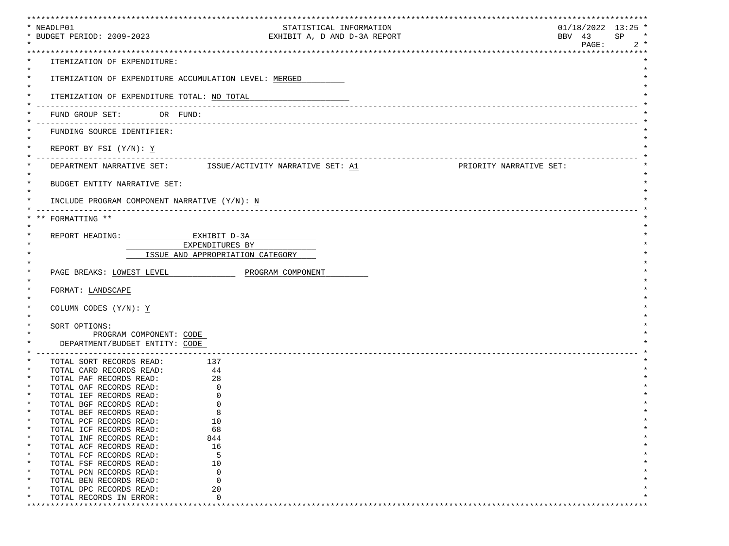NEADLP01 — STATISTICAL INFORMATION — 01/18/2022 13:25

BUDGET PERIOD: 2009-2023 — EXHIBIT A, D AND D-3A REPORT — BBV 43 SP

PAGE: 2

ITEMIZATION OF EXPENDITURE:

ITEMIZATION OF EXPENDITURE ACCUMULATION LEVEL: MERGED

ITEMIZATION OF EXPENDITURE TOTAL: NO TOTAL

---

FUND GROUP SET: OR FUND:

---

FUNDING SOURCE IDENTIFIER:

REPORT BY FSI (Y/N): Y

---

DEPARTMENT NARRATIVE SET: ISSUE/ACTIVITY NARRATIVE SET: A1 PRIORITY NARRATIVE SET:

BUDGET ENTITY NARRATIVE SET:

INCLUDE PROGRAM COMPONENT NARRATIVE (Y/N): N

---

** FORMATTING **

REPORT HEADING: EXHIBIT D-3A
EXPENDITURES BY
ISSUE AND APPROPRIATION CATEGORY

PAGE BREAKS: LOWEST LEVEL PROGRAM COMPONENT

FORMAT: LANDSCAPE

COLUMN CODES (Y/N): Y

SORT OPTIONS:
PROGRAM COMPONENT: CODE
DEPARTMENT/BUDGET ENTITY: CODE

---

| | |
|---|---|
| TOTAL SORT RECORDS READ: | 137 |
| TOTAL CARD RECORDS READ: | 44 |
| TOTAL PAF RECORDS READ: | 28 |
| TOTAL OAF RECORDS READ: | 0 |
| TOTAL IEF RECORDS READ: | 0 |
| TOTAL BGF RECORDS READ: | 0 |
| TOTAL BEF RECORDS READ: | 8 |
| TOTAL PCF RECORDS READ: | 10 |
| TOTAL ICF RECORDS READ: | 68 |
| TOTAL INF RECORDS READ: | 844 |
| TOTAL ACF RECORDS READ: | 16 |
| TOTAL FCF RECORDS READ: | 5 |
| TOTAL FSF RECORDS READ: | 10 |
| TOTAL PCN RECORDS READ: | 0 |
| TOTAL BEN RECORDS READ: | 0 |
| TOTAL DPC RECORDS READ: | 20 |
| TOTAL RECORDS IN ERROR: | 0 |